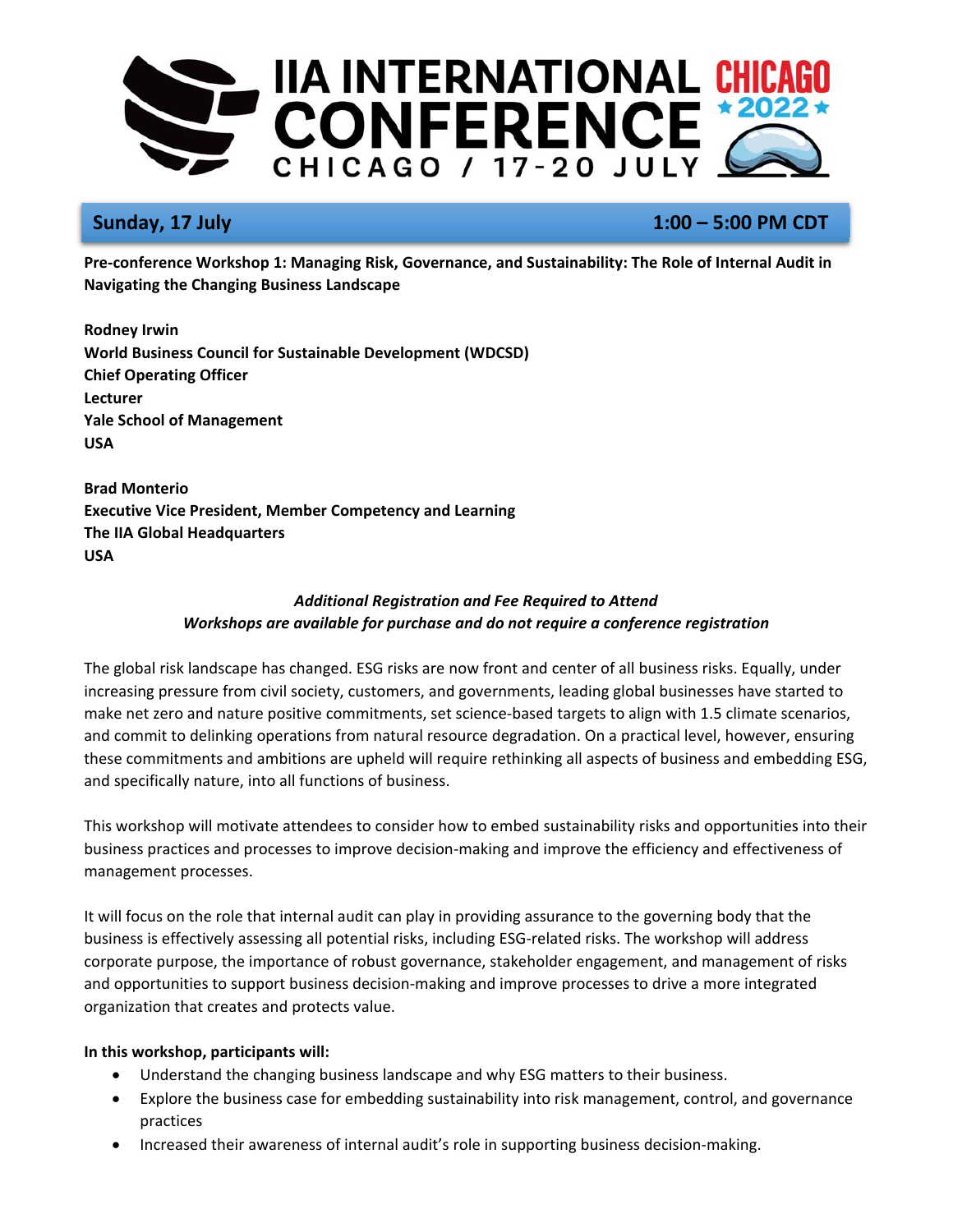# IIA INTERNATIONAL CONFERENCE CHICAGO 2022

CHICAGO / 17-20 JULY

## Sunday, 17 July 1:00 – 5:00 PM CDT

**Pre-conference Workshop 1: Managing Risk, Governance, and Sustainability: The Role of Internal Audit in Navigating the Changing Business Landscape**

**Rodney Irwin**
**World Business Council for Sustainable Development (WDCSD)**
**Chief Operating Officer**
**Lecturer**
**Yale School of Management**
**USA**

**Brad Monterio**
**Executive Vice President, Member Competency and Learning**
**The IIA Global Headquarters**
**USA**

***Additional Registration and Fee Required to Attend***
***Workshops are available for purchase and do not require a conference registration***

The global risk landscape has changed. ESG risks are now front and center of all business risks. Equally, under increasing pressure from civil society, customers, and governments, leading global businesses have started to make net zero and nature positive commitments, set science-based targets to align with 1.5 climate scenarios, and commit to delinking operations from natural resource degradation. On a practical level, however, ensuring these commitments and ambitions are upheld will require rethinking all aspects of business and embedding ESG, and specifically nature, into all functions of business.

This workshop will motivate attendees to consider how to embed sustainability risks and opportunities into their business practices and processes to improve decision-making and improve the efficiency and effectiveness of management processes.

It will focus on the role that internal audit can play in providing assurance to the governing body that the business is effectively assessing all potential risks, including ESG-related risks. The workshop will address corporate purpose, the importance of robust governance, stakeholder engagement, and management of risks and opportunities to support business decision-making and improve processes to drive a more integrated organization that creates and protects value.

**In this workshop, participants will:**

- Understand the changing business landscape and why ESG matters to their business.
- Explore the business case for embedding sustainability into risk management, control, and governance practices
- Increased their awareness of internal audit's role in supporting business decision-making.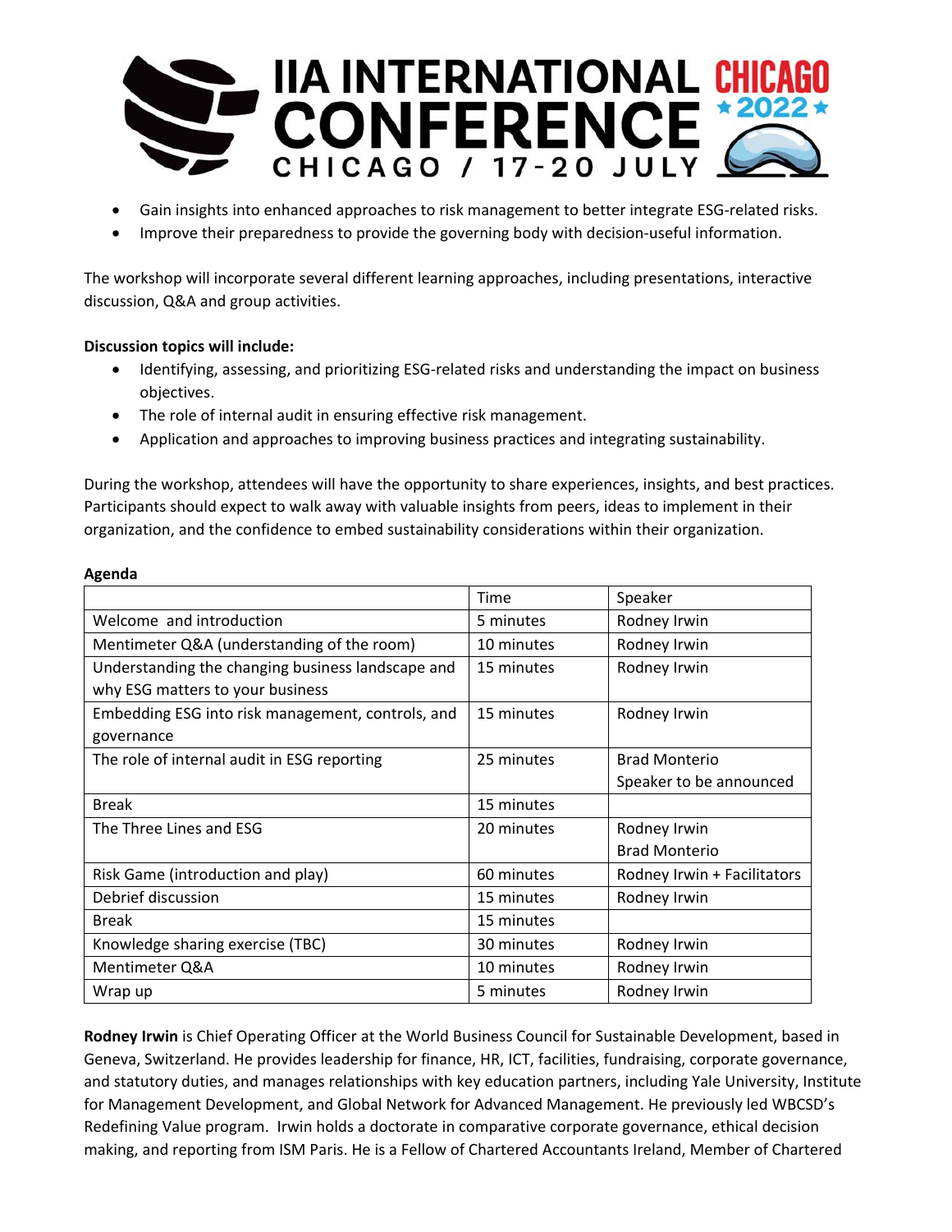- Gain insights into enhanced approaches to risk management to better integrate ESG-related risks.
- Improve their preparedness to provide the governing body with decision-useful information.

The workshop will incorporate several different learning approaches, including presentations, interactive discussion, Q&A and group activities.

**Discussion topics will include:**

- Identifying, assessing, and prioritizing ESG-related risks and understanding the impact on business objectives.
- The role of internal audit in ensuring effective risk management.
- Application and approaches to improving business practices and integrating sustainability.

During the workshop, attendees will have the opportunity to share experiences, insights, and best practices. Participants should expect to walk away with valuable insights from peers, ideas to implement in their organization, and the confidence to embed sustainability considerations within their organization.

**Agenda**

| | Time | Speaker |
|---|---|---|
| Welcome and introduction | 5 minutes | Rodney Irwin |
| Mentimeter Q&A (understanding of the room) | 10 minutes | Rodney Irwin |
| Understanding the changing business landscape and why ESG matters to your business | 15 minutes | Rodney Irwin |
| Embedding ESG into risk management, controls, and governance | 15 minutes | Rodney Irwin |
| The role of internal audit in ESG reporting | 25 minutes | Brad Monterio<br>Speaker to be announced |
| Break | 15 minutes | |
| The Three Lines and ESG | 20 minutes | Rodney Irwin<br>Brad Monterio |
| Risk Game (introduction and play) | 60 minutes | Rodney Irwin + Facilitators |
| Debrief discussion | 15 minutes | Rodney Irwin |
| Break | 15 minutes | |
| Knowledge sharing exercise (TBC) | 30 minutes | Rodney Irwin |
| Mentimeter Q&A | 10 minutes | Rodney Irwin |
| Wrap up | 5 minutes | Rodney Irwin |

**Rodney Irwin** is Chief Operating Officer at the World Business Council for Sustainable Development, based in Geneva, Switzerland. He provides leadership for finance, HR, ICT, facilities, fundraising, corporate governance, and statutory duties, and manages relationships with key education partners, including Yale University, Institute for Management Development, and Global Network for Advanced Management. He previously led WBCSD's Redefining Value program. Irwin holds a doctorate in comparative corporate governance, ethical decision making, and reporting from ISM Paris. He is a Fellow of Chartered Accountants Ireland, Member of Chartered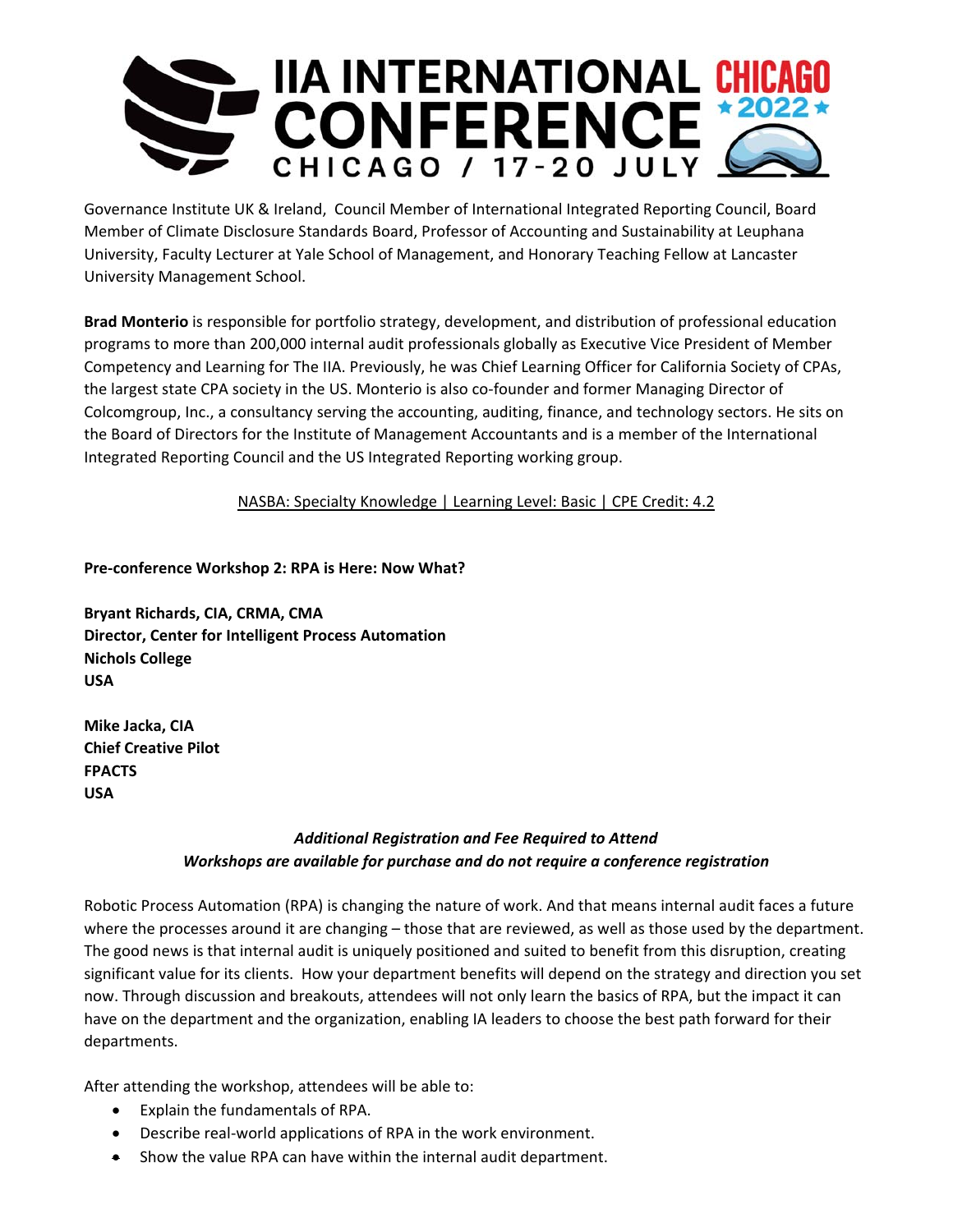Governance Institute UK & Ireland, Council Member of International Integrated Reporting Council, Board Member of Climate Disclosure Standards Board, Professor of Accounting and Sustainability at Leuphana University, Faculty Lecturer at Yale School of Management, and Honorary Teaching Fellow at Lancaster University Management School.

**Brad Monterio** is responsible for portfolio strategy, development, and distribution of professional education programs to more than 200,000 internal audit professionals globally as Executive Vice President of Member Competency and Learning for The IIA. Previously, he was Chief Learning Officer for California Society of CPAs, the largest state CPA society in the US. Monterio is also co-founder and former Managing Director of Colcomgroup, Inc., a consultancy serving the accounting, auditing, finance, and technology sectors. He sits on the Board of Directors for the Institute of Management Accountants and is a member of the International Integrated Reporting Council and the US Integrated Reporting working group.

NASBA: Specialty Knowledge | Learning Level: Basic | CPE Credit: 4.2

**Pre-conference Workshop 2: RPA is Here: Now What?**

**Bryant Richards, CIA, CRMA, CMA**
**Director, Center for Intelligent Process Automation**
**Nichols College**
**USA**

**Mike Jacka, CIA**
**Chief Creative Pilot**
**FPACTS**
**USA**

***Additional Registration and Fee Required to Attend***
***Workshops are available for purchase and do not require a conference registration***

Robotic Process Automation (RPA) is changing the nature of work. And that means internal audit faces a future where the processes around it are changing – those that are reviewed, as well as those used by the department. The good news is that internal audit is uniquely positioned and suited to benefit from this disruption, creating significant value for its clients. How your department benefits will depend on the strategy and direction you set now. Through discussion and breakouts, attendees will not only learn the basics of RPA, but the impact it can have on the department and the organization, enabling IA leaders to choose the best path forward for their departments.

After attending the workshop, attendees will be able to:

- Explain the fundamentals of RPA.
- Describe real-world applications of RPA in the work environment.
- Show the value RPA can have within the internal audit department.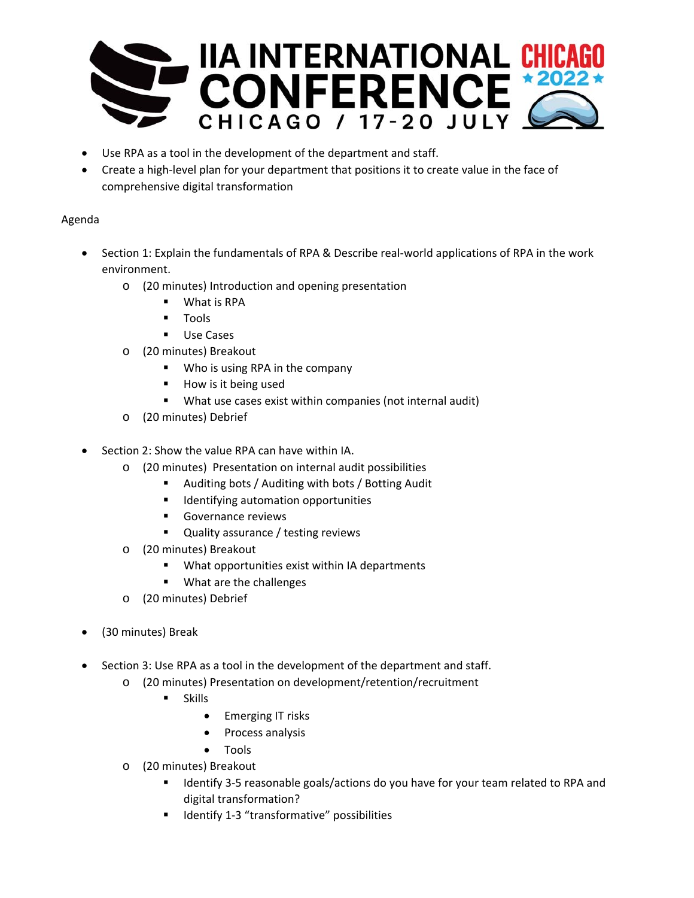- Use RPA as a tool in the development of the department and staff.
- Create a high-level plan for your department that positions it to create value in the face of comprehensive digital transformation

Agenda

- Section 1: Explain the fundamentals of RPA & Describe real-world applications of RPA in the work environment.
  - (20 minutes) Introduction and opening presentation
    - What is RPA
    - Tools
    - Use Cases
  - (20 minutes) Breakout
    - Who is using RPA in the company
    - How is it being used
    - What use cases exist within companies (not internal audit)
  - (20 minutes) Debrief

- Section 2: Show the value RPA can have within IA.
  - (20 minutes) Presentation on internal audit possibilities
    - Auditing bots / Auditing with bots / Botting Audit
    - Identifying automation opportunities
    - Governance reviews
    - Quality assurance / testing reviews
  - (20 minutes) Breakout
    - What opportunities exist within IA departments
    - What are the challenges
  - (20 minutes) Debrief

- (30 minutes) Break

- Section 3: Use RPA as a tool in the development of the department and staff.
  - (20 minutes) Presentation on development/retention/recruitment
    - Skills
      - Emerging IT risks
      - Process analysis
      - Tools
  - (20 minutes) Breakout
    - Identify 3-5 reasonable goals/actions do you have for your team related to RPA and digital transformation?
    - Identify 1-3 "transformative" possibilities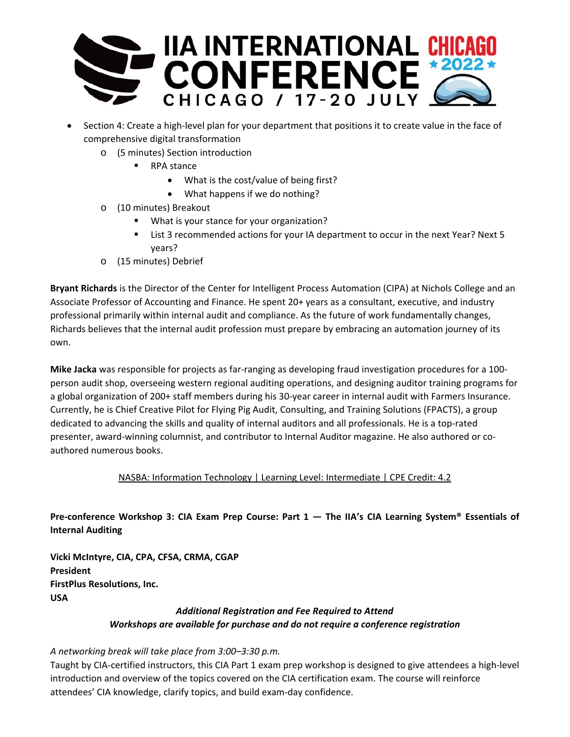- Section 4: Create a high-level plan for your department that positions it to create value in the face of comprehensive digital transformation
  - (5 minutes) Section introduction
    - RPA stance
      - What is the cost/value of being first?
      - What happens if we do nothing?
  - (10 minutes) Breakout
    - What is your stance for your organization?
    - List 3 recommended actions for your IA department to occur in the next Year? Next 5 years?
  - (15 minutes) Debrief

**Bryant Richards** is the Director of the Center for Intelligent Process Automation (CIPA) at Nichols College and an Associate Professor of Accounting and Finance. He spent 20+ years as a consultant, executive, and industry professional primarily within internal audit and compliance. As the future of work fundamentally changes, Richards believes that the internal audit profession must prepare by embracing an automation journey of its own.

**Mike Jacka** was responsible for projects as far-ranging as developing fraud investigation procedures for a 100-person audit shop, overseeing western regional auditing operations, and designing auditor training programs for a global organization of 200+ staff members during his 30-year career in internal audit with Farmers Insurance. Currently, he is Chief Creative Pilot for Flying Pig Audit, Consulting, and Training Solutions (FPACTS), a group dedicated to advancing the skills and quality of internal auditors and all professionals. He is a top-rated presenter, award-winning columnist, and contributor to Internal Auditor magazine. He also authored or co-authored numerous books.

NASBA: Information Technology | Learning Level: Intermediate | CPE Credit: 4.2

**Pre-conference Workshop 3: CIA Exam Prep Course: Part 1 — The IIA's CIA Learning System® Essentials of Internal Auditing**

**Vicki McIntyre, CIA, CPA, CFSA, CRMA, CGAP**
**President**
**FirstPlus Resolutions, Inc.**
**USA**

***Additional Registration and Fee Required to Attend***
***Workshops are available for purchase and do not require a conference registration***

*A networking break will take place from 3:00–3:30 p.m.*

Taught by CIA-certified instructors, this CIA Part 1 exam prep workshop is designed to give attendees a high-level introduction and overview of the topics covered on the CIA certification exam. The course will reinforce attendees' CIA knowledge, clarify topics, and build exam-day confidence.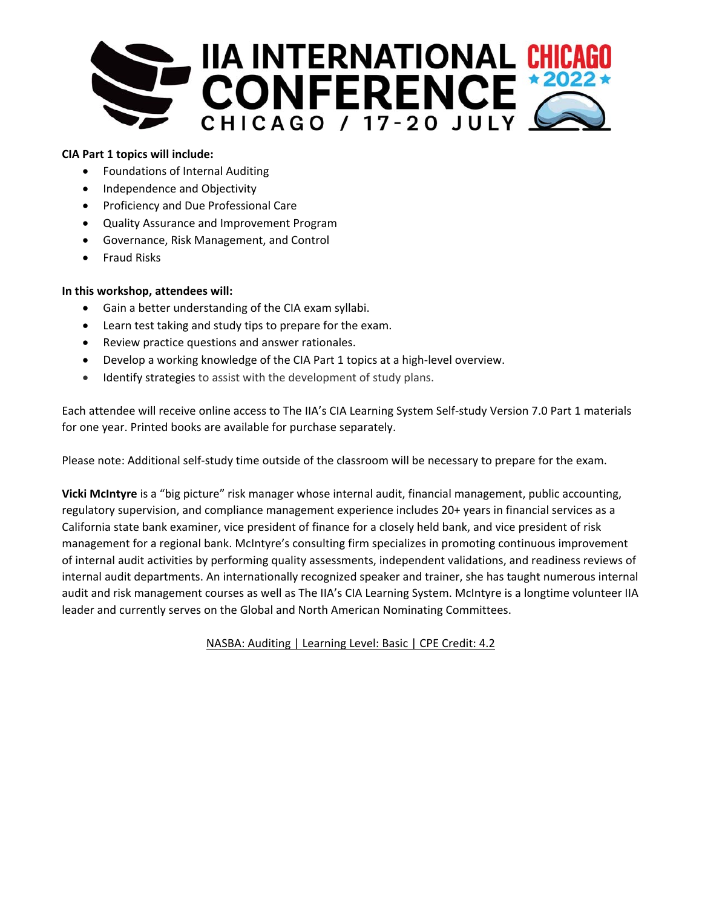**CIA Part 1 topics will include:**

- Foundations of Internal Auditing
- Independence and Objectivity
- Proficiency and Due Professional Care
- Quality Assurance and Improvement Program
- Governance, Risk Management, and Control
- Fraud Risks

**In this workshop, attendees will:**

- Gain a better understanding of the CIA exam syllabi.
- Learn test taking and study tips to prepare for the exam.
- Review practice questions and answer rationales.
- Develop a working knowledge of the CIA Part 1 topics at a high-level overview.
- Identify strategies to assist with the development of study plans.

Each attendee will receive online access to The IIA's CIA Learning System Self-study Version 7.0 Part 1 materials for one year. Printed books are available for purchase separately.

Please note: Additional self-study time outside of the classroom will be necessary to prepare for the exam.

**Vicki McIntyre** is a "big picture" risk manager whose internal audit, financial management, public accounting, regulatory supervision, and compliance management experience includes 20+ years in financial services as a California state bank examiner, vice president of finance for a closely held bank, and vice president of risk management for a regional bank. McIntyre's consulting firm specializes in promoting continuous improvement of internal audit activities by performing quality assessments, independent validations, and readiness reviews of internal audit departments. An internationally recognized speaker and trainer, she has taught numerous internal audit and risk management courses as well as The IIA's CIA Learning System. McIntyre is a longtime volunteer IIA leader and currently serves on the Global and North American Nominating Committees.

NASBA: Auditing | Learning Level: Basic | CPE Credit: 4.2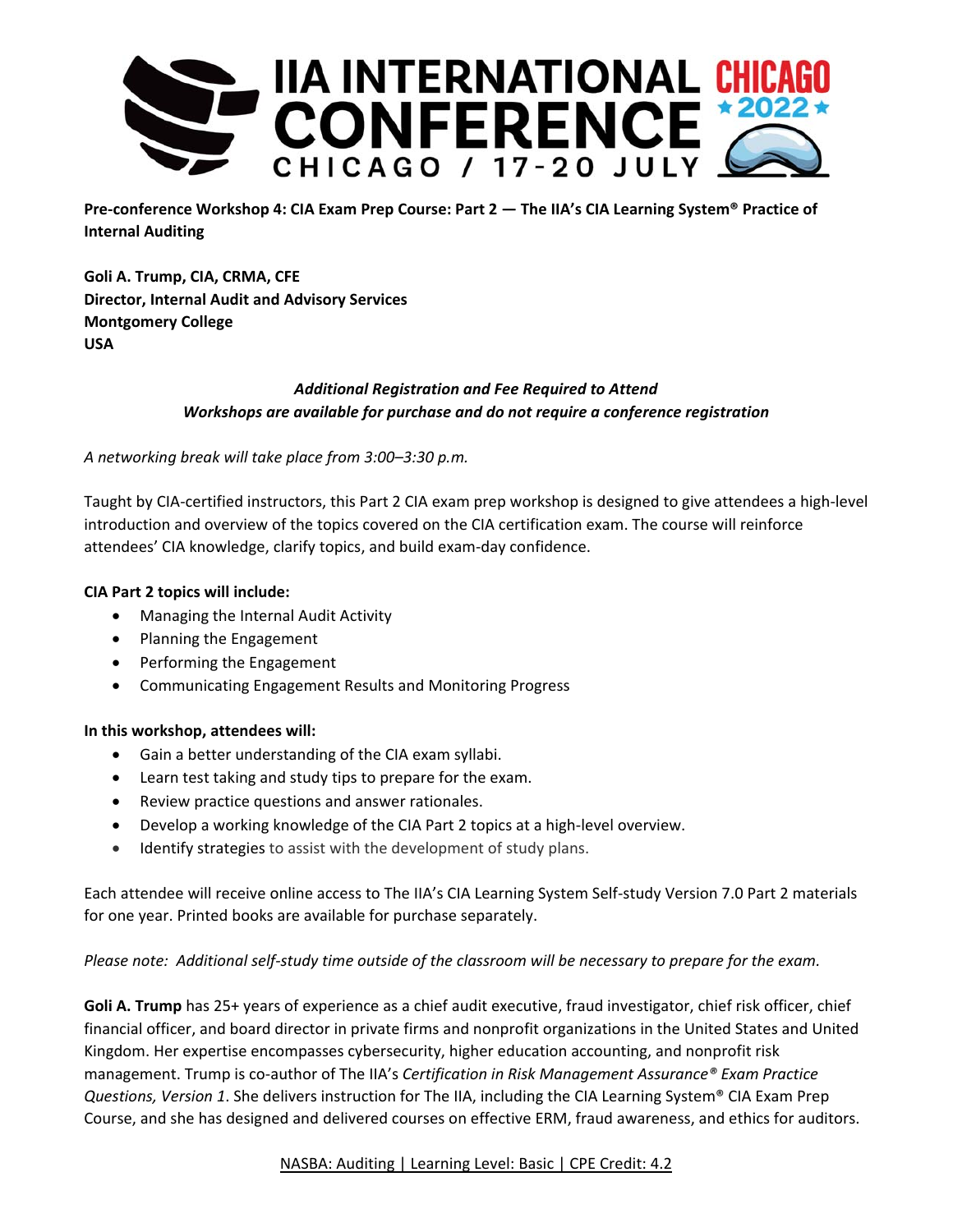**Pre-conference Workshop 4: CIA Exam Prep Course: Part 2 — The IIA's CIA Learning System® Practice of Internal Auditing**

**Goli A. Trump, CIA, CRMA, CFE**
**Director, Internal Audit and Advisory Services**
**Montgomery College**
**USA**

***Additional Registration and Fee Required to Attend***
***Workshops are available for purchase and do not require a conference registration***

*A networking break will take place from 3:00–3:30 p.m.*

Taught by CIA-certified instructors, this Part 2 CIA exam prep workshop is designed to give attendees a high-level introduction and overview of the topics covered on the CIA certification exam. The course will reinforce attendees' CIA knowledge, clarify topics, and build exam-day confidence.

**CIA Part 2 topics will include:**

- Managing the Internal Audit Activity
- Planning the Engagement
- Performing the Engagement
- Communicating Engagement Results and Monitoring Progress

**In this workshop, attendees will:**

- Gain a better understanding of the CIA exam syllabi.
- Learn test taking and study tips to prepare for the exam.
- Review practice questions and answer rationales.
- Develop a working knowledge of the CIA Part 2 topics at a high-level overview.
- Identify strategies to assist with the development of study plans.

Each attendee will receive online access to The IIA's CIA Learning System Self-study Version 7.0 Part 2 materials for one year. Printed books are available for purchase separately.

*Please note: Additional self-study time outside of the classroom will be necessary to prepare for the exam.*

**Goli A. Trump** has 25+ years of experience as a chief audit executive, fraud investigator, chief risk officer, chief financial officer, and board director in private firms and nonprofit organizations in the United States and United Kingdom. Her expertise encompasses cybersecurity, higher education accounting, and nonprofit risk management. Trump is co-author of The IIA's *Certification in Risk Management Assurance® Exam Practice Questions, Version 1*. She delivers instruction for The IIA, including the CIA Learning System® CIA Exam Prep Course, and she has designed and delivered courses on effective ERM, fraud awareness, and ethics for auditors.

NASBA: Auditing | Learning Level: Basic | CPE Credit: 4.2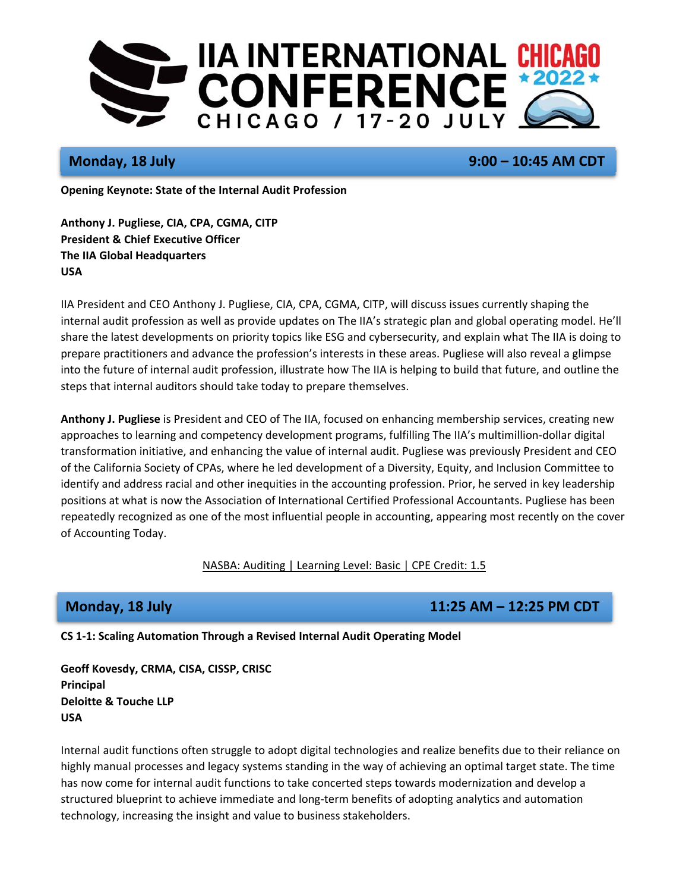# IIA INTERNATIONAL CONFERENCE CHICAGO 2022

CHICAGO / 17-20 JULY

## Monday, 18 July — 9:00 – 10:45 AM CDT

**Opening Keynote: State of the Internal Audit Profession**

**Anthony J. Pugliese, CIA, CPA, CGMA, CITP**
**President & Chief Executive Officer**
**The IIA Global Headquarters**
**USA**

IIA President and CEO Anthony J. Pugliese, CIA, CPA, CGMA, CITP, will discuss issues currently shaping the internal audit profession as well as provide updates on The IIA's strategic plan and global operating model. He'll share the latest developments on priority topics like ESG and cybersecurity, and explain what The IIA is doing to prepare practitioners and advance the profession's interests in these areas. Pugliese will also reveal a glimpse into the future of internal audit profession, illustrate how The IIA is helping to build that future, and outline the steps that internal auditors should take today to prepare themselves.

**Anthony J. Pugliese** is President and CEO of The IIA, focused on enhancing membership services, creating new approaches to learning and competency development programs, fulfilling The IIA's multimillion-dollar digital transformation initiative, and enhancing the value of internal audit. Pugliese was previously President and CEO of the California Society of CPAs, where he led development of a Diversity, Equity, and Inclusion Committee to identify and address racial and other inequities in the accounting profession. Prior, he served in key leadership positions at what is now the Association of International Certified Professional Accountants. Pugliese has been repeatedly recognized as one of the most influential people in accounting, appearing most recently on the cover of Accounting Today.

NASBA: Auditing | Learning Level: Basic | CPE Credit: 1.5

## Monday, 18 July — 11:25 AM – 12:25 PM CDT

**CS 1-1: Scaling Automation Through a Revised Internal Audit Operating Model**

**Geoff Kovesdy, CRMA, CISA, CISSP, CRISC**
**Principal**
**Deloitte & Touche LLP**
**USA**

Internal audit functions often struggle to adopt digital technologies and realize benefits due to their reliance on highly manual processes and legacy systems standing in the way of achieving an optimal target state. The time has now come for internal audit functions to take concerted steps towards modernization and develop a structured blueprint to achieve immediate and long-term benefits of adopting analytics and automation technology, increasing the insight and value to business stakeholders.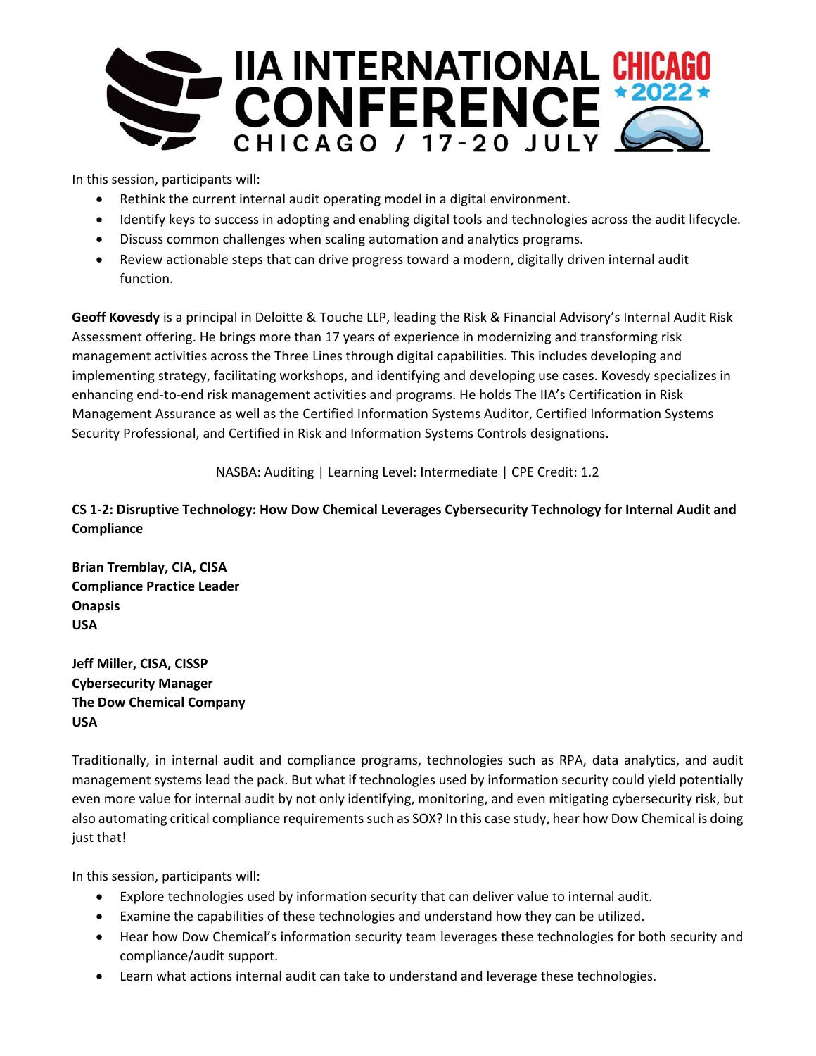In this session, participants will:

- Rethink the current internal audit operating model in a digital environment.
- Identify keys to success in adopting and enabling digital tools and technologies across the audit lifecycle.
- Discuss common challenges when scaling automation and analytics programs.
- Review actionable steps that can drive progress toward a modern, digitally driven internal audit function.

**Geoff Kovesdy** is a principal in Deloitte & Touche LLP, leading the Risk & Financial Advisory's Internal Audit Risk Assessment offering. He brings more than 17 years of experience in modernizing and transforming risk management activities across the Three Lines through digital capabilities. This includes developing and implementing strategy, facilitating workshops, and identifying and developing use cases. Kovesdy specializes in enhancing end-to-end risk management activities and programs. He holds The IIA's Certification in Risk Management Assurance as well as the Certified Information Systems Auditor, Certified Information Systems Security Professional, and Certified in Risk and Information Systems Controls designations.

NASBA: Auditing | Learning Level: Intermediate | CPE Credit: 1.2

**CS 1-2: Disruptive Technology: How Dow Chemical Leverages Cybersecurity Technology for Internal Audit and Compliance**

**Brian Tremblay, CIA, CISA**
**Compliance Practice Leader**
**Onapsis**
**USA**

**Jeff Miller, CISA, CISSP**
**Cybersecurity Manager**
**The Dow Chemical Company**
**USA**

Traditionally, in internal audit and compliance programs, technologies such as RPA, data analytics, and audit management systems lead the pack. But what if technologies used by information security could yield potentially even more value for internal audit by not only identifying, monitoring, and even mitigating cybersecurity risk, but also automating critical compliance requirements such as SOX? In this case study, hear how Dow Chemical is doing just that!

In this session, participants will:

- Explore technologies used by information security that can deliver value to internal audit.
- Examine the capabilities of these technologies and understand how they can be utilized.
- Hear how Dow Chemical's information security team leverages these technologies for both security and compliance/audit support.
- Learn what actions internal audit can take to understand and leverage these technologies.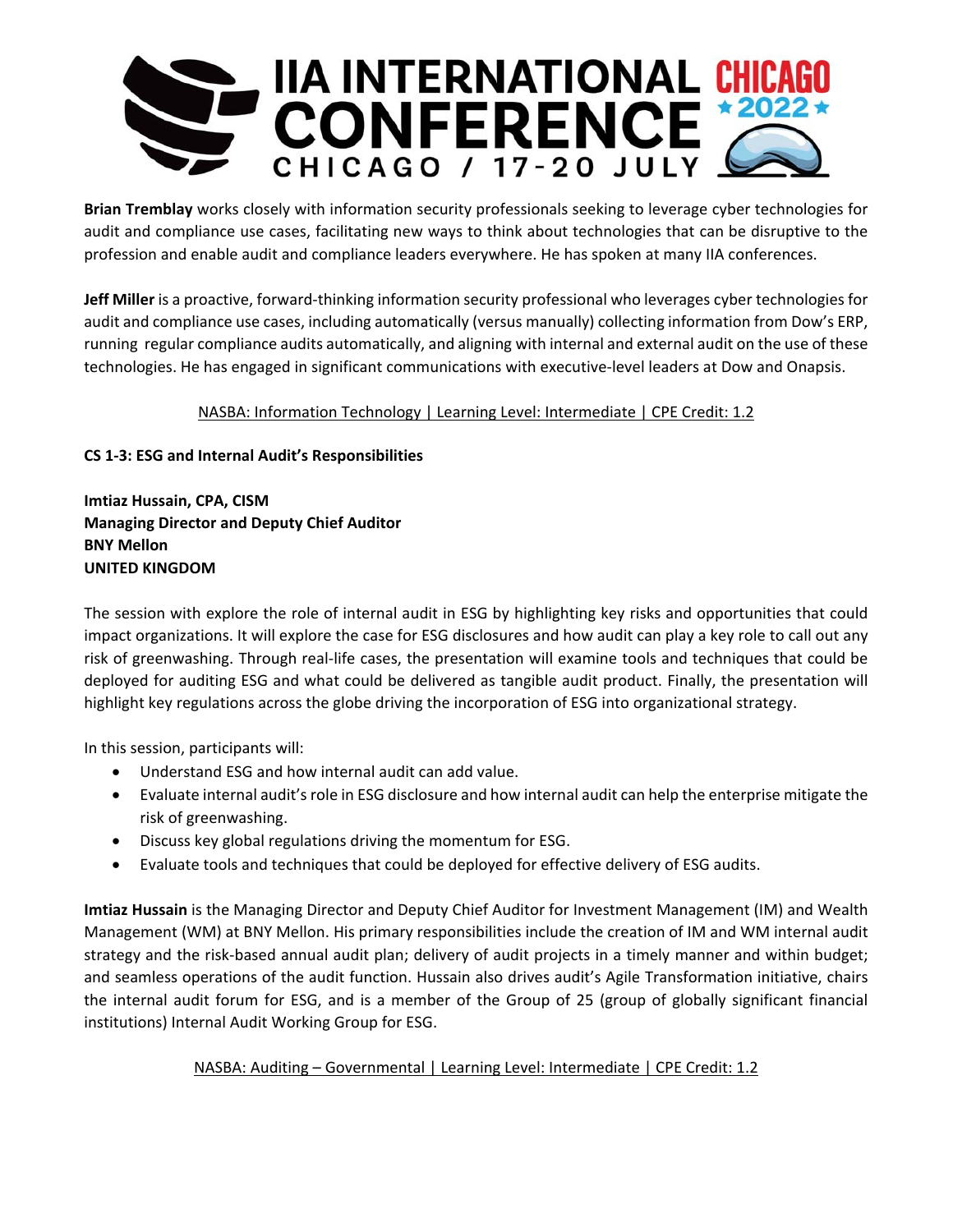**Brian Tremblay** works closely with information security professionals seeking to leverage cyber technologies for audit and compliance use cases, facilitating new ways to think about technologies that can be disruptive to the profession and enable audit and compliance leaders everywhere. He has spoken at many IIA conferences.

**Jeff Miller** is a proactive, forward-thinking information security professional who leverages cyber technologies for audit and compliance use cases, including automatically (versus manually) collecting information from Dow's ERP, running regular compliance audits automatically, and aligning with internal and external audit on the use of these technologies. He has engaged in significant communications with executive-level leaders at Dow and Onapsis.

NASBA: Information Technology | Learning Level: Intermediate | CPE Credit: 1.2

**CS 1-3: ESG and Internal Audit's Responsibilities**

**Imtiaz Hussain, CPA, CISM**
**Managing Director and Deputy Chief Auditor**
**BNY Mellon**
**UNITED KINGDOM**

The session with explore the role of internal audit in ESG by highlighting key risks and opportunities that could impact organizations. It will explore the case for ESG disclosures and how audit can play a key role to call out any risk of greenwashing. Through real-life cases, the presentation will examine tools and techniques that could be deployed for auditing ESG and what could be delivered as tangible audit product. Finally, the presentation will highlight key regulations across the globe driving the incorporation of ESG into organizational strategy.

In this session, participants will:

- Understand ESG and how internal audit can add value.
- Evaluate internal audit's role in ESG disclosure and how internal audit can help the enterprise mitigate the risk of greenwashing.
- Discuss key global regulations driving the momentum for ESG.
- Evaluate tools and techniques that could be deployed for effective delivery of ESG audits.

**Imtiaz Hussain** is the Managing Director and Deputy Chief Auditor for Investment Management (IM) and Wealth Management (WM) at BNY Mellon. His primary responsibilities include the creation of IM and WM internal audit strategy and the risk-based annual audit plan; delivery of audit projects in a timely manner and within budget; and seamless operations of the audit function. Hussain also drives audit's Agile Transformation initiative, chairs the internal audit forum for ESG, and is a member of the Group of 25 (group of globally significant financial institutions) Internal Audit Working Group for ESG.

NASBA: Auditing – Governmental | Learning Level: Intermediate | CPE Credit: 1.2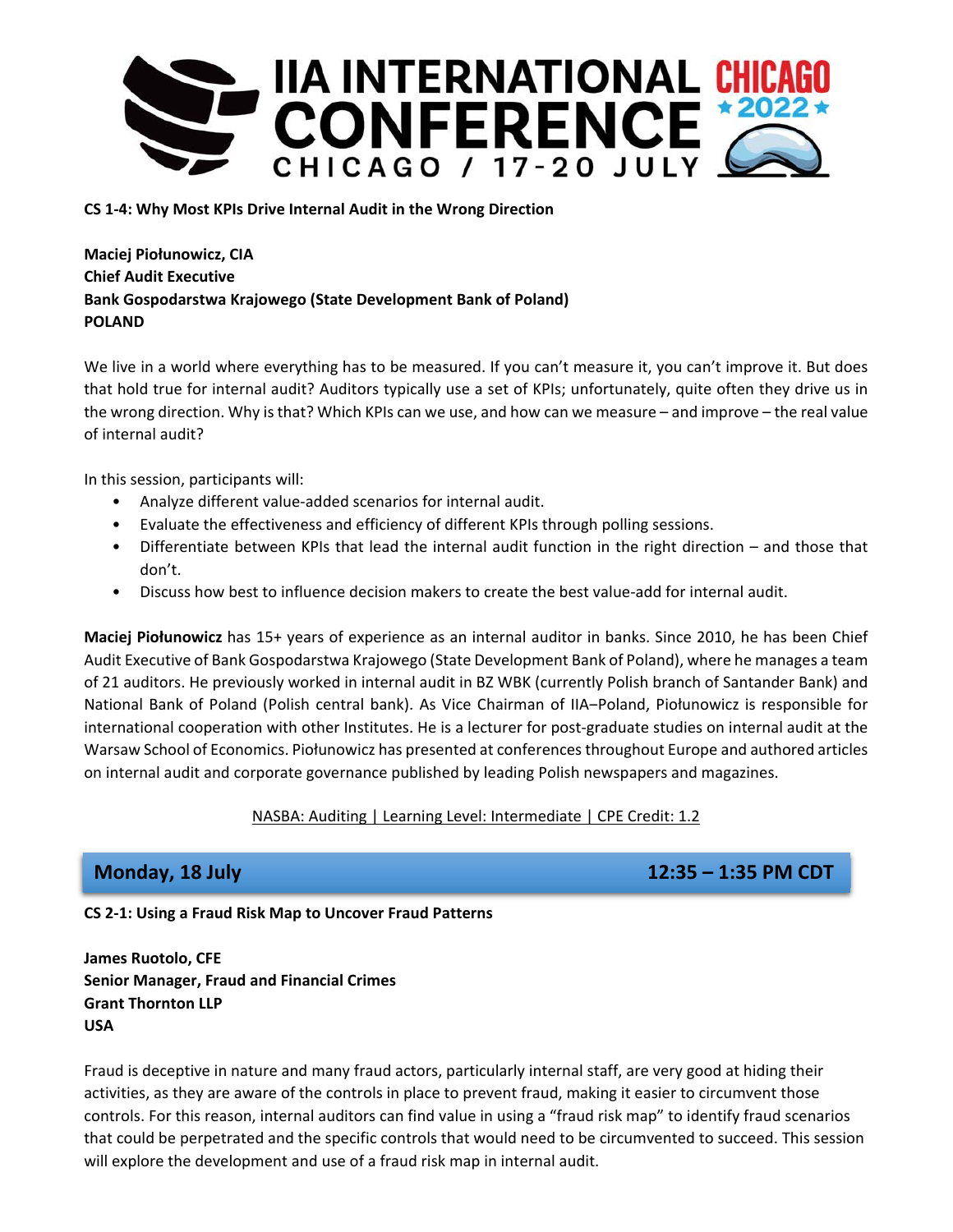**CS 1-4: Why Most KPIs Drive Internal Audit in the Wrong Direction**

**Maciej Piołunowicz, CIA**
**Chief Audit Executive**
**Bank Gospodarstwa Krajowego (State Development Bank of Poland)**
**POLAND**

We live in a world where everything has to be measured. If you can't measure it, you can't improve it. But does that hold true for internal audit? Auditors typically use a set of KPIs; unfortunately, quite often they drive us in the wrong direction. Why is that? Which KPIs can we use, and how can we measure – and improve – the real value of internal audit?

In this session, participants will:

- Analyze different value-added scenarios for internal audit.
- Evaluate the effectiveness and efficiency of different KPIs through polling sessions.
- Differentiate between KPIs that lead the internal audit function in the right direction – and those that don't.
- Discuss how best to influence decision makers to create the best value-add for internal audit.

**Maciej Piołunowicz** has 15+ years of experience as an internal auditor in banks. Since 2010, he has been Chief Audit Executive of Bank Gospodarstwa Krajowego (State Development Bank of Poland), where he manages a team of 21 auditors. He previously worked in internal audit in BZ WBK (currently Polish branch of Santander Bank) and National Bank of Poland (Polish central bank). As Vice Chairman of IIA–Poland, Piołunowicz is responsible for international cooperation with other Institutes. He is a lecturer for post-graduate studies on internal audit at the Warsaw School of Economics. Piołunowicz has presented at conferences throughout Europe and authored articles on internal audit and corporate governance published by leading Polish newspapers and magazines.

NASBA: Auditing | Learning Level: Intermediate | CPE Credit: 1.2

## Monday, 18 July — 12:35 – 1:35 PM CDT

**CS 2-1: Using a Fraud Risk Map to Uncover Fraud Patterns**

**James Ruotolo, CFE**
**Senior Manager, Fraud and Financial Crimes**
**Grant Thornton LLP**
**USA**

Fraud is deceptive in nature and many fraud actors, particularly internal staff, are very good at hiding their activities, as they are aware of the controls in place to prevent fraud, making it easier to circumvent those controls. For this reason, internal auditors can find value in using a "fraud risk map" to identify fraud scenarios that could be perpetrated and the specific controls that would need to be circumvented to succeed. This session will explore the development and use of a fraud risk map in internal audit.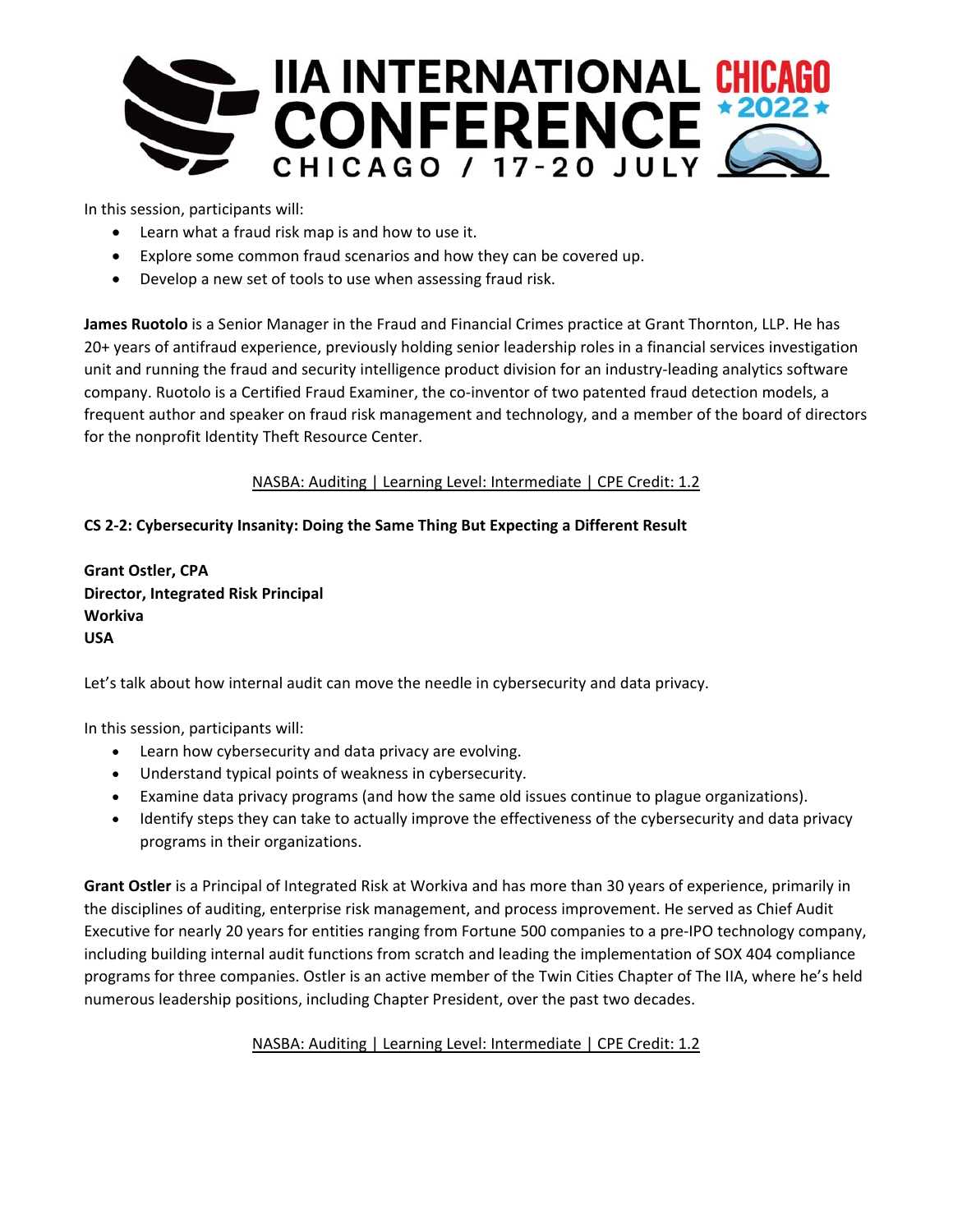In this session, participants will:

- Learn what a fraud risk map is and how to use it.
- Explore some common fraud scenarios and how they can be covered up.
- Develop a new set of tools to use when assessing fraud risk.

**James Ruotolo** is a Senior Manager in the Fraud and Financial Crimes practice at Grant Thornton, LLP. He has 20+ years of antifraud experience, previously holding senior leadership roles in a financial services investigation unit and running the fraud and security intelligence product division for an industry-leading analytics software company. Ruotolo is a Certified Fraud Examiner, the co-inventor of two patented fraud detection models, a frequent author and speaker on fraud risk management and technology, and a member of the board of directors for the nonprofit Identity Theft Resource Center.

NASBA: Auditing | Learning Level: Intermediate | CPE Credit: 1.2

**CS 2-2: Cybersecurity Insanity: Doing the Same Thing But Expecting a Different Result**

**Grant Ostler, CPA**
**Director, Integrated Risk Principal**
**Workiva**
**USA**

Let's talk about how internal audit can move the needle in cybersecurity and data privacy.

In this session, participants will:

- Learn how cybersecurity and data privacy are evolving.
- Understand typical points of weakness in cybersecurity.
- Examine data privacy programs (and how the same old issues continue to plague organizations).
- Identify steps they can take to actually improve the effectiveness of the cybersecurity and data privacy programs in their organizations.

**Grant Ostler** is a Principal of Integrated Risk at Workiva and has more than 30 years of experience, primarily in the disciplines of auditing, enterprise risk management, and process improvement. He served as Chief Audit Executive for nearly 20 years for entities ranging from Fortune 500 companies to a pre-IPO technology company, including building internal audit functions from scratch and leading the implementation of SOX 404 compliance programs for three companies. Ostler is an active member of the Twin Cities Chapter of The IIA, where he's held numerous leadership positions, including Chapter President, over the past two decades.

NASBA: Auditing | Learning Level: Intermediate | CPE Credit: 1.2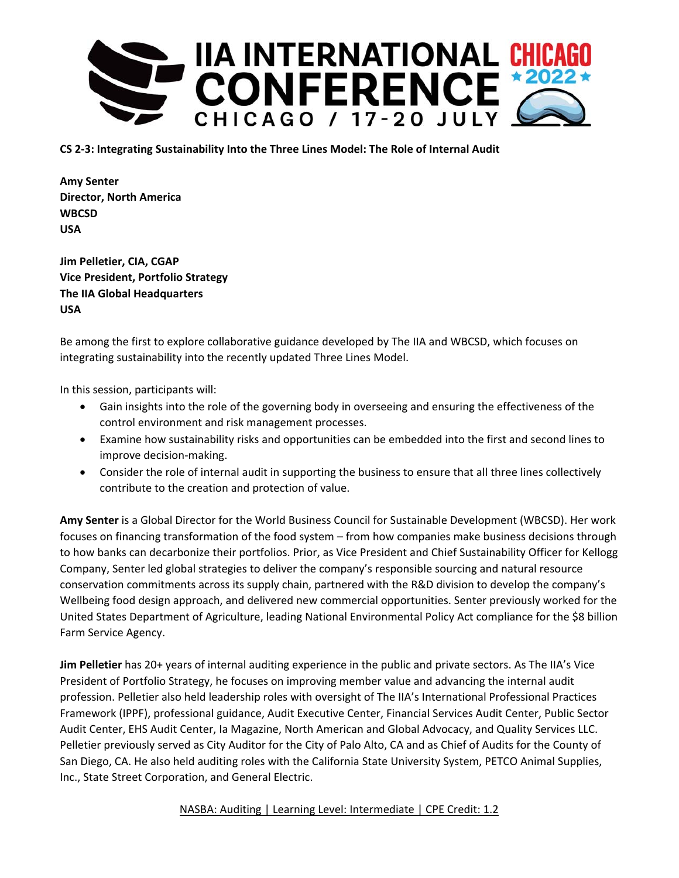**CS 2-3: Integrating Sustainability Into the Three Lines Model: The Role of Internal Audit**

**Amy Senter**
**Director, North America**
**WBCSD**
**USA**

**Jim Pelletier, CIA, CGAP**
**Vice President, Portfolio Strategy**
**The IIA Global Headquarters**
**USA**

Be among the first to explore collaborative guidance developed by The IIA and WBCSD, which focuses on integrating sustainability into the recently updated Three Lines Model.

In this session, participants will:

- Gain insights into the role of the governing body in overseeing and ensuring the effectiveness of the control environment and risk management processes.
- Examine how sustainability risks and opportunities can be embedded into the first and second lines to improve decision-making.
- Consider the role of internal audit in supporting the business to ensure that all three lines collectively contribute to the creation and protection of value.

**Amy Senter** is a Global Director for the World Business Council for Sustainable Development (WBCSD). Her work focuses on financing transformation of the food system – from how companies make business decisions through to how banks can decarbonize their portfolios. Prior, as Vice President and Chief Sustainability Officer for Kellogg Company, Senter led global strategies to deliver the company's responsible sourcing and natural resource conservation commitments across its supply chain, partnered with the R&D division to develop the company's Wellbeing food design approach, and delivered new commercial opportunities. Senter previously worked for the United States Department of Agriculture, leading National Environmental Policy Act compliance for the $8 billion Farm Service Agency.

**Jim Pelletier** has 20+ years of internal auditing experience in the public and private sectors. As The IIA's Vice President of Portfolio Strategy, he focuses on improving member value and advancing the internal audit profession. Pelletier also held leadership roles with oversight of The IIA's International Professional Practices Framework (IPPF), professional guidance, Audit Executive Center, Financial Services Audit Center, Public Sector Audit Center, EHS Audit Center, Ia Magazine, North American and Global Advocacy, and Quality Services LLC. Pelletier previously served as City Auditor for the City of Palo Alto, CA and as Chief of Audits for the County of San Diego, CA. He also held auditing roles with the California State University System, PETCO Animal Supplies, Inc., State Street Corporation, and General Electric.

NASBA: Auditing | Learning Level: Intermediate | CPE Credit: 1.2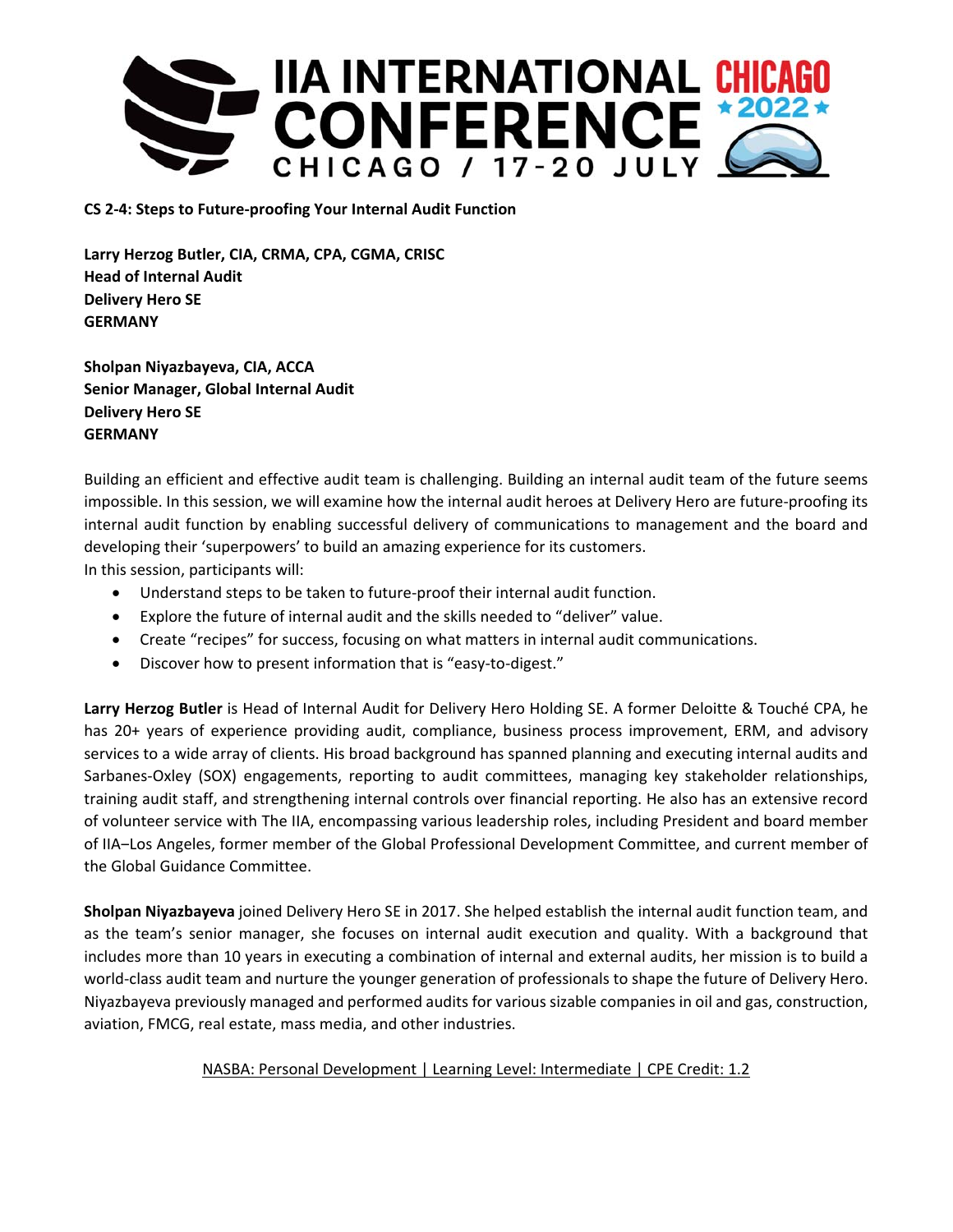**CS 2-4: Steps to Future-proofing Your Internal Audit Function**

**Larry Herzog Butler, CIA, CRMA, CPA, CGMA, CRISC**
**Head of Internal Audit**
**Delivery Hero SE**
**GERMANY**

**Sholpan Niyazbayeva, CIA, ACCA**
**Senior Manager, Global Internal Audit**
**Delivery Hero SE**
**GERMANY**

Building an efficient and effective audit team is challenging. Building an internal audit team of the future seems impossible. In this session, we will examine how the internal audit heroes at Delivery Hero are future-proofing its internal audit function by enabling successful delivery of communications to management and the board and developing their 'superpowers' to build an amazing experience for its customers.
In this session, participants will:

- Understand steps to be taken to future-proof their internal audit function.
- Explore the future of internal audit and the skills needed to "deliver" value.
- Create "recipes" for success, focusing on what matters in internal audit communications.
- Discover how to present information that is "easy-to-digest."

**Larry Herzog Butler** is Head of Internal Audit for Delivery Hero Holding SE. A former Deloitte & Touché CPA, he has 20+ years of experience providing audit, compliance, business process improvement, ERM, and advisory services to a wide array of clients. His broad background has spanned planning and executing internal audits and Sarbanes-Oxley (SOX) engagements, reporting to audit committees, managing key stakeholder relationships, training audit staff, and strengthening internal controls over financial reporting. He also has an extensive record of volunteer service with The IIA, encompassing various leadership roles, including President and board member of IIA–Los Angeles, former member of the Global Professional Development Committee, and current member of the Global Guidance Committee.

**Sholpan Niyazbayeva** joined Delivery Hero SE in 2017. She helped establish the internal audit function team, and as the team's senior manager, she focuses on internal audit execution and quality. With a background that includes more than 10 years in executing a combination of internal and external audits, her mission is to build a world-class audit team and nurture the younger generation of professionals to shape the future of Delivery Hero. Niyazbayeva previously managed and performed audits for various sizable companies in oil and gas, construction, aviation, FMCG, real estate, mass media, and other industries.

NASBA: Personal Development | Learning Level: Intermediate | CPE Credit: 1.2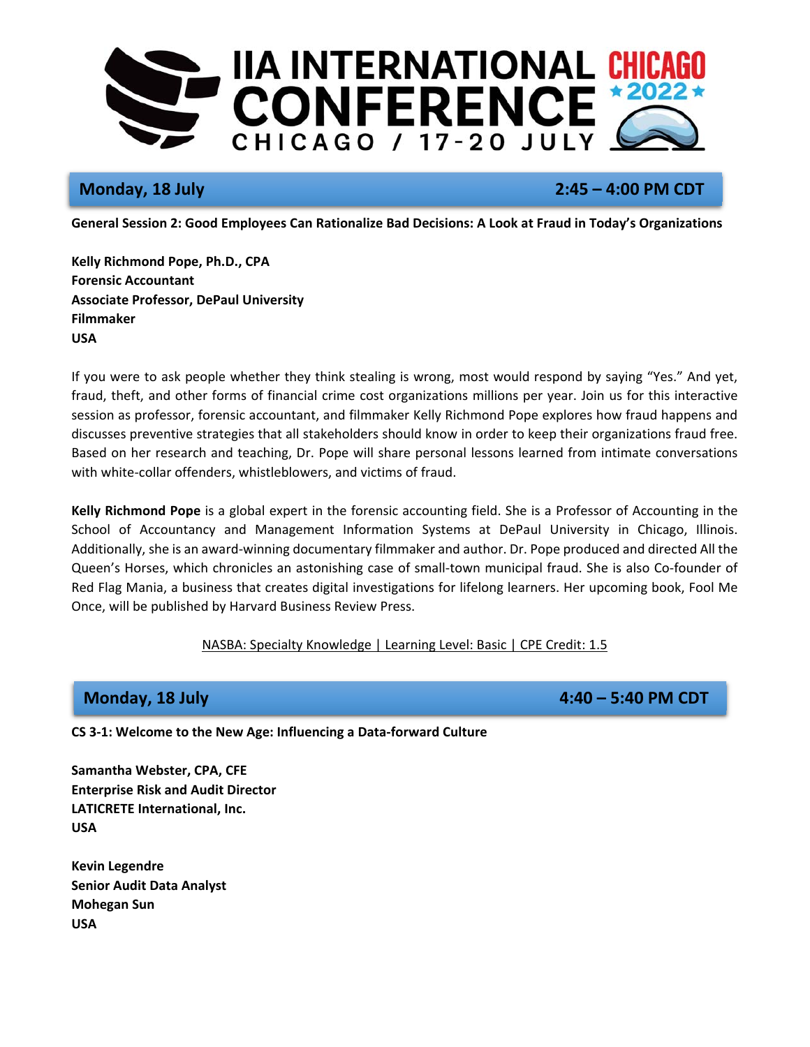## Monday, 18 July — 2:45 – 4:00 PM CDT

**General Session 2: Good Employees Can Rationalize Bad Decisions: A Look at Fraud in Today's Organizations**

**Kelly Richmond Pope, Ph.D., CPA**
**Forensic Accountant**
**Associate Professor, DePaul University**
**Filmmaker**
**USA**

If you were to ask people whether they think stealing is wrong, most would respond by saying "Yes." And yet, fraud, theft, and other forms of financial crime cost organizations millions per year. Join us for this interactive session as professor, forensic accountant, and filmmaker Kelly Richmond Pope explores how fraud happens and discusses preventive strategies that all stakeholders should know in order to keep their organizations fraud free. Based on her research and teaching, Dr. Pope will share personal lessons learned from intimate conversations with white-collar offenders, whistleblowers, and victims of fraud.

**Kelly Richmond Pope** is a global expert in the forensic accounting field. She is a Professor of Accounting in the School of Accountancy and Management Information Systems at DePaul University in Chicago, Illinois. Additionally, she is an award-winning documentary filmmaker and author. Dr. Pope produced and directed All the Queen's Horses, which chronicles an astonishing case of small-town municipal fraud. She is also Co-founder of Red Flag Mania, a business that creates digital investigations for lifelong learners. Her upcoming book, Fool Me Once, will be published by Harvard Business Review Press.

NASBA: Specialty Knowledge | Learning Level: Basic | CPE Credit: 1.5

## Monday, 18 July — 4:40 – 5:40 PM CDT

**CS 3-1: Welcome to the New Age: Influencing a Data-forward Culture**

**Samantha Webster, CPA, CFE**
**Enterprise Risk and Audit Director**
**LATICRETE International, Inc.**
**USA**

**Kevin Legendre**
**Senior Audit Data Analyst**
**Mohegan Sun**
**USA**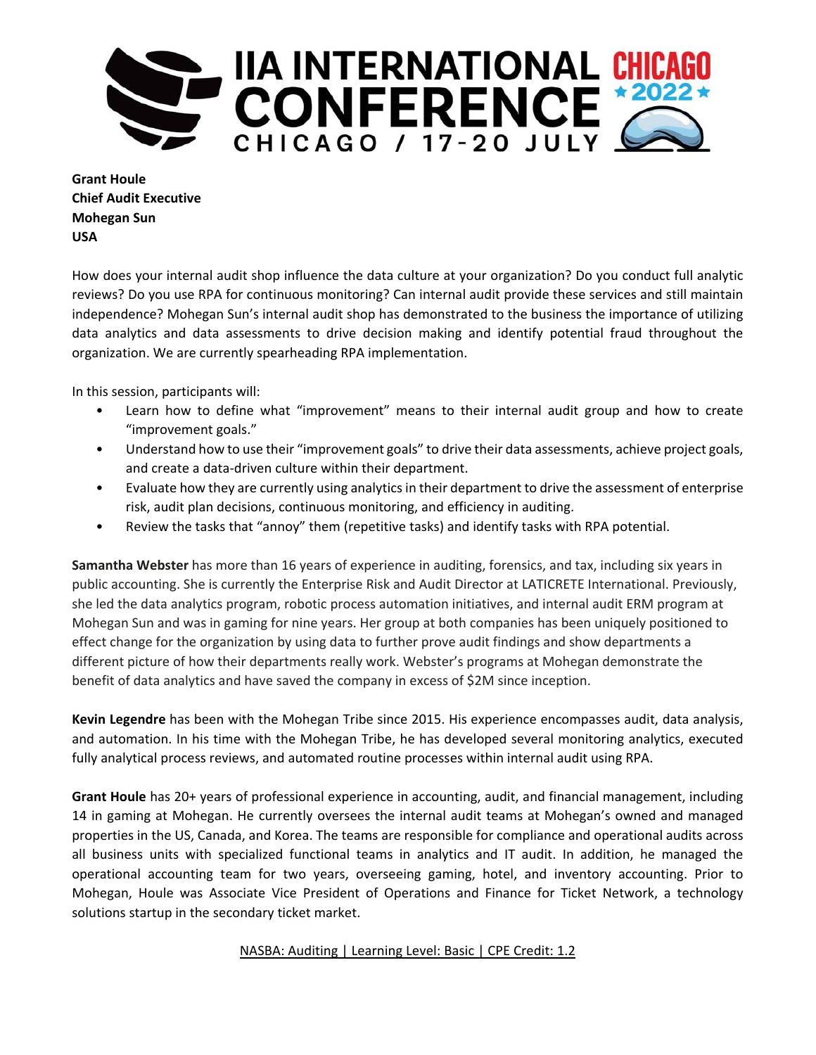**Grant Houle**
**Chief Audit Executive**
**Mohegan Sun**
**USA**

How does your internal audit shop influence the data culture at your organization? Do you conduct full analytic reviews? Do you use RPA for continuous monitoring? Can internal audit provide these services and still maintain independence? Mohegan Sun's internal audit shop has demonstrated to the business the importance of utilizing data analytics and data assessments to drive decision making and identify potential fraud throughout the organization. We are currently spearheading RPA implementation.

In this session, participants will:

- Learn how to define what "improvement" means to their internal audit group and how to create "improvement goals."
- Understand how to use their "improvement goals" to drive their data assessments, achieve project goals, and create a data-driven culture within their department.
- Evaluate how they are currently using analytics in their department to drive the assessment of enterprise risk, audit plan decisions, continuous monitoring, and efficiency in auditing.
- Review the tasks that "annoy" them (repetitive tasks) and identify tasks with RPA potential.

**Samantha Webster** has more than 16 years of experience in auditing, forensics, and tax, including six years in public accounting. She is currently the Enterprise Risk and Audit Director at LATICRETE International. Previously, she led the data analytics program, robotic process automation initiatives, and internal audit ERM program at Mohegan Sun and was in gaming for nine years. Her group at both companies has been uniquely positioned to effect change for the organization by using data to further prove audit findings and show departments a different picture of how their departments really work. Webster's programs at Mohegan demonstrate the benefit of data analytics and have saved the company in excess of $2M since inception.

**Kevin Legendre** has been with the Mohegan Tribe since 2015. His experience encompasses audit, data analysis, and automation. In his time with the Mohegan Tribe, he has developed several monitoring analytics, executed fully analytical process reviews, and automated routine processes within internal audit using RPA.

**Grant Houle** has 20+ years of professional experience in accounting, audit, and financial management, including 14 in gaming at Mohegan. He currently oversees the internal audit teams at Mohegan's owned and managed properties in the US, Canada, and Korea. The teams are responsible for compliance and operational audits across all business units with specialized functional teams in analytics and IT audit. In addition, he managed the operational accounting team for two years, overseeing gaming, hotel, and inventory accounting. Prior to Mohegan, Houle was Associate Vice President of Operations and Finance for Ticket Network, a technology solutions startup in the secondary ticket market.

NASBA: Auditing | Learning Level: Basic | CPE Credit: 1.2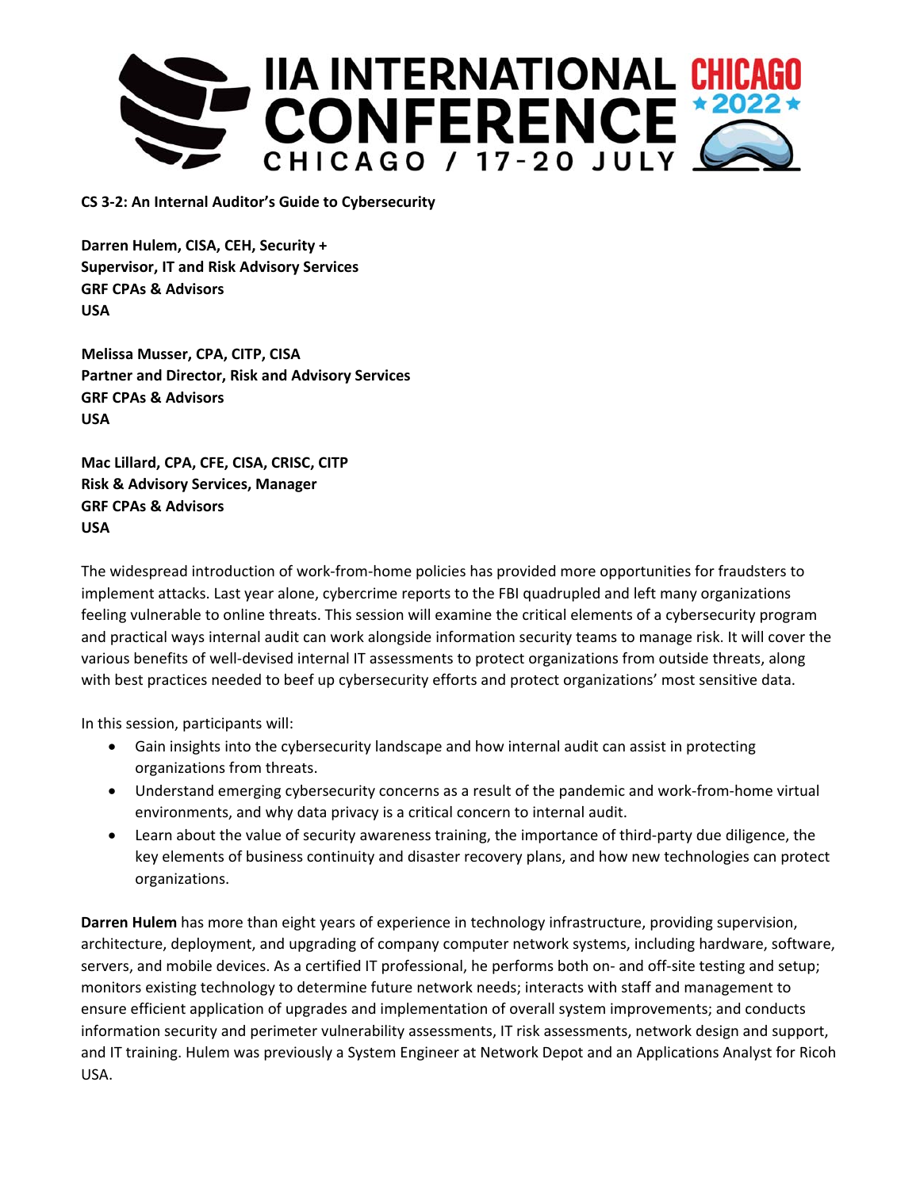**CS 3-2: An Internal Auditor's Guide to Cybersecurity**

**Darren Hulem, CISA, CEH, Security +**
**Supervisor, IT and Risk Advisory Services**
**GRF CPAs & Advisors**
**USA**

**Melissa Musser, CPA, CITP, CISA**
**Partner and Director, Risk and Advisory Services**
**GRF CPAs & Advisors**
**USA**

**Mac Lillard, CPA, CFE, CISA, CRISC, CITP**
**Risk & Advisory Services, Manager**
**GRF CPAs & Advisors**
**USA**

The widespread introduction of work-from-home policies has provided more opportunities for fraudsters to implement attacks. Last year alone, cybercrime reports to the FBI quadrupled and left many organizations feeling vulnerable to online threats. This session will examine the critical elements of a cybersecurity program and practical ways internal audit can work alongside information security teams to manage risk. It will cover the various benefits of well-devised internal IT assessments to protect organizations from outside threats, along with best practices needed to beef up cybersecurity efforts and protect organizations' most sensitive data.

In this session, participants will:

- Gain insights into the cybersecurity landscape and how internal audit can assist in protecting organizations from threats.
- Understand emerging cybersecurity concerns as a result of the pandemic and work-from-home virtual environments, and why data privacy is a critical concern to internal audit.
- Learn about the value of security awareness training, the importance of third-party due diligence, the key elements of business continuity and disaster recovery plans, and how new technologies can protect organizations.

**Darren Hulem** has more than eight years of experience in technology infrastructure, providing supervision, architecture, deployment, and upgrading of company computer network systems, including hardware, software, servers, and mobile devices. As a certified IT professional, he performs both on- and off-site testing and setup; monitors existing technology to determine future network needs; interacts with staff and management to ensure efficient application of upgrades and implementation of overall system improvements; and conducts information security and perimeter vulnerability assessments, IT risk assessments, network design and support, and IT training. Hulem was previously a System Engineer at Network Depot and an Applications Analyst for Ricoh USA.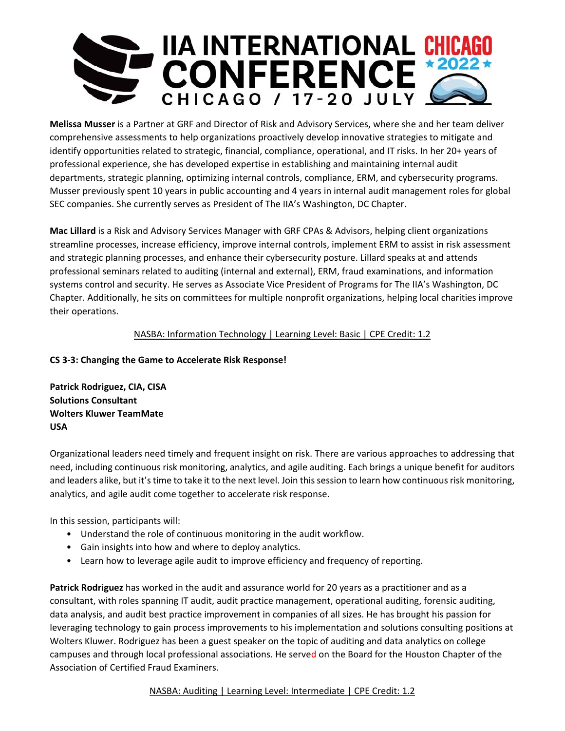**Melissa Musser** is a Partner at GRF and Director of Risk and Advisory Services, where she and her team deliver comprehensive assessments to help organizations proactively develop innovative strategies to mitigate and identify opportunities related to strategic, financial, compliance, operational, and IT risks. In her 20+ years of professional experience, she has developed expertise in establishing and maintaining internal audit departments, strategic planning, optimizing internal controls, compliance, ERM, and cybersecurity programs. Musser previously spent 10 years in public accounting and 4 years in internal audit management roles for global SEC companies. She currently serves as President of The IIA's Washington, DC Chapter.

**Mac Lillard** is a Risk and Advisory Services Manager with GRF CPAs & Advisors, helping client organizations streamline processes, increase efficiency, improve internal controls, implement ERM to assist in risk assessment and strategic planning processes, and enhance their cybersecurity posture. Lillard speaks at and attends professional seminars related to auditing (internal and external), ERM, fraud examinations, and information systems control and security. He serves as Associate Vice President of Programs for The IIA's Washington, DC Chapter. Additionally, he sits on committees for multiple nonprofit organizations, helping local charities improve their operations.

NASBA: Information Technology | Learning Level: Basic | CPE Credit: 1.2

**CS 3-3: Changing the Game to Accelerate Risk Response!**

**Patrick Rodriguez, CIA, CISA**
**Solutions Consultant**
**Wolters Kluwer TeamMate**
**USA**

Organizational leaders need timely and frequent insight on risk. There are various approaches to addressing that need, including continuous risk monitoring, analytics, and agile auditing. Each brings a unique benefit for auditors and leaders alike, but it's time to take it to the next level. Join this session to learn how continuous risk monitoring, analytics, and agile audit come together to accelerate risk response.

In this session, participants will:

- Understand the role of continuous monitoring in the audit workflow.
- Gain insights into how and where to deploy analytics.
- Learn how to leverage agile audit to improve efficiency and frequency of reporting.

**Patrick Rodriguez** has worked in the audit and assurance world for 20 years as a practitioner and as a consultant, with roles spanning IT audit, audit practice management, operational auditing, forensic auditing, data analysis, and audit best practice improvement in companies of all sizes. He has brought his passion for leveraging technology to gain process improvements to his implementation and solutions consulting positions at Wolters Kluwer. Rodriguez has been a guest speaker on the topic of auditing and data analytics on college campuses and through local professional associations. He served on the Board for the Houston Chapter of the Association of Certified Fraud Examiners.

NASBA: Auditing | Learning Level: Intermediate | CPE Credit: 1.2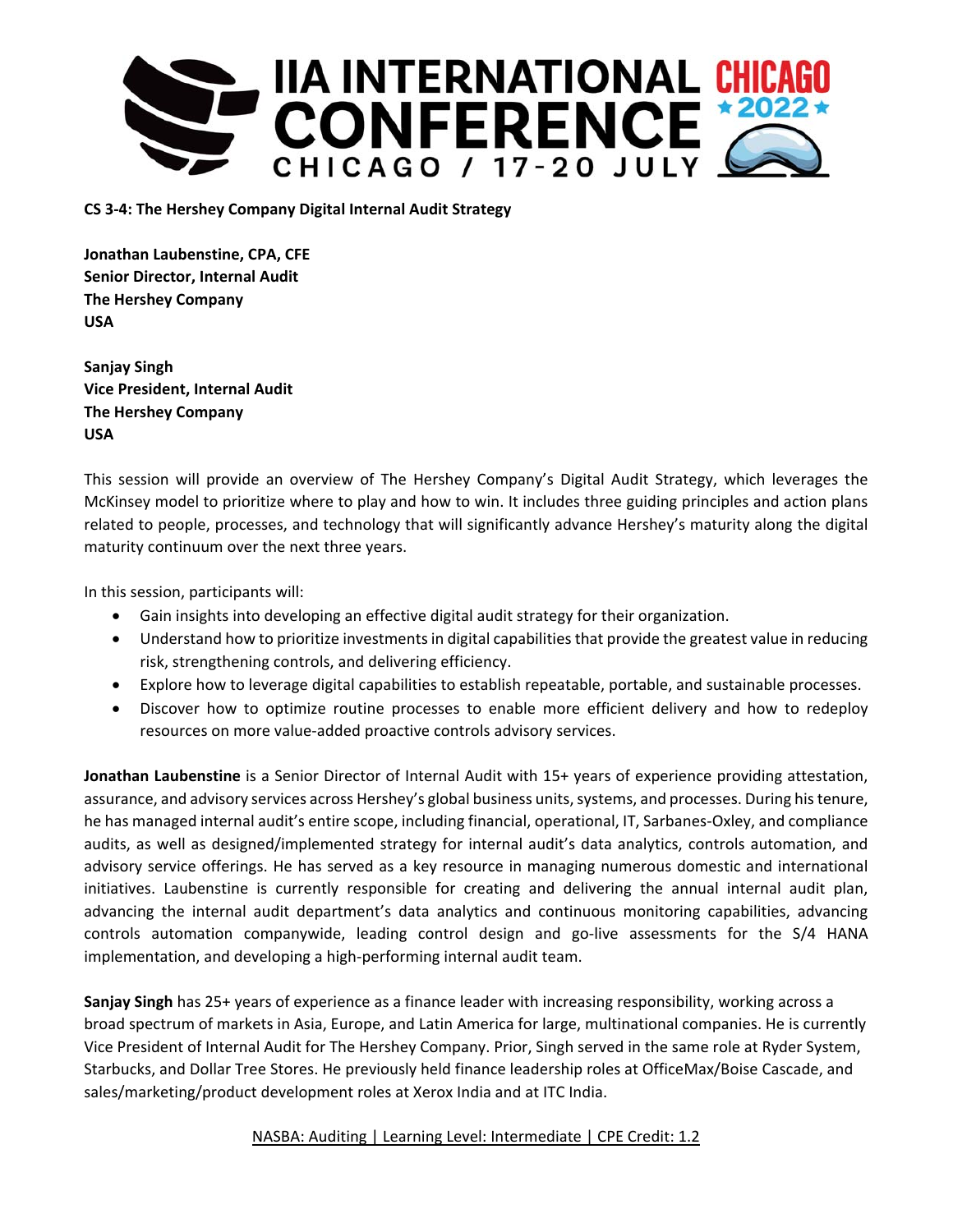**CS 3-4: The Hershey Company Digital Internal Audit Strategy**

**Jonathan Laubenstine, CPA, CFE**
**Senior Director, Internal Audit**
**The Hershey Company**
**USA**

**Sanjay Singh**
**Vice President, Internal Audit**
**The Hershey Company**
**USA**

This session will provide an overview of The Hershey Company's Digital Audit Strategy, which leverages the McKinsey model to prioritize where to play and how to win. It includes three guiding principles and action plans related to people, processes, and technology that will significantly advance Hershey's maturity along the digital maturity continuum over the next three years.

In this session, participants will:

- Gain insights into developing an effective digital audit strategy for their organization.
- Understand how to prioritize investments in digital capabilities that provide the greatest value in reducing risk, strengthening controls, and delivering efficiency.
- Explore how to leverage digital capabilities to establish repeatable, portable, and sustainable processes.
- Discover how to optimize routine processes to enable more efficient delivery and how to redeploy resources on more value-added proactive controls advisory services.

**Jonathan Laubenstine** is a Senior Director of Internal Audit with 15+ years of experience providing attestation, assurance, and advisory services across Hershey's global business units, systems, and processes. During his tenure, he has managed internal audit's entire scope, including financial, operational, IT, Sarbanes-Oxley, and compliance audits, as well as designed/implemented strategy for internal audit's data analytics, controls automation, and advisory service offerings. He has served as a key resource in managing numerous domestic and international initiatives. Laubenstine is currently responsible for creating and delivering the annual internal audit plan, advancing the internal audit department's data analytics and continuous monitoring capabilities, advancing controls automation companywide, leading control design and go-live assessments for the S/4 HANA implementation, and developing a high-performing internal audit team.

**Sanjay Singh** has 25+ years of experience as a finance leader with increasing responsibility, working across a broad spectrum of markets in Asia, Europe, and Latin America for large, multinational companies. He is currently Vice President of Internal Audit for The Hershey Company. Prior, Singh served in the same role at Ryder System, Starbucks, and Dollar Tree Stores. He previously held finance leadership roles at OfficeMax/Boise Cascade, and sales/marketing/product development roles at Xerox India and at ITC India.

NASBA: Auditing | Learning Level: Intermediate | CPE Credit: 1.2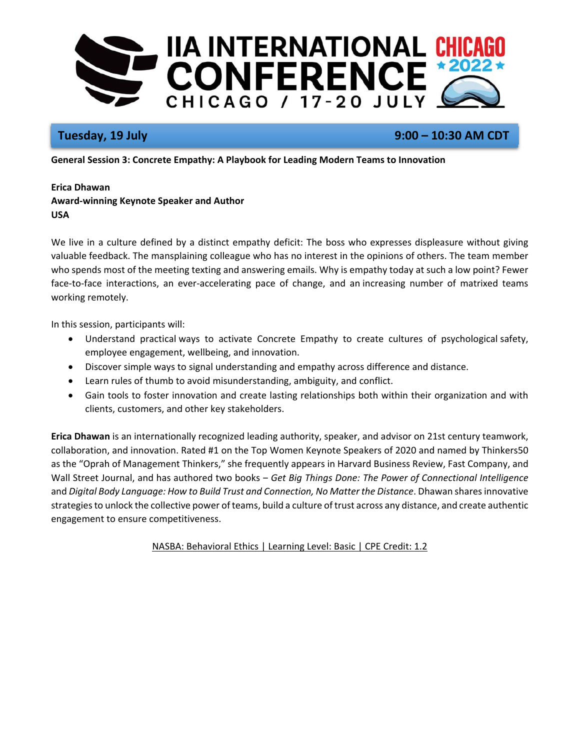**Tuesday, 19 July** **9:00 – 10:30 AM CDT**

**General Session 3: Concrete Empathy: A Playbook for Leading Modern Teams to Innovation**

**Erica Dhawan**
**Award-winning Keynote Speaker and Author**
**USA**

We live in a culture defined by a distinct empathy deficit: The boss who expresses displeasure without giving valuable feedback. The mansplaining colleague who has no interest in the opinions of others. The team member who spends most of the meeting texting and answering emails. Why is empathy today at such a low point? Fewer face-to-face interactions, an ever-accelerating pace of change, and an increasing number of matrixed teams working remotely.

In this session, participants will:

- Understand practical ways to activate Concrete Empathy to create cultures of psychological safety, employee engagement, wellbeing, and innovation.
- Discover simple ways to signal understanding and empathy across difference and distance.
- Learn rules of thumb to avoid misunderstanding, ambiguity, and conflict.
- Gain tools to foster innovation and create lasting relationships both within their organization and with clients, customers, and other key stakeholders.

**Erica Dhawan** is an internationally recognized leading authority, speaker, and advisor on 21st century teamwork, collaboration, and innovation. Rated #1 on the Top Women Keynote Speakers of 2020 and named by Thinkers50 as the "Oprah of Management Thinkers," she frequently appears in Harvard Business Review, Fast Company, and Wall Street Journal, and has authored two books – *Get Big Things Done: The Power of Connectional Intelligence* and *Digital Body Language: How to Build Trust and Connection, No Matter the Distance*. Dhawan shares innovative strategies to unlock the collective power of teams, build a culture of trust across any distance, and create authentic engagement to ensure competitiveness.

NASBA: Behavioral Ethics | Learning Level: Basic | CPE Credit: 1.2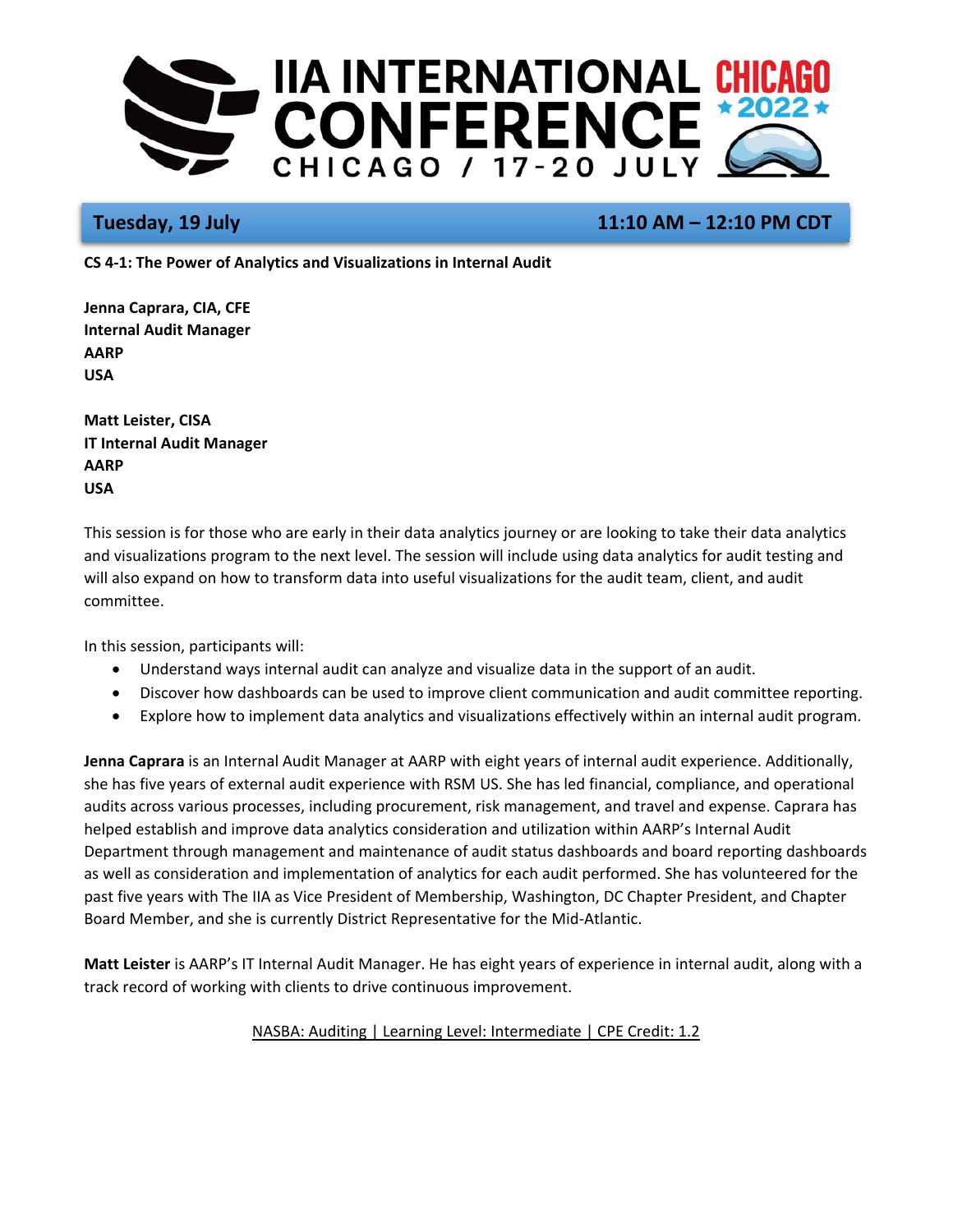**Tuesday, 19 July** **11:10 AM – 12:10 PM CDT**

**CS 4-1: The Power of Analytics and Visualizations in Internal Audit**

**Jenna Caprara, CIA, CFE**
**Internal Audit Manager**
**AARP**
**USA**

**Matt Leister, CISA**
**IT Internal Audit Manager**
**AARP**
**USA**

This session is for those who are early in their data analytics journey or are looking to take their data analytics and visualizations program to the next level. The session will include using data analytics for audit testing and will also expand on how to transform data into useful visualizations for the audit team, client, and audit committee.

In this session, participants will:

- Understand ways internal audit can analyze and visualize data in the support of an audit.
- Discover how dashboards can be used to improve client communication and audit committee reporting.
- Explore how to implement data analytics and visualizations effectively within an internal audit program.

**Jenna Caprara** is an Internal Audit Manager at AARP with eight years of internal audit experience. Additionally, she has five years of external audit experience with RSM US. She has led financial, compliance, and operational audits across various processes, including procurement, risk management, and travel and expense. Caprara has helped establish and improve data analytics consideration and utilization within AARP's Internal Audit Department through management and maintenance of audit status dashboards and board reporting dashboards as well as consideration and implementation of analytics for each audit performed. She has volunteered for the past five years with The IIA as Vice President of Membership, Washington, DC Chapter President, and Chapter Board Member, and she is currently District Representative for the Mid-Atlantic.

**Matt Leister** is AARP's IT Internal Audit Manager. He has eight years of experience in internal audit, along with a track record of working with clients to drive continuous improvement.

NASBA: Auditing | Learning Level: Intermediate | CPE Credit: 1.2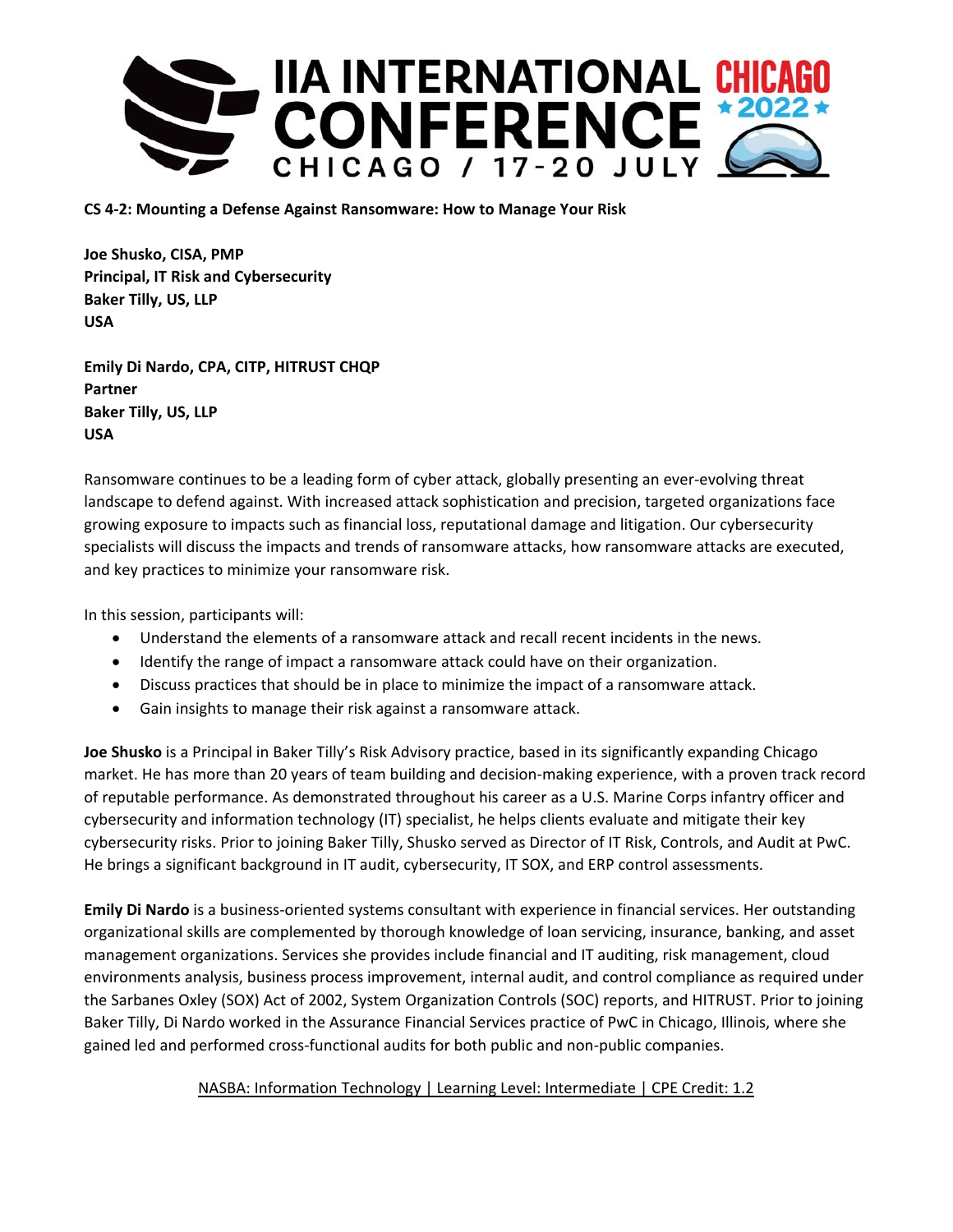**CS 4-2: Mounting a Defense Against Ransomware: How to Manage Your Risk**

**Joe Shusko, CISA, PMP**
**Principal, IT Risk and Cybersecurity**
**Baker Tilly, US, LLP**
**USA**

**Emily Di Nardo, CPA, CITP, HITRUST CHQP**
**Partner**
**Baker Tilly, US, LLP**
**USA**

Ransomware continues to be a leading form of cyber attack, globally presenting an ever-evolving threat landscape to defend against. With increased attack sophistication and precision, targeted organizations face growing exposure to impacts such as financial loss, reputational damage and litigation. Our cybersecurity specialists will discuss the impacts and trends of ransomware attacks, how ransomware attacks are executed, and key practices to minimize your ransomware risk.

In this session, participants will:

- Understand the elements of a ransomware attack and recall recent incidents in the news.
- Identify the range of impact a ransomware attack could have on their organization.
- Discuss practices that should be in place to minimize the impact of a ransomware attack.
- Gain insights to manage their risk against a ransomware attack.

**Joe Shusko** is a Principal in Baker Tilly's Risk Advisory practice, based in its significantly expanding Chicago market. He has more than 20 years of team building and decision-making experience, with a proven track record of reputable performance. As demonstrated throughout his career as a U.S. Marine Corps infantry officer and cybersecurity and information technology (IT) specialist, he helps clients evaluate and mitigate their key cybersecurity risks. Prior to joining Baker Tilly, Shusko served as Director of IT Risk, Controls, and Audit at PwC. He brings a significant background in IT audit, cybersecurity, IT SOX, and ERP control assessments.

**Emily Di Nardo** is a business-oriented systems consultant with experience in financial services. Her outstanding organizational skills are complemented by thorough knowledge of loan servicing, insurance, banking, and asset management organizations. Services she provides include financial and IT auditing, risk management, cloud environments analysis, business process improvement, internal audit, and control compliance as required under the Sarbanes Oxley (SOX) Act of 2002, System Organization Controls (SOC) reports, and HITRUST. Prior to joining Baker Tilly, Di Nardo worked in the Assurance Financial Services practice of PwC in Chicago, Illinois, where she gained led and performed cross-functional audits for both public and non-public companies.

NASBA: Information Technology | Learning Level: Intermediate | CPE Credit: 1.2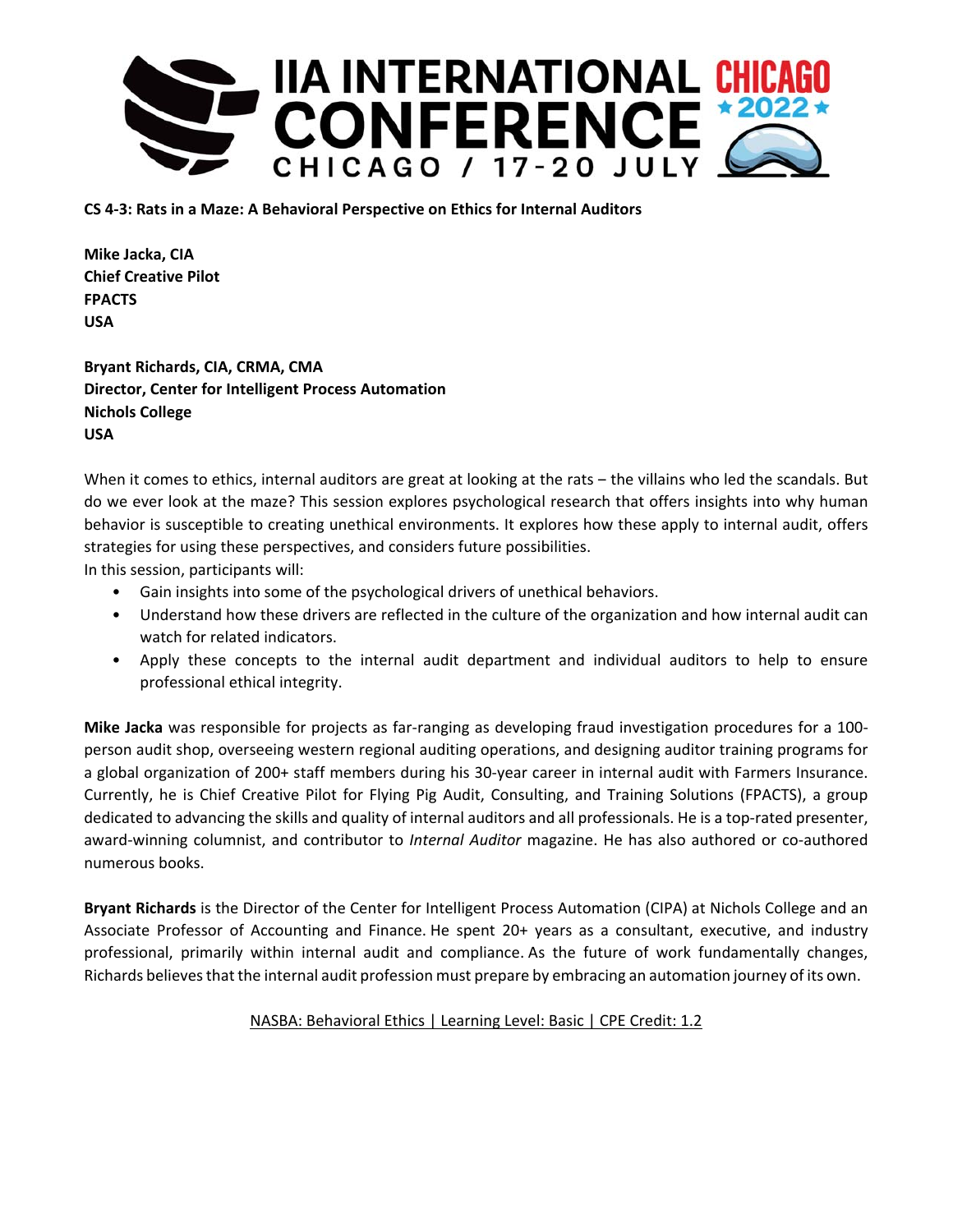**CS 4-3: Rats in a Maze: A Behavioral Perspective on Ethics for Internal Auditors**

**Mike Jacka, CIA**
**Chief Creative Pilot**
**FPACTS**
**USA**

**Bryant Richards, CIA, CRMA, CMA**
**Director, Center for Intelligent Process Automation**
**Nichols College**
**USA**

When it comes to ethics, internal auditors are great at looking at the rats – the villains who led the scandals. But do we ever look at the maze? This session explores psychological research that offers insights into why human behavior is susceptible to creating unethical environments. It explores how these apply to internal audit, offers strategies for using these perspectives, and considers future possibilities.
In this session, participants will:

- Gain insights into some of the psychological drivers of unethical behaviors.
- Understand how these drivers are reflected in the culture of the organization and how internal audit can watch for related indicators.
- Apply these concepts to the internal audit department and individual auditors to help to ensure professional ethical integrity.

**Mike Jacka** was responsible for projects as far-ranging as developing fraud investigation procedures for a 100-person audit shop, overseeing western regional auditing operations, and designing auditor training programs for a global organization of 200+ staff members during his 30-year career in internal audit with Farmers Insurance. Currently, he is Chief Creative Pilot for Flying Pig Audit, Consulting, and Training Solutions (FPACTS), a group dedicated to advancing the skills and quality of internal auditors and all professionals. He is a top-rated presenter, award-winning columnist, and contributor to *Internal Auditor* magazine. He has also authored or co-authored numerous books.

**Bryant Richards** is the Director of the Center for Intelligent Process Automation (CIPA) at Nichols College and an Associate Professor of Accounting and Finance. He spent 20+ years as a consultant, executive, and industry professional, primarily within internal audit and compliance. As the future of work fundamentally changes, Richards believes that the internal audit profession must prepare by embracing an automation journey of its own.

NASBA: Behavioral Ethics | Learning Level: Basic | CPE Credit: 1.2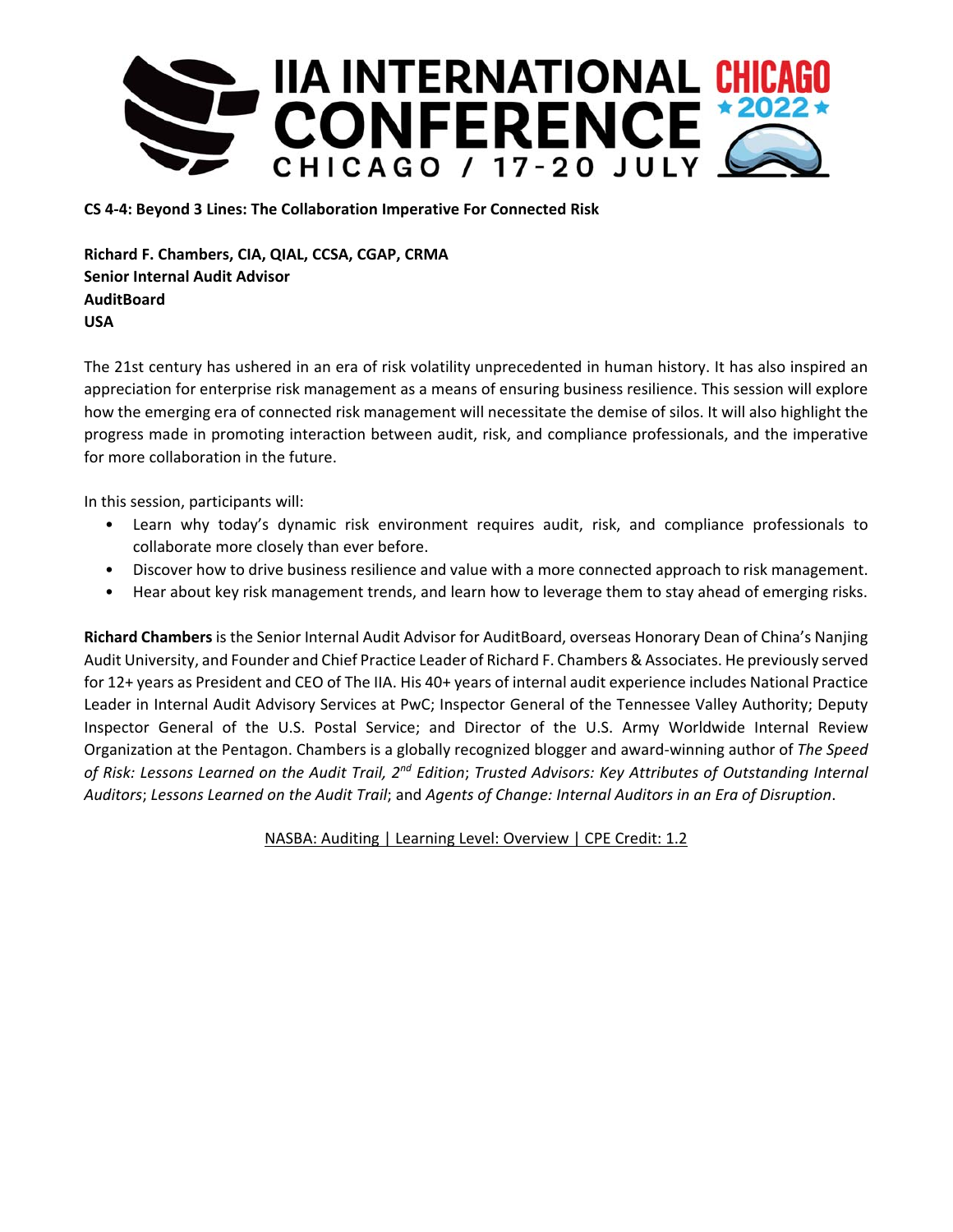**CS 4-4: Beyond 3 Lines: The Collaboration Imperative For Connected Risk**

**Richard F. Chambers, CIA, QIAL, CCSA, CGAP, CRMA**
**Senior Internal Audit Advisor**
**AuditBoard**
**USA**

The 21st century has ushered in an era of risk volatility unprecedented in human history. It has also inspired an appreciation for enterprise risk management as a means of ensuring business resilience. This session will explore how the emerging era of connected risk management will necessitate the demise of silos. It will also highlight the progress made in promoting interaction between audit, risk, and compliance professionals, and the imperative for more collaboration in the future.

In this session, participants will:

- Learn why today's dynamic risk environment requires audit, risk, and compliance professionals to collaborate more closely than ever before.
- Discover how to drive business resilience and value with a more connected approach to risk management.
- Hear about key risk management trends, and learn how to leverage them to stay ahead of emerging risks.

**Richard Chambers** is the Senior Internal Audit Advisor for AuditBoard, overseas Honorary Dean of China's Nanjing Audit University, and Founder and Chief Practice Leader of Richard F. Chambers & Associates. He previously served for 12+ years as President and CEO of The IIA. His 40+ years of internal audit experience includes National Practice Leader in Internal Audit Advisory Services at PwC; Inspector General of the Tennessee Valley Authority; Deputy Inspector General of the U.S. Postal Service; and Director of the U.S. Army Worldwide Internal Review Organization at the Pentagon. Chambers is a globally recognized blogger and award-winning author of *The Speed of Risk: Lessons Learned on the Audit Trail, 2nd Edition*; *Trusted Advisors: Key Attributes of Outstanding Internal Auditors*; *Lessons Learned on the Audit Trail*; and *Agents of Change: Internal Auditors in an Era of Disruption*.

NASBA: Auditing | Learning Level: Overview | CPE Credit: 1.2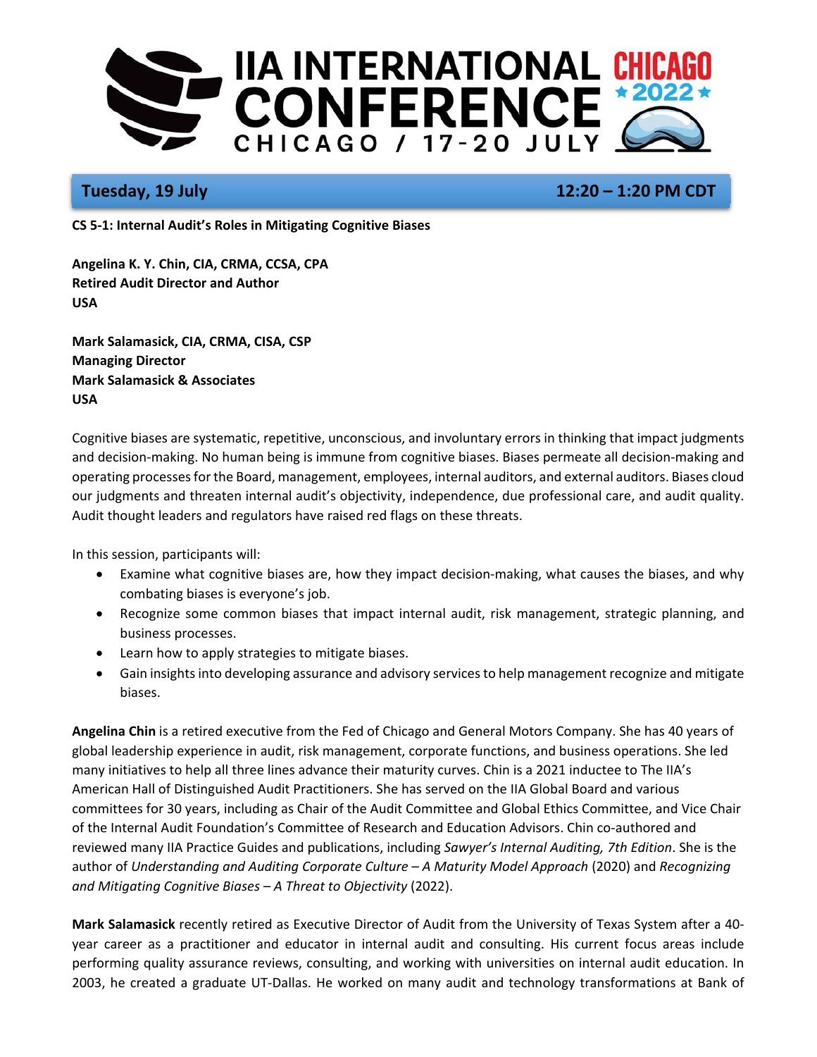**Tuesday, 19 July** **12:20 – 1:20 PM CDT**

**CS 5-1: Internal Audit's Roles in Mitigating Cognitive Biases**

**Angelina K. Y. Chin, CIA, CRMA, CCSA, CPA**
**Retired Audit Director and Author**
**USA**

**Mark Salamasick, CIA, CRMA, CISA, CSP**
**Managing Director**
**Mark Salamasick & Associates**
**USA**

Cognitive biases are systematic, repetitive, unconscious, and involuntary errors in thinking that impact judgments and decision-making. No human being is immune from cognitive biases. Biases permeate all decision-making and operating processes for the Board, management, employees, internal auditors, and external auditors. Biases cloud our judgments and threaten internal audit's objectivity, independence, due professional care, and audit quality. Audit thought leaders and regulators have raised red flags on these threats.

In this session, participants will:

- Examine what cognitive biases are, how they impact decision-making, what causes the biases, and why combating biases is everyone's job.
- Recognize some common biases that impact internal audit, risk management, strategic planning, and business processes.
- Learn how to apply strategies to mitigate biases.
- Gain insights into developing assurance and advisory services to help management recognize and mitigate biases.

**Angelina Chin** is a retired executive from the Fed of Chicago and General Motors Company. She has 40 years of global leadership experience in audit, risk management, corporate functions, and business operations. She led many initiatives to help all three lines advance their maturity curves. Chin is a 2021 inductee to The IIA's American Hall of Distinguished Audit Practitioners. She has served on the IIA Global Board and various committees for 30 years, including as Chair of the Audit Committee and Global Ethics Committee, and Vice Chair of the Internal Audit Foundation's Committee of Research and Education Advisors. Chin co-authored and reviewed many IIA Practice Guides and publications, including *Sawyer's Internal Auditing, 7th Edition*. She is the author of *Understanding and Auditing Corporate Culture – A Maturity Model Approach* (2020) and *Recognizing and Mitigating Cognitive Biases – A Threat to Objectivity* (2022).

**Mark Salamasick** recently retired as Executive Director of Audit from the University of Texas System after a 40-year career as a practitioner and educator in internal audit and consulting. His current focus areas include performing quality assurance reviews, consulting, and working with universities on internal audit education. In 2003, he created a graduate UT-Dallas. He worked on many audit and technology transformations at Bank of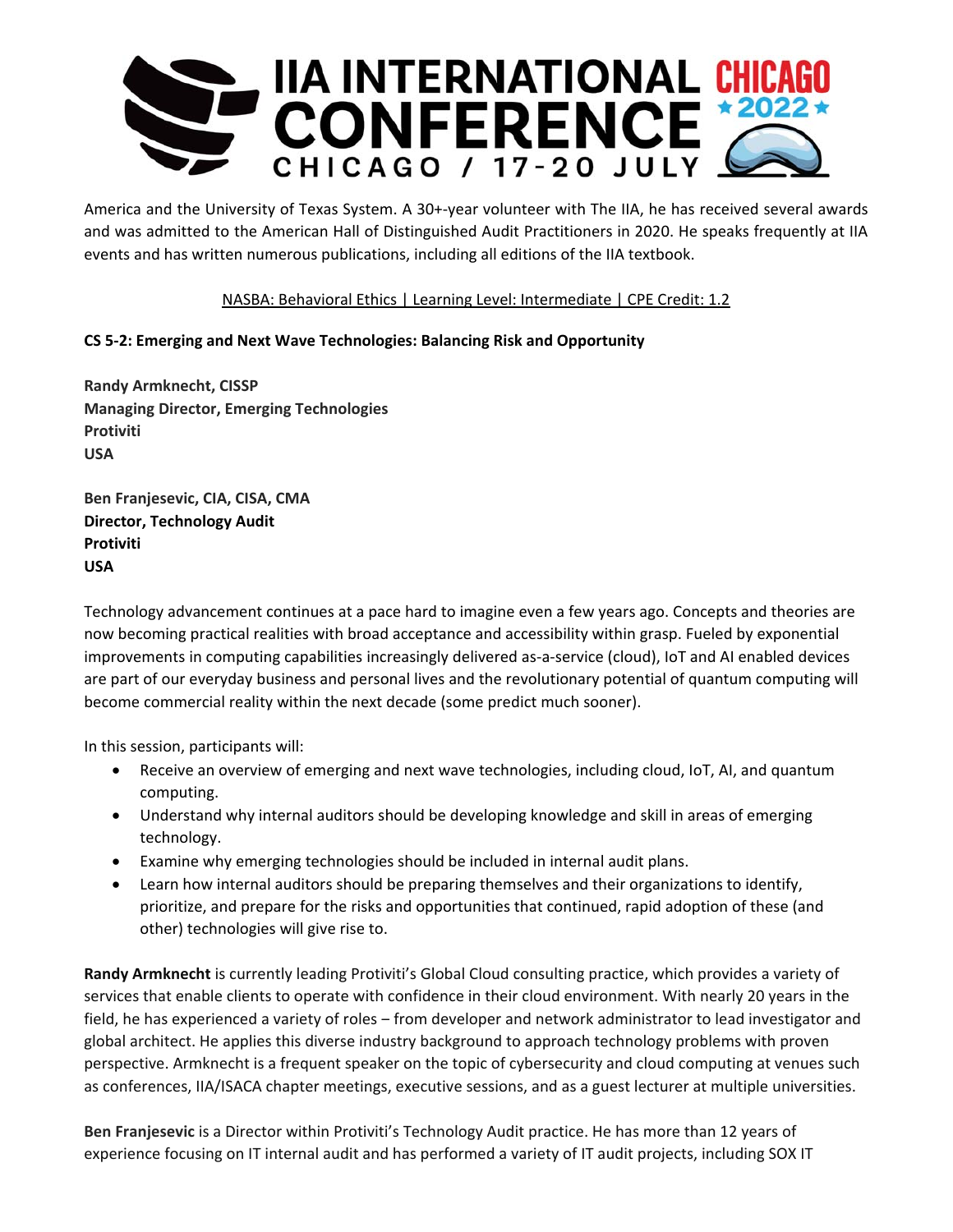America and the University of Texas System. A 30+-year volunteer with The IIA, he has received several awards and was admitted to the American Hall of Distinguished Audit Practitioners in 2020. He speaks frequently at IIA events and has written numerous publications, including all editions of the IIA textbook.

NASBA: Behavioral Ethics | Learning Level: Intermediate | CPE Credit: 1.2

**CS 5-2: Emerging and Next Wave Technologies: Balancing Risk and Opportunity**

**Randy Armknecht, CISSP**
**Managing Director, Emerging Technologies**
**Protiviti**
**USA**

**Ben Franjesevic, CIA, CISA, CMA**
**Director, Technology Audit**
**Protiviti**
**USA**

Technology advancement continues at a pace hard to imagine even a few years ago. Concepts and theories are now becoming practical realities with broad acceptance and accessibility within grasp. Fueled by exponential improvements in computing capabilities increasingly delivered as-a-service (cloud), IoT and AI enabled devices are part of our everyday business and personal lives and the revolutionary potential of quantum computing will become commercial reality within the next decade (some predict much sooner).

In this session, participants will:

- Receive an overview of emerging and next wave technologies, including cloud, IoT, AI, and quantum computing.
- Understand why internal auditors should be developing knowledge and skill in areas of emerging technology.
- Examine why emerging technologies should be included in internal audit plans.
- Learn how internal auditors should be preparing themselves and their organizations to identify, prioritize, and prepare for the risks and opportunities that continued, rapid adoption of these (and other) technologies will give rise to.

**Randy Armknecht** is currently leading Protiviti's Global Cloud consulting practice, which provides a variety of services that enable clients to operate with confidence in their cloud environment. With nearly 20 years in the field, he has experienced a variety of roles – from developer and network administrator to lead investigator and global architect. He applies this diverse industry background to approach technology problems with proven perspective. Armknecht is a frequent speaker on the topic of cybersecurity and cloud computing at venues such as conferences, IIA/ISACA chapter meetings, executive sessions, and as a guest lecturer at multiple universities.

**Ben Franjesevic** is a Director within Protiviti's Technology Audit practice. He has more than 12 years of experience focusing on IT internal audit and has performed a variety of IT audit projects, including SOX IT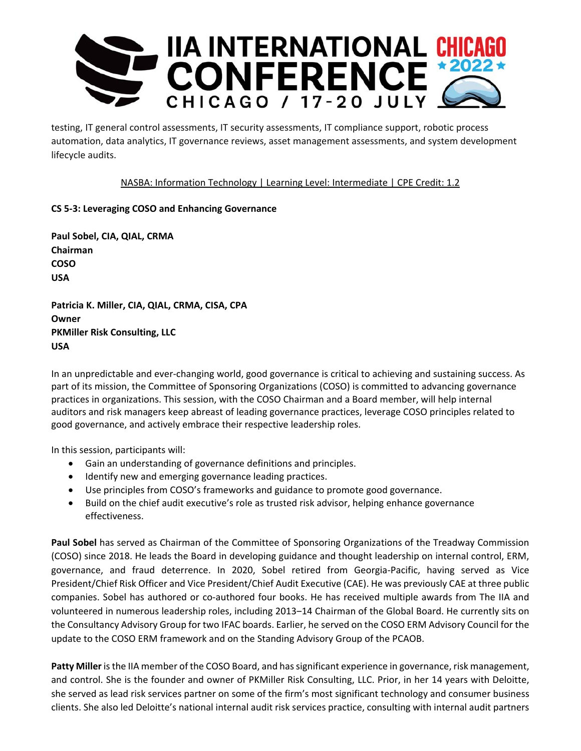testing, IT general control assessments, IT security assessments, IT compliance support, robotic process automation, data analytics, IT governance reviews, asset management assessments, and system development lifecycle audits.

NASBA: Information Technology | Learning Level: Intermediate | CPE Credit: 1.2

**CS 5-3: Leveraging COSO and Enhancing Governance**

**Paul Sobel, CIA, QIAL, CRMA**
**Chairman**
**COSO**
**USA**

**Patricia K. Miller, CIA, QIAL, CRMA, CISA, CPA**
**Owner**
**PKMiller Risk Consulting, LLC**
**USA**

In an unpredictable and ever-changing world, good governance is critical to achieving and sustaining success. As part of its mission, the Committee of Sponsoring Organizations (COSO) is committed to advancing governance practices in organizations. This session, with the COSO Chairman and a Board member, will help internal auditors and risk managers keep abreast of leading governance practices, leverage COSO principles related to good governance, and actively embrace their respective leadership roles.

In this session, participants will:

- Gain an understanding of governance definitions and principles.
- Identify new and emerging governance leading practices.
- Use principles from COSO's frameworks and guidance to promote good governance.
- Build on the chief audit executive's role as trusted risk advisor, helping enhance governance effectiveness.

**Paul Sobel** has served as Chairman of the Committee of Sponsoring Organizations of the Treadway Commission (COSO) since 2018. He leads the Board in developing guidance and thought leadership on internal control, ERM, governance, and fraud deterrence. In 2020, Sobel retired from Georgia-Pacific, having served as Vice President/Chief Risk Officer and Vice President/Chief Audit Executive (CAE). He was previously CAE at three public companies. Sobel has authored or co-authored four books. He has received multiple awards from The IIA and volunteered in numerous leadership roles, including 2013–14 Chairman of the Global Board. He currently sits on the Consultancy Advisory Group for two IFAC boards. Earlier, he served on the COSO ERM Advisory Council for the update to the COSO ERM framework and on the Standing Advisory Group of the PCAOB.

**Patty Miller** is the IIA member of the COSO Board, and has significant experience in governance, risk management, and control. She is the founder and owner of PKMiller Risk Consulting, LLC. Prior, in her 14 years with Deloitte, she served as lead risk services partner on some of the firm's most significant technology and consumer business clients. She also led Deloitte's national internal audit risk services practice, consulting with internal audit partners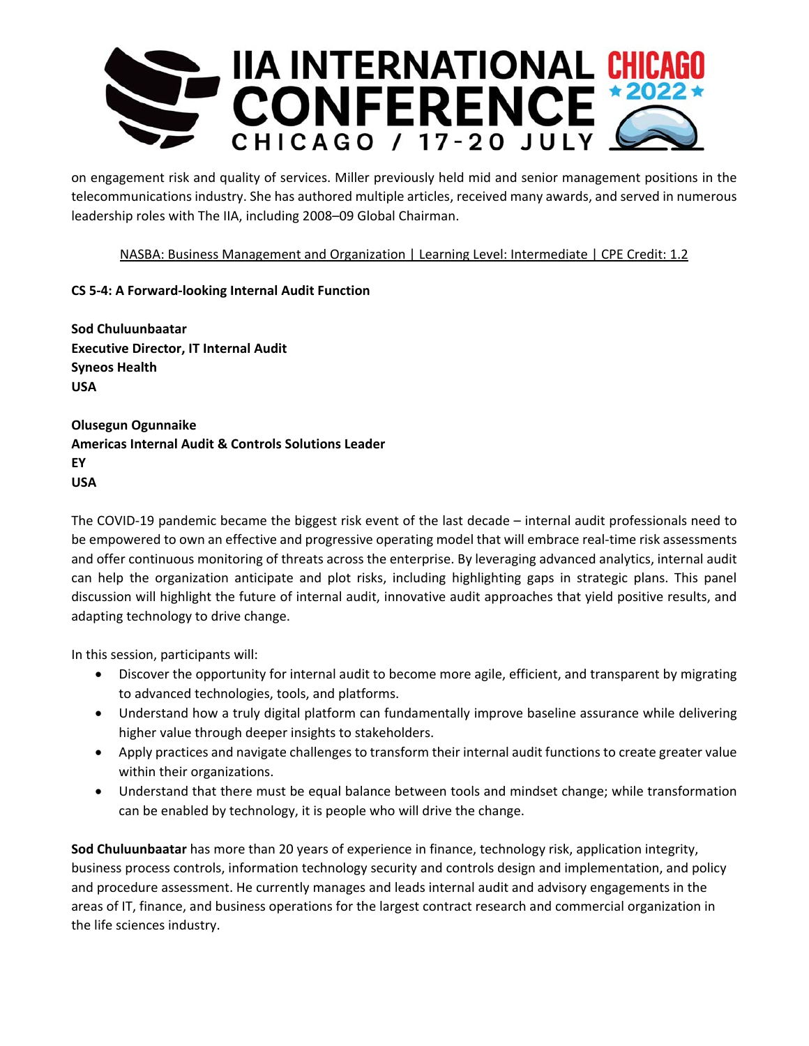on engagement risk and quality of services. Miller previously held mid and senior management positions in the telecommunications industry. She has authored multiple articles, received many awards, and served in numerous leadership roles with The IIA, including 2008–09 Global Chairman.

NASBA: Business Management and Organization | Learning Level: Intermediate | CPE Credit: 1.2

**CS 5-4: A Forward-looking Internal Audit Function**

**Sod Chuluunbaatar**
**Executive Director, IT Internal Audit**
**Syneos Health**
**USA**

**Olusegun Ogunnaike**
**Americas Internal Audit & Controls Solutions Leader**
**EY**
**USA**

The COVID-19 pandemic became the biggest risk event of the last decade – internal audit professionals need to be empowered to own an effective and progressive operating model that will embrace real-time risk assessments and offer continuous monitoring of threats across the enterprise. By leveraging advanced analytics, internal audit can help the organization anticipate and plot risks, including highlighting gaps in strategic plans. This panel discussion will highlight the future of internal audit, innovative audit approaches that yield positive results, and adapting technology to drive change.

In this session, participants will:

- Discover the opportunity for internal audit to become more agile, efficient, and transparent by migrating to advanced technologies, tools, and platforms.
- Understand how a truly digital platform can fundamentally improve baseline assurance while delivering higher value through deeper insights to stakeholders.
- Apply practices and navigate challenges to transform their internal audit functions to create greater value within their organizations.
- Understand that there must be equal balance between tools and mindset change; while transformation can be enabled by technology, it is people who will drive the change.

**Sod Chuluunbaatar** has more than 20 years of experience in finance, technology risk, application integrity, business process controls, information technology security and controls design and implementation, and policy and procedure assessment. He currently manages and leads internal audit and advisory engagements in the areas of IT, finance, and business operations for the largest contract research and commercial organization in the life sciences industry.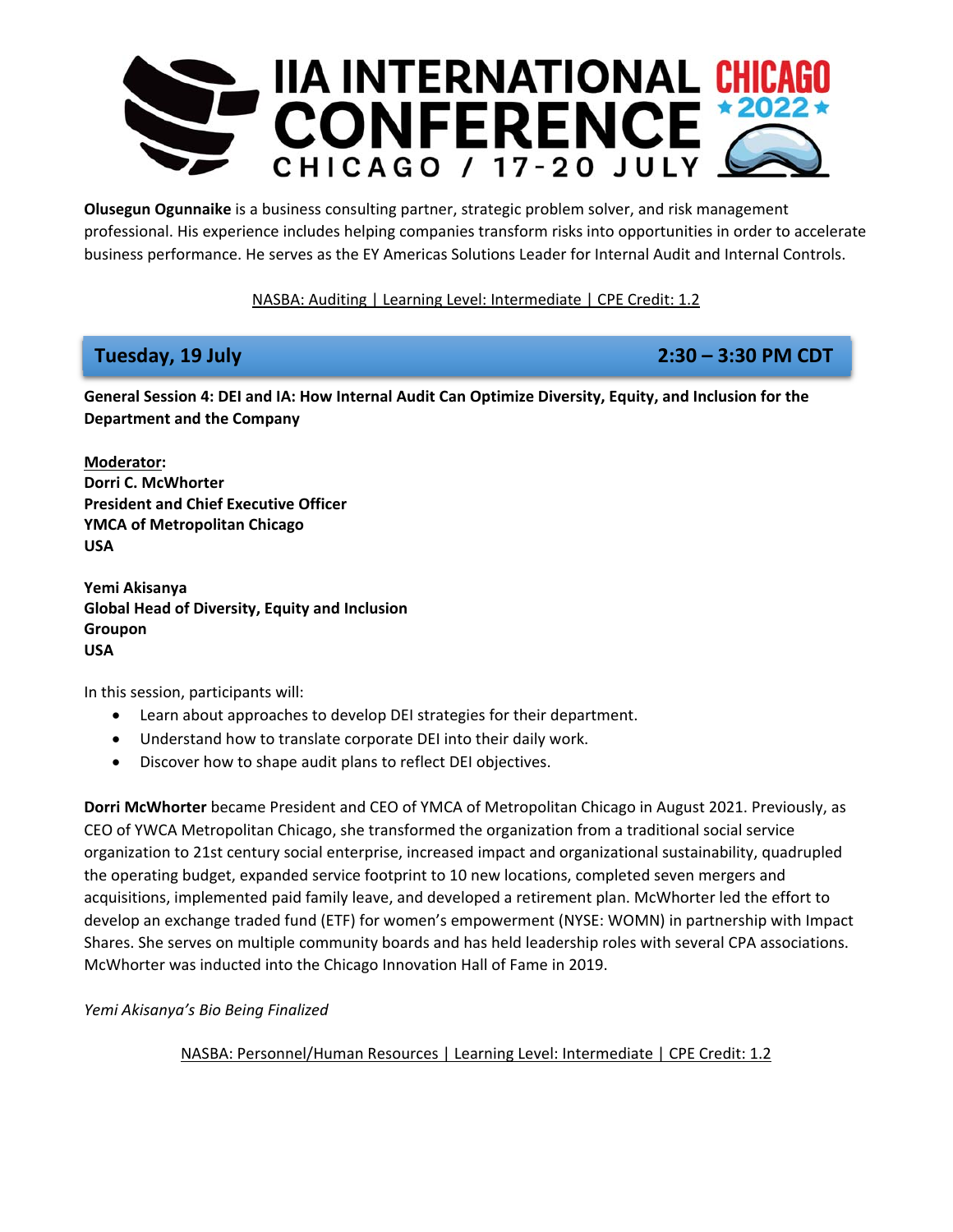**Olusegun Ogunnaike** is a business consulting partner, strategic problem solver, and risk management professional. His experience includes helping companies transform risks into opportunities in order to accelerate business performance. He serves as the EY Americas Solutions Leader for Internal Audit and Internal Controls.

NASBA: Auditing | Learning Level: Intermediate | CPE Credit: 1.2

## Tuesday, 19 July — 2:30 – 3:30 PM CDT

**General Session 4: DEI and IA: How Internal Audit Can Optimize Diversity, Equity, and Inclusion for the Department and the Company**

**Moderator:**
**Dorri C. McWhorter**
**President and Chief Executive Officer**
**YMCA of Metropolitan Chicago**
**USA**

**Yemi Akisanya**
**Global Head of Diversity, Equity and Inclusion**
**Groupon**
**USA**

In this session, participants will:

- Learn about approaches to develop DEI strategies for their department.
- Understand how to translate corporate DEI into their daily work.
- Discover how to shape audit plans to reflect DEI objectives.

**Dorri McWhorter** became President and CEO of YMCA of Metropolitan Chicago in August 2021. Previously, as CEO of YWCA Metropolitan Chicago, she transformed the organization from a traditional social service organization to 21st century social enterprise, increased impact and organizational sustainability, quadrupled the operating budget, expanded service footprint to 10 new locations, completed seven mergers and acquisitions, implemented paid family leave, and developed a retirement plan. McWhorter led the effort to develop an exchange traded fund (ETF) for women's empowerment (NYSE: WOMN) in partnership with Impact Shares. She serves on multiple community boards and has held leadership roles with several CPA associations. McWhorter was inducted into the Chicago Innovation Hall of Fame in 2019.

*Yemi Akisanya's Bio Being Finalized*

NASBA: Personnel/Human Resources | Learning Level: Intermediate | CPE Credit: 1.2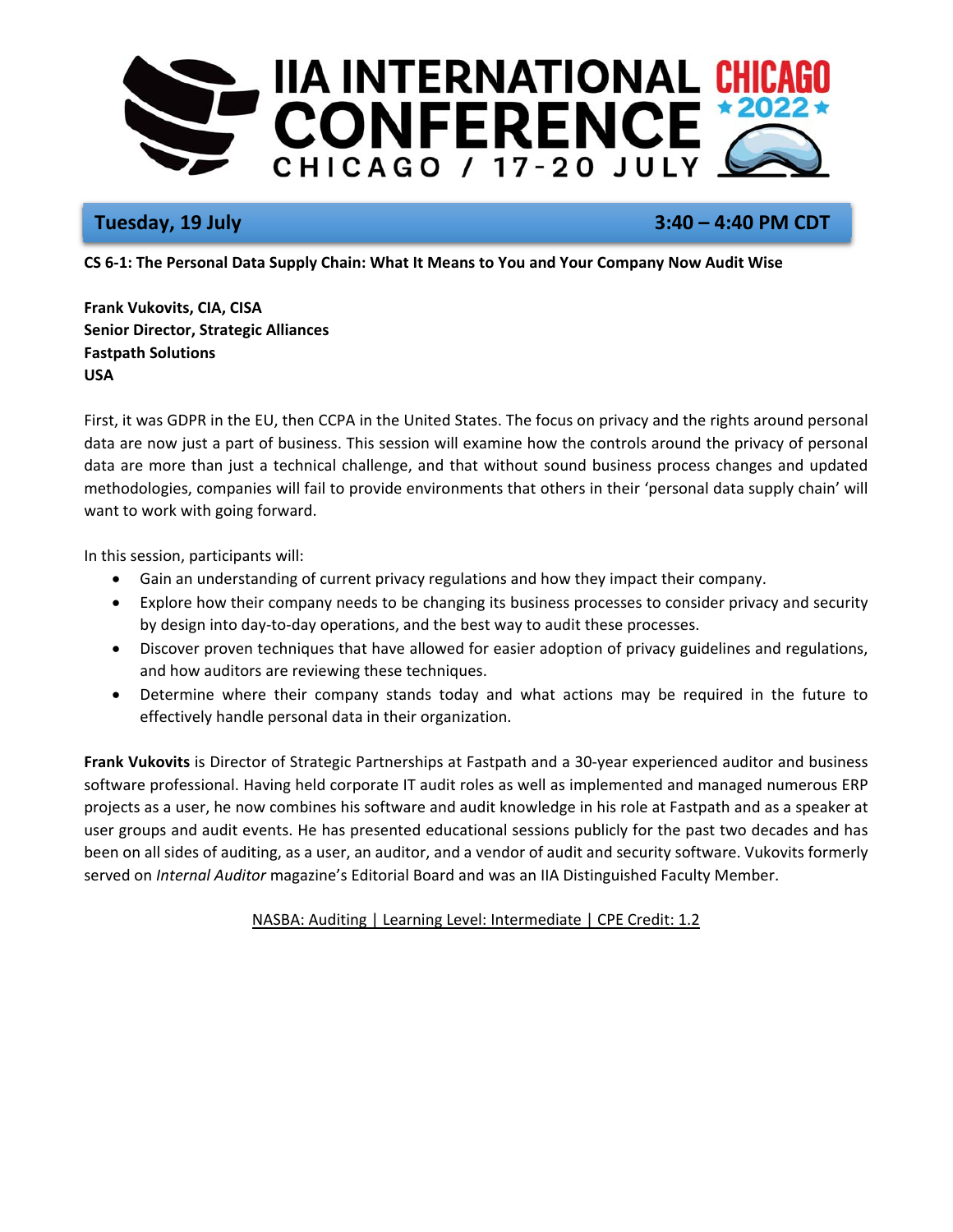**Tuesday, 19 July** **3:40 – 4:40 PM CDT**

**CS 6-1: The Personal Data Supply Chain: What It Means to You and Your Company Now Audit Wise**

**Frank Vukovits, CIA, CISA**
**Senior Director, Strategic Alliances**
**Fastpath Solutions**
**USA**

First, it was GDPR in the EU, then CCPA in the United States. The focus on privacy and the rights around personal data are now just a part of business. This session will examine how the controls around the privacy of personal data are more than just a technical challenge, and that without sound business process changes and updated methodologies, companies will fail to provide environments that others in their 'personal data supply chain' will want to work with going forward.

In this session, participants will:

- Gain an understanding of current privacy regulations and how they impact their company.
- Explore how their company needs to be changing its business processes to consider privacy and security by design into day-to-day operations, and the best way to audit these processes.
- Discover proven techniques that have allowed for easier adoption of privacy guidelines and regulations, and how auditors are reviewing these techniques.
- Determine where their company stands today and what actions may be required in the future to effectively handle personal data in their organization.

**Frank Vukovits** is Director of Strategic Partnerships at Fastpath and a 30-year experienced auditor and business software professional. Having held corporate IT audit roles as well as implemented and managed numerous ERP projects as a user, he now combines his software and audit knowledge in his role at Fastpath and as a speaker at user groups and audit events. He has presented educational sessions publicly for the past two decades and has been on all sides of auditing, as a user, an auditor, and a vendor of audit and security software. Vukovits formerly served on *Internal Auditor* magazine's Editorial Board and was an IIA Distinguished Faculty Member.

NASBA: Auditing | Learning Level: Intermediate | CPE Credit: 1.2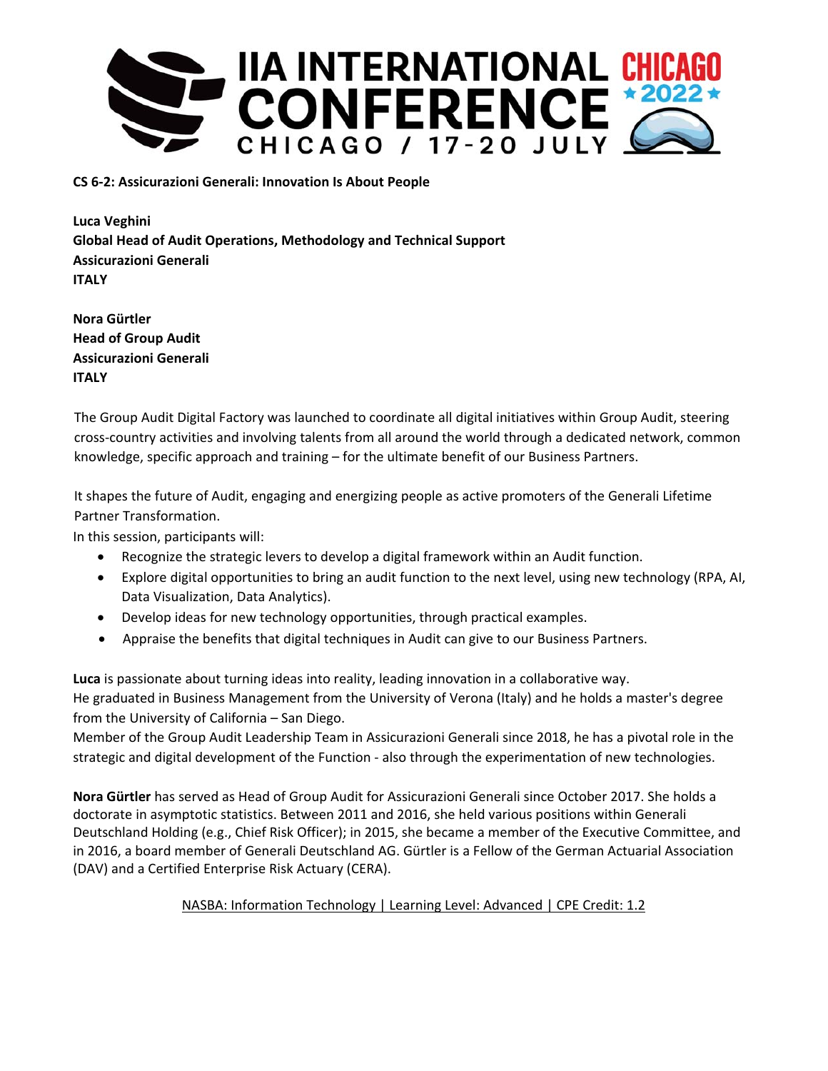**CS 6-2: Assicurazioni Generali: Innovation Is About People**

**Luca Veghini**
**Global Head of Audit Operations, Methodology and Technical Support**
**Assicurazioni Generali**
**ITALY**

**Nora Gürtler**
**Head of Group Audit**
**Assicurazioni Generali**
**ITALY**

The Group Audit Digital Factory was launched to coordinate all digital initiatives within Group Audit, steering cross-country activities and involving talents from all around the world through a dedicated network, common knowledge, specific approach and training – for the ultimate benefit of our Business Partners.

It shapes the future of Audit, engaging and energizing people as active promoters of the Generali Lifetime Partner Transformation.
In this session, participants will:

- Recognize the strategic levers to develop a digital framework within an Audit function.
- Explore digital opportunities to bring an audit function to the next level, using new technology (RPA, AI, Data Visualization, Data Analytics).
- Develop ideas for new technology opportunities, through practical examples.
- Appraise the benefits that digital techniques in Audit can give to our Business Partners.

**Luca** is passionate about turning ideas into reality, leading innovation in a collaborative way.
He graduated in Business Management from the University of Verona (Italy) and he holds a master's degree from the University of California – San Diego.
Member of the Group Audit Leadership Team in Assicurazioni Generali since 2018, he has a pivotal role in the strategic and digital development of the Function - also through the experimentation of new technologies.

**Nora Gürtler** has served as Head of Group Audit for Assicurazioni Generali since October 2017. She holds a doctorate in asymptotic statistics. Between 2011 and 2016, she held various positions within Generali Deutschland Holding (e.g., Chief Risk Officer); in 2015, she became a member of the Executive Committee, and in 2016, a board member of Generali Deutschland AG. Gürtler is a Fellow of the German Actuarial Association (DAV) and a Certified Enterprise Risk Actuary (CERA).

NASBA: Information Technology | Learning Level: Advanced | CPE Credit: 1.2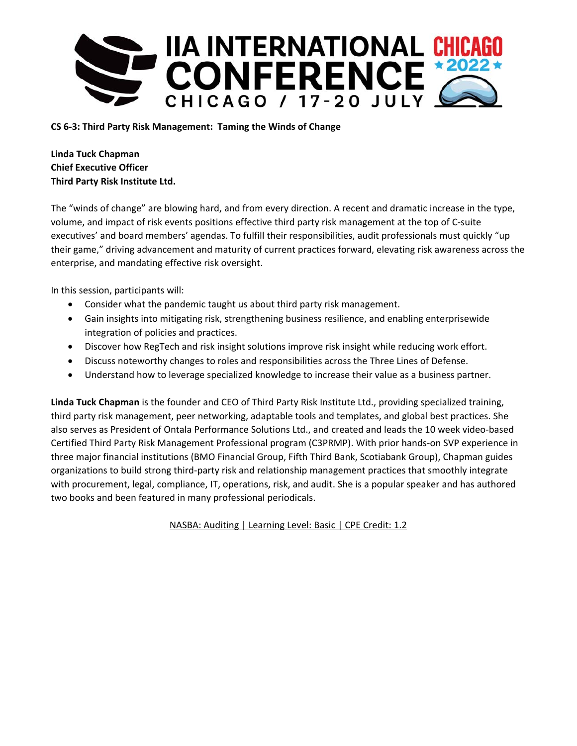**CS 6-3: Third Party Risk Management: Taming the Winds of Change**

**Linda Tuck Chapman**
**Chief Executive Officer**
**Third Party Risk Institute Ltd.**

The "winds of change" are blowing hard, and from every direction. A recent and dramatic increase in the type, volume, and impact of risk events positions effective third party risk management at the top of C-suite executives' and board members' agendas. To fulfill their responsibilities, audit professionals must quickly "up their game," driving advancement and maturity of current practices forward, elevating risk awareness across the enterprise, and mandating effective risk oversight.

In this session, participants will:

- Consider what the pandemic taught us about third party risk management.
- Gain insights into mitigating risk, strengthening business resilience, and enabling enterprisewide integration of policies and practices.
- Discover how RegTech and risk insight solutions improve risk insight while reducing work effort.
- Discuss noteworthy changes to roles and responsibilities across the Three Lines of Defense.
- Understand how to leverage specialized knowledge to increase their value as a business partner.

**Linda Tuck Chapman** is the founder and CEO of Third Party Risk Institute Ltd., providing specialized training, third party risk management, peer networking, adaptable tools and templates, and global best practices. She also serves as President of Ontala Performance Solutions Ltd., and created and leads the 10 week video-based Certified Third Party Risk Management Professional program (C3PRMP). With prior hands-on SVP experience in three major financial institutions (BMO Financial Group, Fifth Third Bank, Scotiabank Group), Chapman guides organizations to build strong third-party risk and relationship management practices that smoothly integrate with procurement, legal, compliance, IT, operations, risk, and audit. She is a popular speaker and has authored two books and been featured in many professional periodicals.

NASBA: Auditing | Learning Level: Basic | CPE Credit: 1.2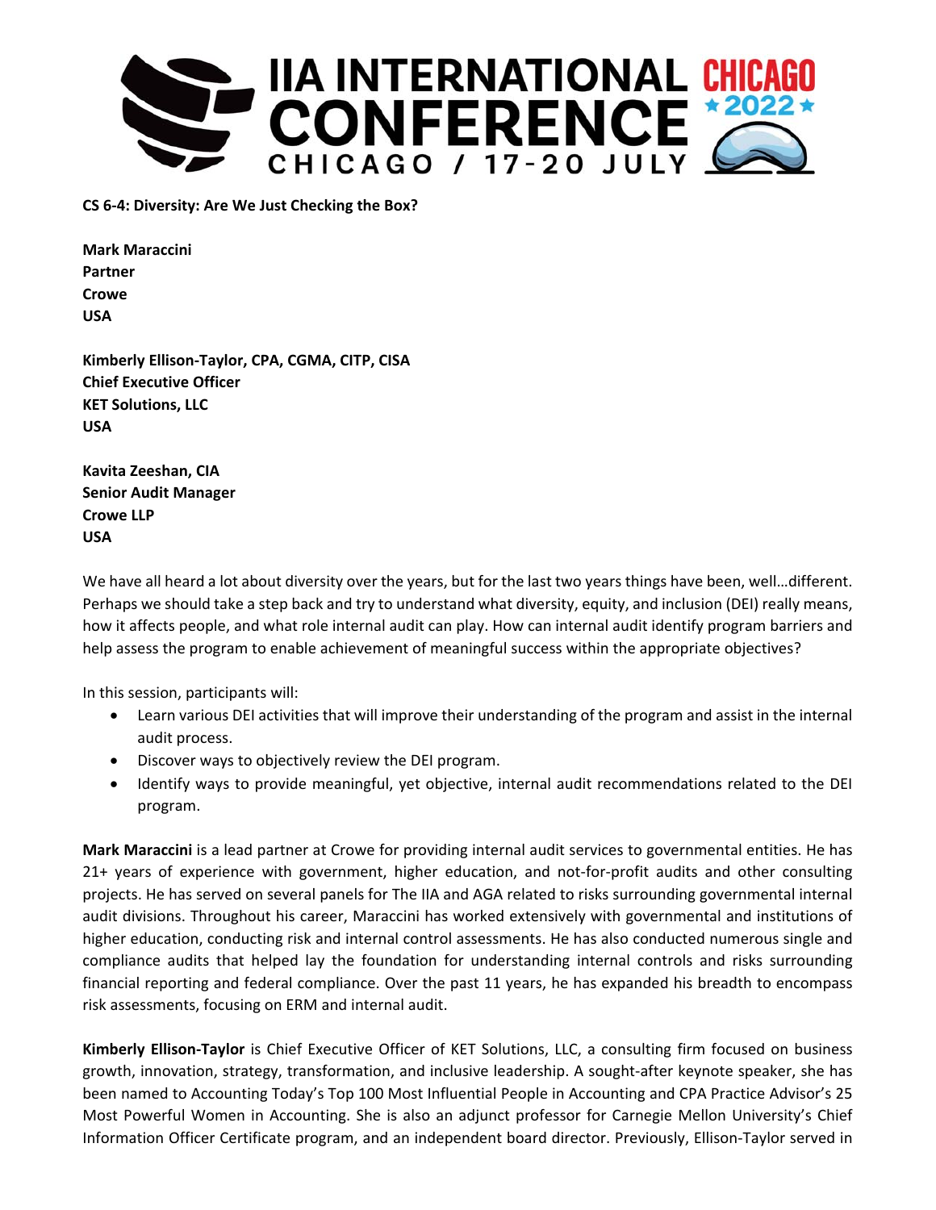**CS 6-4: Diversity: Are We Just Checking the Box?**

**Mark Maraccini**
**Partner**
**Crowe**
**USA**

**Kimberly Ellison-Taylor, CPA, CGMA, CITP, CISA**
**Chief Executive Officer**
**KET Solutions, LLC**
**USA**

**Kavita Zeeshan, CIA**
**Senior Audit Manager**
**Crowe LLP**
**USA**

We have all heard a lot about diversity over the years, but for the last two years things have been, well…different. Perhaps we should take a step back and try to understand what diversity, equity, and inclusion (DEI) really means, how it affects people, and what role internal audit can play. How can internal audit identify program barriers and help assess the program to enable achievement of meaningful success within the appropriate objectives?

In this session, participants will:

- Learn various DEI activities that will improve their understanding of the program and assist in the internal audit process.
- Discover ways to objectively review the DEI program.
- Identify ways to provide meaningful, yet objective, internal audit recommendations related to the DEI program.

**Mark Maraccini** is a lead partner at Crowe for providing internal audit services to governmental entities. He has 21+ years of experience with government, higher education, and not-for-profit audits and other consulting projects. He has served on several panels for The IIA and AGA related to risks surrounding governmental internal audit divisions. Throughout his career, Maraccini has worked extensively with governmental and institutions of higher education, conducting risk and internal control assessments. He has also conducted numerous single and compliance audits that helped lay the foundation for understanding internal controls and risks surrounding financial reporting and federal compliance. Over the past 11 years, he has expanded his breadth to encompass risk assessments, focusing on ERM and internal audit.

**Kimberly Ellison-Taylor** is Chief Executive Officer of KET Solutions, LLC, a consulting firm focused on business growth, innovation, strategy, transformation, and inclusive leadership. A sought-after keynote speaker, she has been named to Accounting Today's Top 100 Most Influential People in Accounting and CPA Practice Advisor's 25 Most Powerful Women in Accounting. She is also an adjunct professor for Carnegie Mellon University's Chief Information Officer Certificate program, and an independent board director. Previously, Ellison-Taylor served in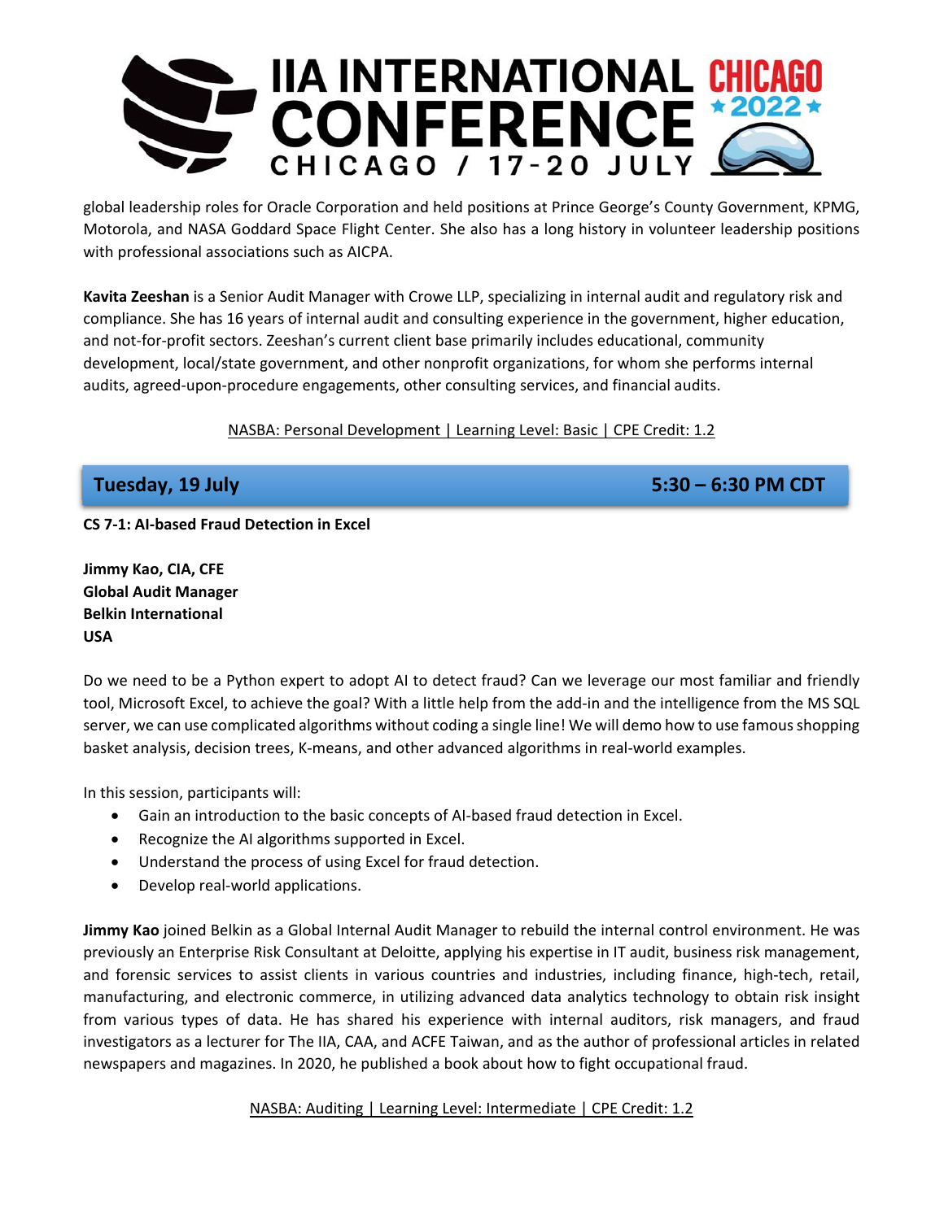global leadership roles for Oracle Corporation and held positions at Prince George's County Government, KPMG, Motorola, and NASA Goddard Space Flight Center. She also has a long history in volunteer leadership positions with professional associations such as AICPA.

**Kavita Zeeshan** is a Senior Audit Manager with Crowe LLP, specializing in internal audit and regulatory risk and compliance. She has 16 years of internal audit and consulting experience in the government, higher education, and not-for-profit sectors. Zeeshan's current client base primarily includes educational, community development, local/state government, and other nonprofit organizations, for whom she performs internal audits, agreed-upon-procedure engagements, other consulting services, and financial audits.

NASBA: Personal Development | Learning Level: Basic | CPE Credit: 1.2

## Tuesday, 19 July — 5:30 – 6:30 PM CDT

**CS 7-1: AI-based Fraud Detection in Excel**

**Jimmy Kao, CIA, CFE**
**Global Audit Manager**
**Belkin International**
**USA**

Do we need to be a Python expert to adopt AI to detect fraud? Can we leverage our most familiar and friendly tool, Microsoft Excel, to achieve the goal? With a little help from the add-in and the intelligence from the MS SQL server, we can use complicated algorithms without coding a single line! We will demo how to use famous shopping basket analysis, decision trees, K-means, and other advanced algorithms in real-world examples.

In this session, participants will:

- Gain an introduction to the basic concepts of AI-based fraud detection in Excel.
- Recognize the AI algorithms supported in Excel.
- Understand the process of using Excel for fraud detection.
- Develop real-world applications.

**Jimmy Kao** joined Belkin as a Global Internal Audit Manager to rebuild the internal control environment. He was previously an Enterprise Risk Consultant at Deloitte, applying his expertise in IT audit, business risk management, and forensic services to assist clients in various countries and industries, including finance, high-tech, retail, manufacturing, and electronic commerce, in utilizing advanced data analytics technology to obtain risk insight from various types of data. He has shared his experience with internal auditors, risk managers, and fraud investigators as a lecturer for The IIA, CAA, and ACFE Taiwan, and as the author of professional articles in related newspapers and magazines. In 2020, he published a book about how to fight occupational fraud.

NASBA: Auditing | Learning Level: Intermediate | CPE Credit: 1.2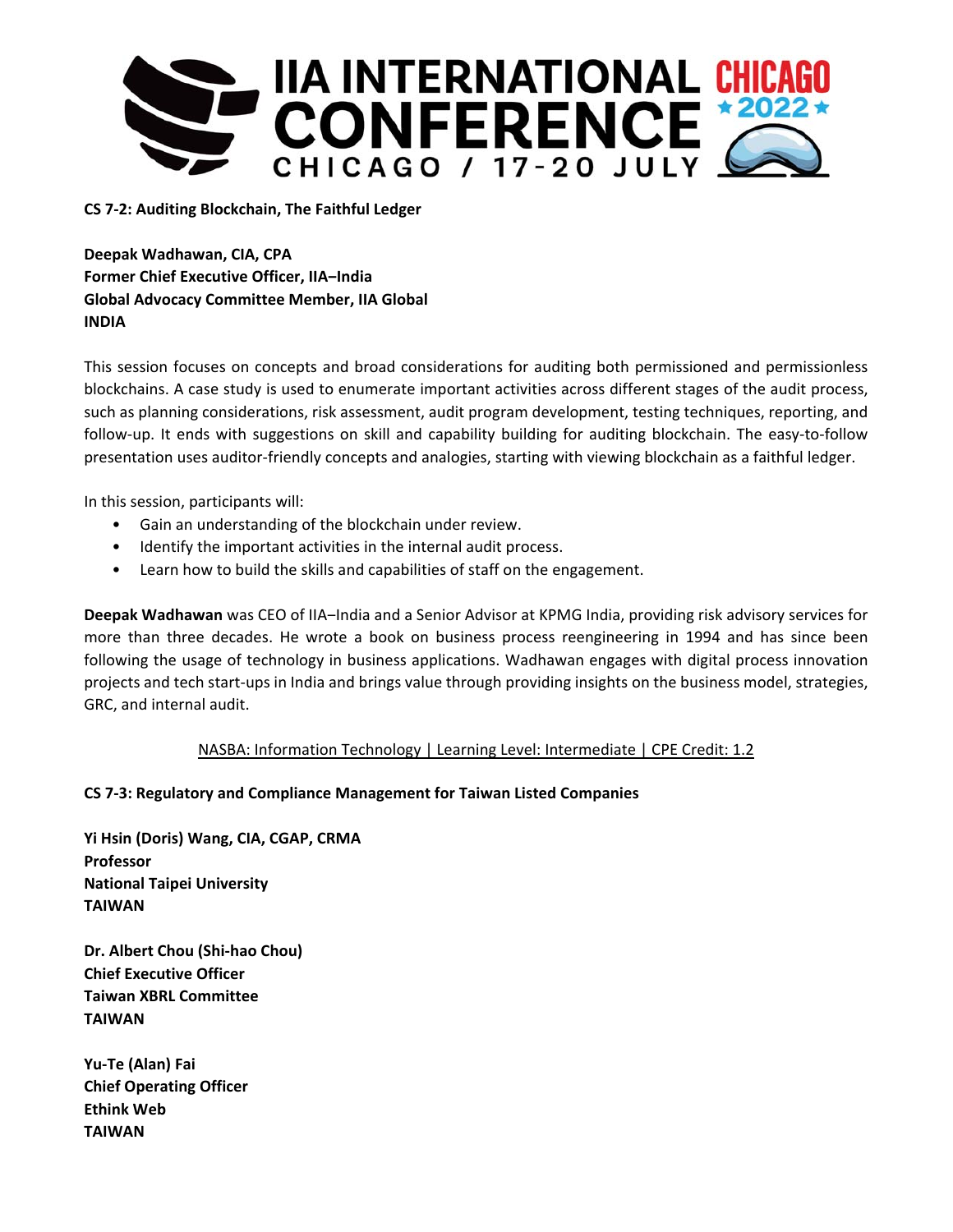**CS 7-2: Auditing Blockchain, The Faithful Ledger**

**Deepak Wadhawan, CIA, CPA**
**Former Chief Executive Officer, IIA–India**
**Global Advocacy Committee Member, IIA Global**
**INDIA**

This session focuses on concepts and broad considerations for auditing both permissioned and permissionless blockchains. A case study is used to enumerate important activities across different stages of the audit process, such as planning considerations, risk assessment, audit program development, testing techniques, reporting, and follow-up. It ends with suggestions on skill and capability building for auditing blockchain. The easy-to-follow presentation uses auditor-friendly concepts and analogies, starting with viewing blockchain as a faithful ledger.

In this session, participants will:

- Gain an understanding of the blockchain under review.
- Identify the important activities in the internal audit process.
- Learn how to build the skills and capabilities of staff on the engagement.

**Deepak Wadhawan** was CEO of IIA–India and a Senior Advisor at KPMG India, providing risk advisory services for more than three decades. He wrote a book on business process reengineering in 1994 and has since been following the usage of technology in business applications. Wadhawan engages with digital process innovation projects and tech start-ups in India and brings value through providing insights on the business model, strategies, GRC, and internal audit.

NASBA: Information Technology | Learning Level: Intermediate | CPE Credit: 1.2

**CS 7-3: Regulatory and Compliance Management for Taiwan Listed Companies**

**Yi Hsin (Doris) Wang, CIA, CGAP, CRMA**
**Professor**
**National Taipei University**
**TAIWAN**

**Dr. Albert Chou (Shi-hao Chou)**
**Chief Executive Officer**
**Taiwan XBRL Committee**
**TAIWAN**

**Yu-Te (Alan) Fai**
**Chief Operating Officer**
**Ethink Web**
**TAIWAN**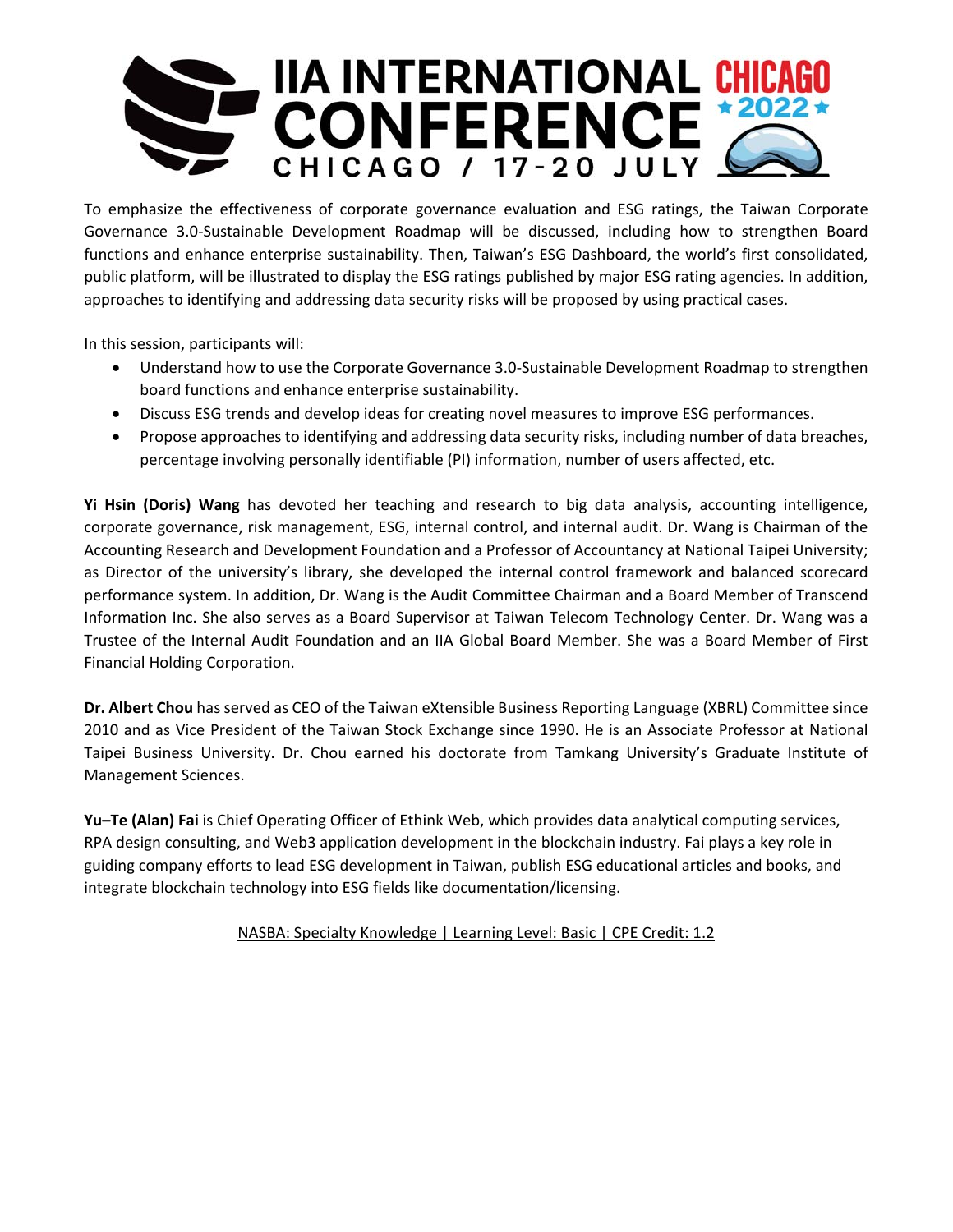To emphasize the effectiveness of corporate governance evaluation and ESG ratings, the Taiwan Corporate Governance 3.0-Sustainable Development Roadmap will be discussed, including how to strengthen Board functions and enhance enterprise sustainability. Then, Taiwan's ESG Dashboard, the world's first consolidated, public platform, will be illustrated to display the ESG ratings published by major ESG rating agencies. In addition, approaches to identifying and addressing data security risks will be proposed by using practical cases.

In this session, participants will:

- Understand how to use the Corporate Governance 3.0-Sustainable Development Roadmap to strengthen board functions and enhance enterprise sustainability.
- Discuss ESG trends and develop ideas for creating novel measures to improve ESG performances.
- Propose approaches to identifying and addressing data security risks, including number of data breaches, percentage involving personally identifiable (PI) information, number of users affected, etc.

**Yi Hsin (Doris) Wang** has devoted her teaching and research to big data analysis, accounting intelligence, corporate governance, risk management, ESG, internal control, and internal audit. Dr. Wang is Chairman of the Accounting Research and Development Foundation and a Professor of Accountancy at National Taipei University; as Director of the university's library, she developed the internal control framework and balanced scorecard performance system. In addition, Dr. Wang is the Audit Committee Chairman and a Board Member of Transcend Information Inc. She also serves as a Board Supervisor at Taiwan Telecom Technology Center. Dr. Wang was a Trustee of the Internal Audit Foundation and an IIA Global Board Member. She was a Board Member of First Financial Holding Corporation.

**Dr. Albert Chou** has served as CEO of the Taiwan eXtensible Business Reporting Language (XBRL) Committee since 2010 and as Vice President of the Taiwan Stock Exchange since 1990. He is an Associate Professor at National Taipei Business University. Dr. Chou earned his doctorate from Tamkang University's Graduate Institute of Management Sciences.

**Yu–Te (Alan) Fai** is Chief Operating Officer of Ethink Web, which provides data analytical computing services, RPA design consulting, and Web3 application development in the blockchain industry. Fai plays a key role in guiding company efforts to lead ESG development in Taiwan, publish ESG educational articles and books, and integrate blockchain technology into ESG fields like documentation/licensing.

NASBA: Specialty Knowledge | Learning Level: Basic | CPE Credit: 1.2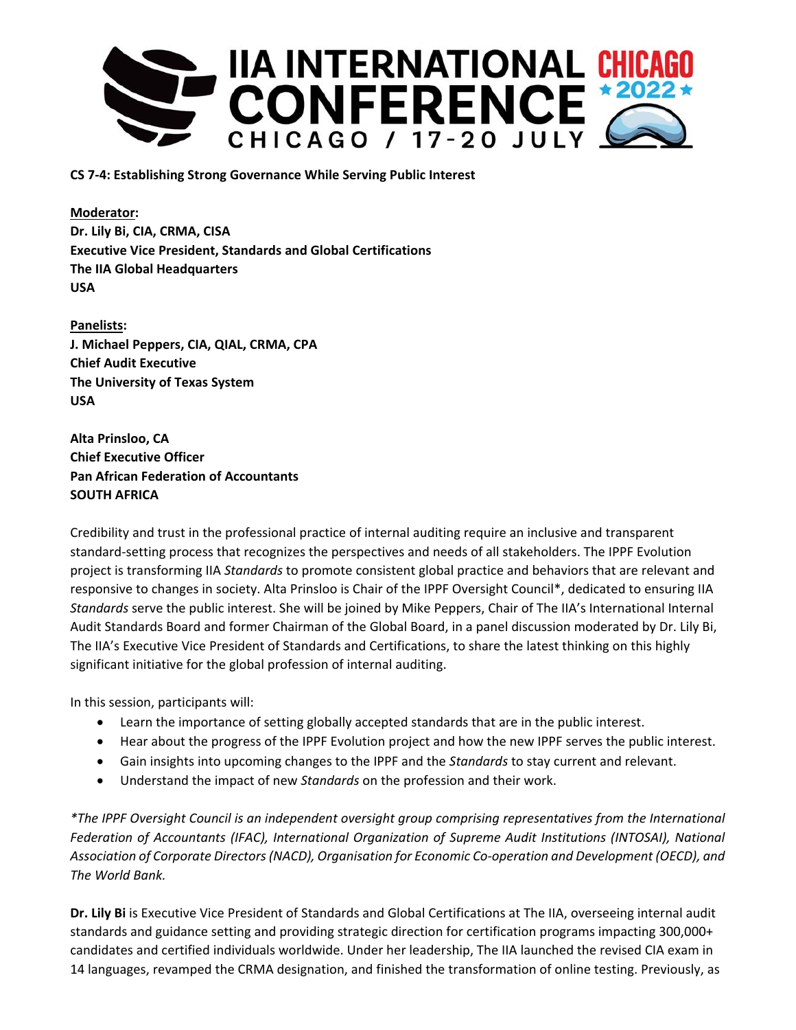**CS 7-4: Establishing Strong Governance While Serving Public Interest**

**Moderator:**
**Dr. Lily Bi, CIA, CRMA, CISA**
**Executive Vice President, Standards and Global Certifications**
**The IIA Global Headquarters**
**USA**

**Panelists:**
**J. Michael Peppers, CIA, QIAL, CRMA, CPA**
**Chief Audit Executive**
**The University of Texas System**
**USA**

**Alta Prinsloo, CA**
**Chief Executive Officer**
**Pan African Federation of Accountants**
**SOUTH AFRICA**

Credibility and trust in the professional practice of internal auditing require an inclusive and transparent standard-setting process that recognizes the perspectives and needs of all stakeholders. The IPPF Evolution project is transforming IIA *Standards* to promote consistent global practice and behaviors that are relevant and responsive to changes in society. Alta Prinsloo is Chair of the IPPF Oversight Council*, dedicated to ensuring IIA *Standards* serve the public interest. She will be joined by Mike Peppers, Chair of The IIA's International Internal Audit Standards Board and former Chairman of the Global Board, in a panel discussion moderated by Dr. Lily Bi, The IIA's Executive Vice President of Standards and Certifications, to share the latest thinking on this highly significant initiative for the global profession of internal auditing.

In this session, participants will:

- Learn the importance of setting globally accepted standards that are in the public interest.
- Hear about the progress of the IPPF Evolution project and how the new IPPF serves the public interest.
- Gain insights into upcoming changes to the IPPF and the *Standards* to stay current and relevant.
- Understand the impact of new *Standards* on the profession and their work.

**The IPPF Oversight Council is an independent oversight group comprising representatives from the International Federation of Accountants (IFAC), International Organization of Supreme Audit Institutions (INTOSAI), National Association of Corporate Directors (NACD), Organisation for Economic Co-operation and Development (OECD), and The World Bank.*

**Dr. Lily Bi** is Executive Vice President of Standards and Global Certifications at The IIA, overseeing internal audit standards and guidance setting and providing strategic direction for certification programs impacting 300,000+ candidates and certified individuals worldwide. Under her leadership, The IIA launched the revised CIA exam in 14 languages, revamped the CRMA designation, and finished the transformation of online testing. Previously, as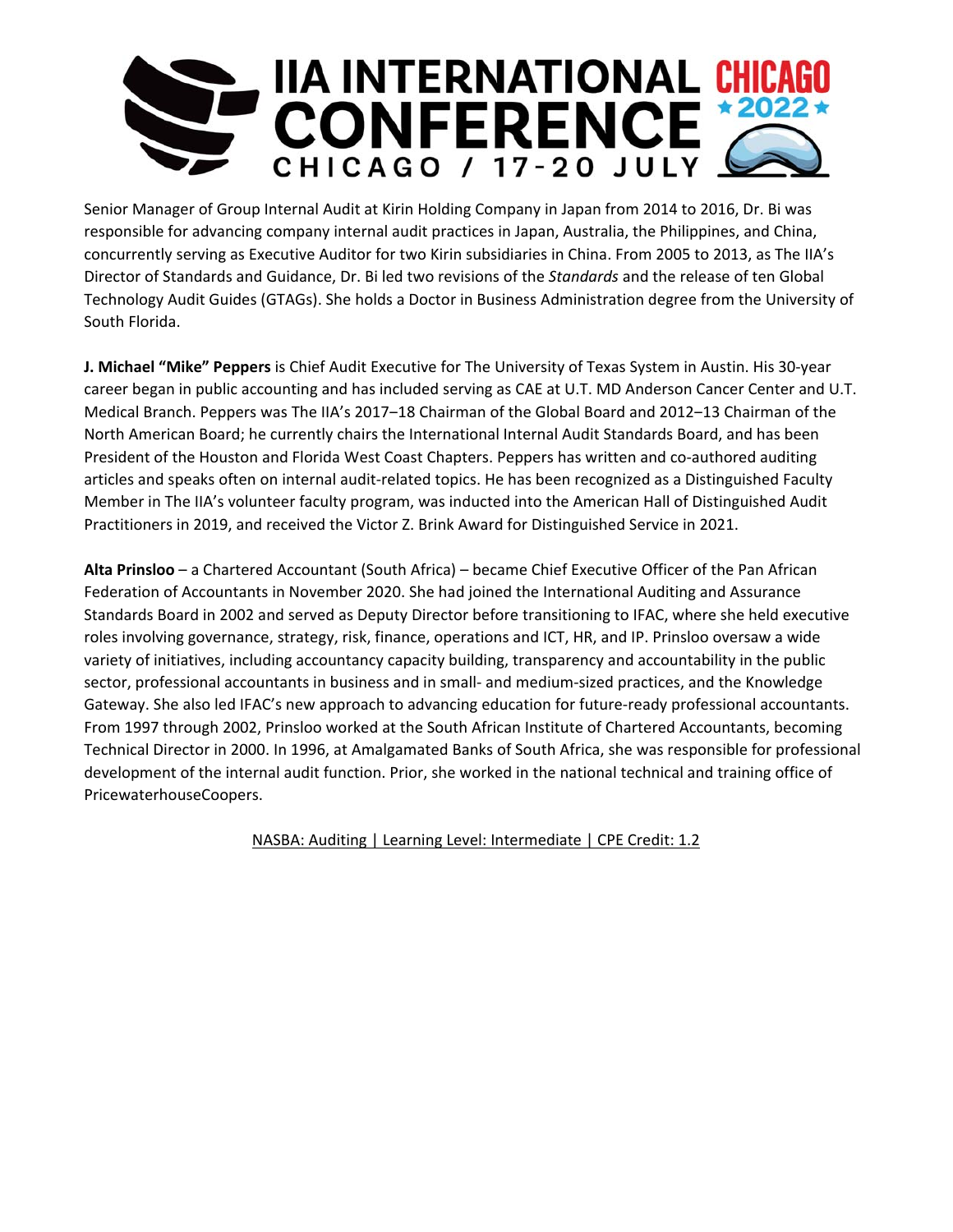Senior Manager of Group Internal Audit at Kirin Holding Company in Japan from 2014 to 2016, Dr. Bi was responsible for advancing company internal audit practices in Japan, Australia, the Philippines, and China, concurrently serving as Executive Auditor for two Kirin subsidiaries in China. From 2005 to 2013, as The IIA's Director of Standards and Guidance, Dr. Bi led two revisions of the *Standards* and the release of ten Global Technology Audit Guides (GTAGs). She holds a Doctor in Business Administration degree from the University of South Florida.

**J. Michael "Mike" Peppers** is Chief Audit Executive for The University of Texas System in Austin. His 30-year career began in public accounting and has included serving as CAE at U.T. MD Anderson Cancer Center and U.T. Medical Branch. Peppers was The IIA's 2017–18 Chairman of the Global Board and 2012–13 Chairman of the North American Board; he currently chairs the International Internal Audit Standards Board, and has been President of the Houston and Florida West Coast Chapters. Peppers has written and co-authored auditing articles and speaks often on internal audit-related topics. He has been recognized as a Distinguished Faculty Member in The IIA's volunteer faculty program, was inducted into the American Hall of Distinguished Audit Practitioners in 2019, and received the Victor Z. Brink Award for Distinguished Service in 2021.

**Alta Prinsloo** – a Chartered Accountant (South Africa) – became Chief Executive Officer of the Pan African Federation of Accountants in November 2020. She had joined the International Auditing and Assurance Standards Board in 2002 and served as Deputy Director before transitioning to IFAC, where she held executive roles involving governance, strategy, risk, finance, operations and ICT, HR, and IP. Prinsloo oversaw a wide variety of initiatives, including accountancy capacity building, transparency and accountability in the public sector, professional accountants in business and in small- and medium-sized practices, and the Knowledge Gateway. She also led IFAC's new approach to advancing education for future-ready professional accountants. From 1997 through 2002, Prinsloo worked at the South African Institute of Chartered Accountants, becoming Technical Director in 2000. In 1996, at Amalgamated Banks of South Africa, she was responsible for professional development of the internal audit function. Prior, she worked in the national technical and training office of PricewaterhouseCoopers.

NASBA: Auditing | Learning Level: Intermediate | CPE Credit: 1.2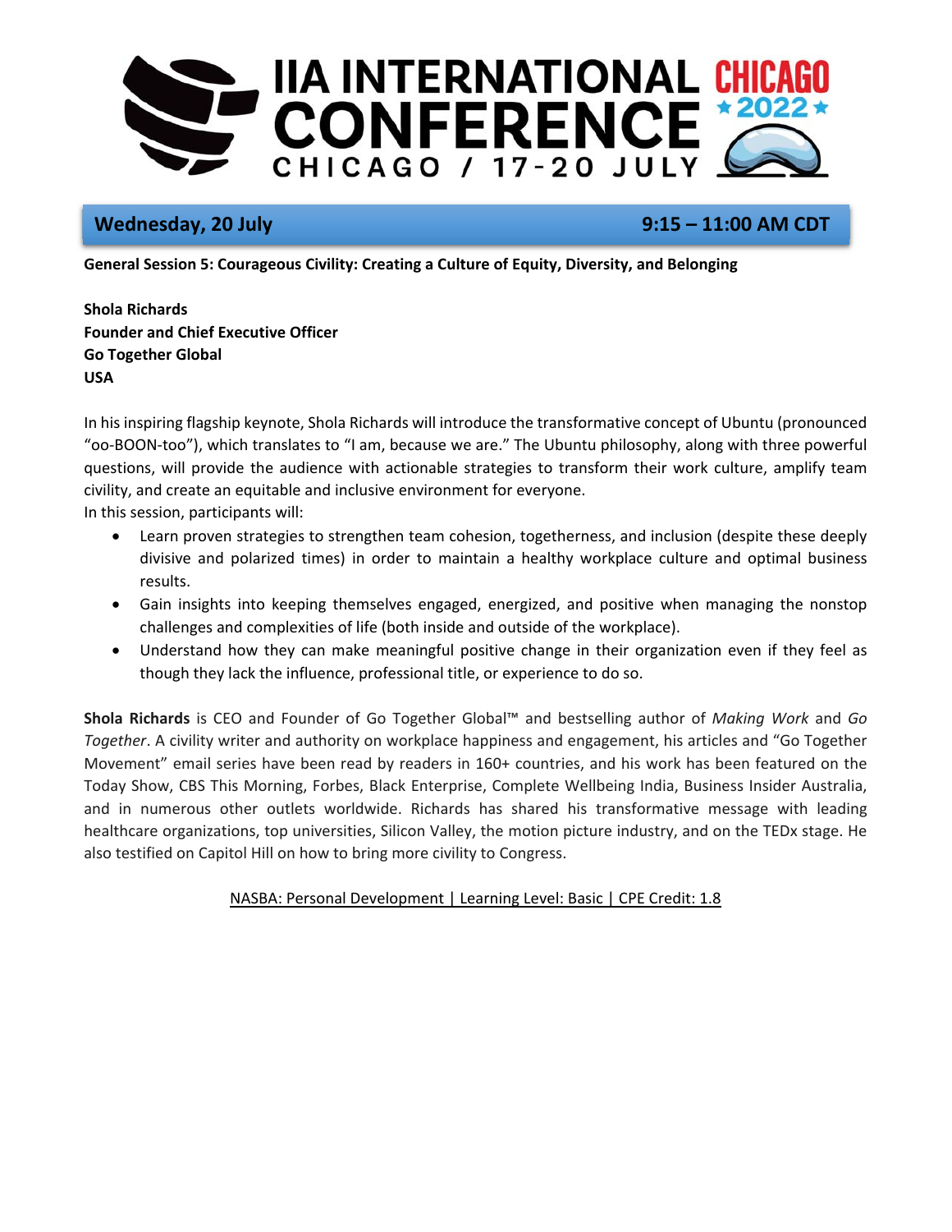Wednesday, 20 July 9:15 – 11:00 AM CDT

**General Session 5: Courageous Civility: Creating a Culture of Equity, Diversity, and Belonging**

**Shola Richards**
**Founder and Chief Executive Officer**
**Go Together Global**
**USA**

In his inspiring flagship keynote, Shola Richards will introduce the transformative concept of Ubuntu (pronounced "oo-BOON-too"), which translates to "I am, because we are." The Ubuntu philosophy, along with three powerful questions, will provide the audience with actionable strategies to transform their work culture, amplify team civility, and create an equitable and inclusive environment for everyone.
In this session, participants will:

- Learn proven strategies to strengthen team cohesion, togetherness, and inclusion (despite these deeply divisive and polarized times) in order to maintain a healthy workplace culture and optimal business results.
- Gain insights into keeping themselves engaged, energized, and positive when managing the nonstop challenges and complexities of life (both inside and outside of the workplace).
- Understand how they can make meaningful positive change in their organization even if they feel as though they lack the influence, professional title, or experience to do so.

**Shola Richards** is CEO and Founder of Go Together Global™ and bestselling author of *Making Work* and *Go Together*. A civility writer and authority on workplace happiness and engagement, his articles and "Go Together Movement" email series have been read by readers in 160+ countries, and his work has been featured on the Today Show, CBS This Morning, Forbes, Black Enterprise, Complete Wellbeing India, Business Insider Australia, and in numerous other outlets worldwide. Richards has shared his transformative message with leading healthcare organizations, top universities, Silicon Valley, the motion picture industry, and on the TEDx stage. He also testified on Capitol Hill on how to bring more civility to Congress.

NASBA: Personal Development | Learning Level: Basic | CPE Credit: 1.8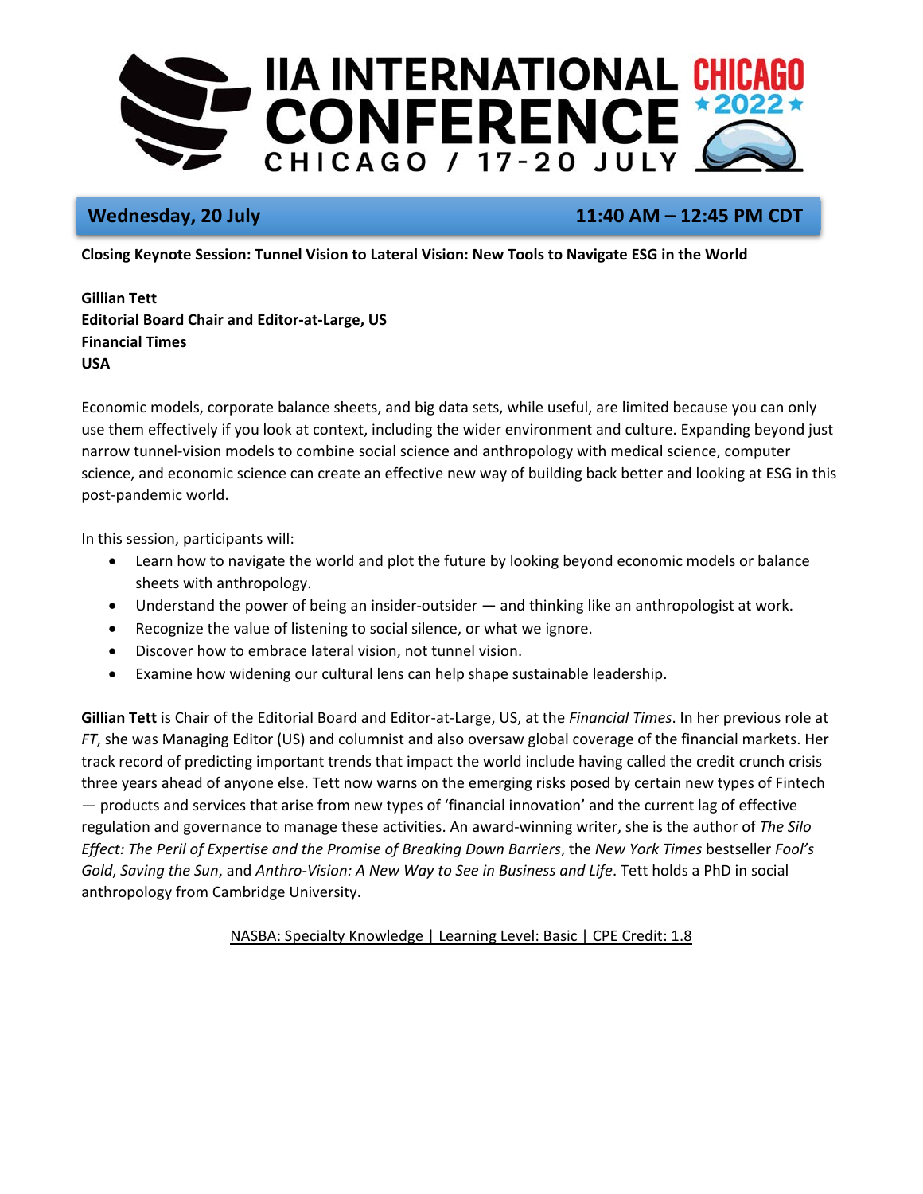## Wednesday, 20 July — 11:40 AM – 12:45 PM CDT

**Closing Keynote Session: Tunnel Vision to Lateral Vision: New Tools to Navigate ESG in the World**

**Gillian Tett**
**Editorial Board Chair and Editor-at-Large, US**
**Financial Times**
**USA**

Economic models, corporate balance sheets, and big data sets, while useful, are limited because you can only use them effectively if you look at context, including the wider environment and culture. Expanding beyond just narrow tunnel-vision models to combine social science and anthropology with medical science, computer science, and economic science can create an effective new way of building back better and looking at ESG in this post-pandemic world.

In this session, participants will:

- Learn how to navigate the world and plot the future by looking beyond economic models or balance sheets with anthropology.
- Understand the power of being an insider-outsider — and thinking like an anthropologist at work.
- Recognize the value of listening to social silence, or what we ignore.
- Discover how to embrace lateral vision, not tunnel vision.
- Examine how widening our cultural lens can help shape sustainable leadership.

**Gillian Tett** is Chair of the Editorial Board and Editor-at-Large, US, at the *Financial Times*. In her previous role at *FT*, she was Managing Editor (US) and columnist and also oversaw global coverage of the financial markets. Her track record of predicting important trends that impact the world include having called the credit crunch crisis three years ahead of anyone else. Tett now warns on the emerging risks posed by certain new types of Fintech — products and services that arise from new types of 'financial innovation' and the current lag of effective regulation and governance to manage these activities. An award-winning writer, she is the author of *The Silo Effect: The Peril of Expertise and the Promise of Breaking Down Barriers*, the *New York Times* bestseller *Fool's Gold*, *Saving the Sun*, and *Anthro-Vision: A New Way to See in Business and Life*. Tett holds a PhD in social anthropology from Cambridge University.

NASBA: Specialty Knowledge | Learning Level: Basic | CPE Credit: 1.8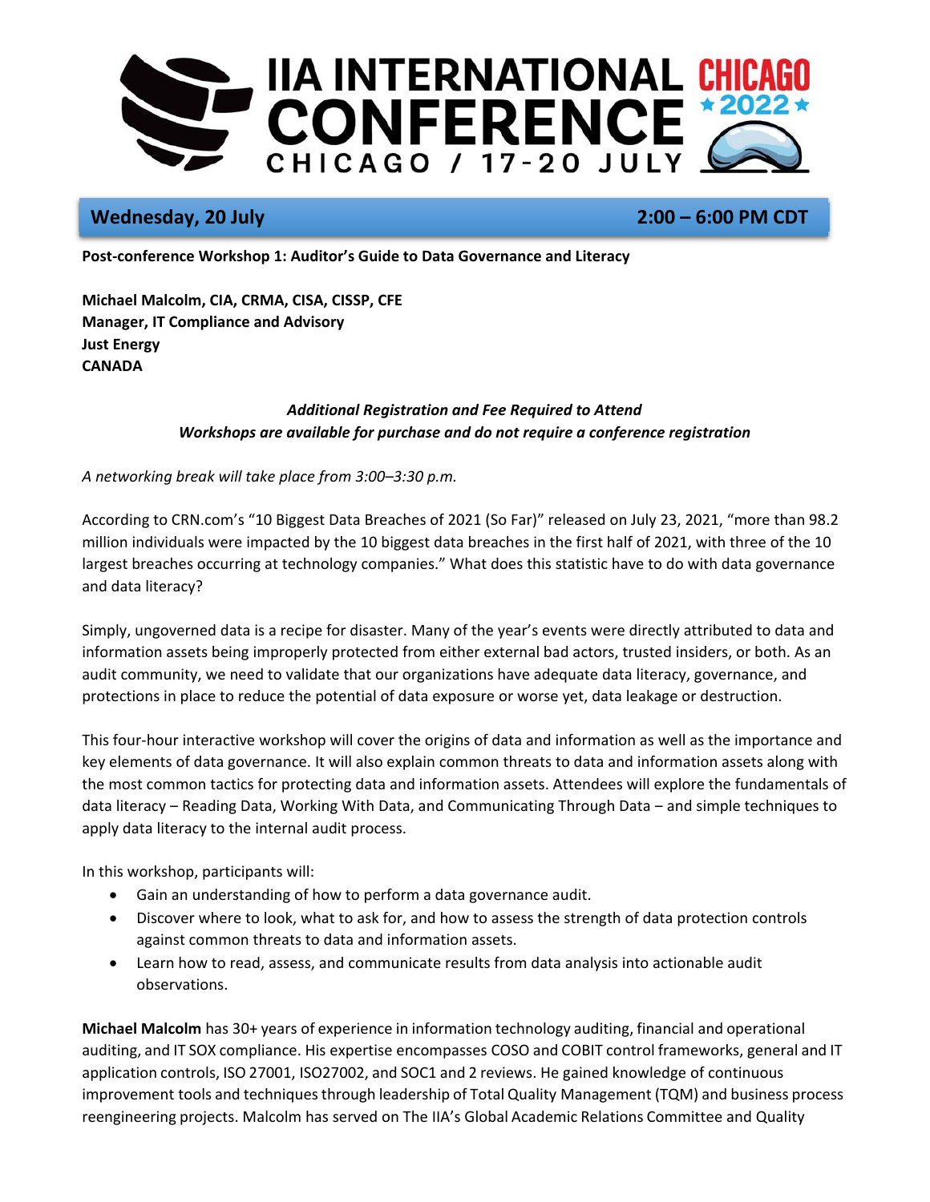**Wednesday, 20 July** **2:00 – 6:00 PM CDT**

**Post-conference Workshop 1: Auditor's Guide to Data Governance and Literacy**

**Michael Malcolm, CIA, CRMA, CISA, CISSP, CFE**
**Manager, IT Compliance and Advisory**
**Just Energy**
**CANADA**

*Additional Registration and Fee Required to Attend*
*Workshops are available for purchase and do not require a conference registration*

*A networking break will take place from 3:00–3:30 p.m.*

According to CRN.com's "10 Biggest Data Breaches of 2021 (So Far)" released on July 23, 2021, "more than 98.2 million individuals were impacted by the 10 biggest data breaches in the first half of 2021, with three of the 10 largest breaches occurring at technology companies." What does this statistic have to do with data governance and data literacy?

Simply, ungoverned data is a recipe for disaster. Many of the year's events were directly attributed to data and information assets being improperly protected from either external bad actors, trusted insiders, or both. As an audit community, we need to validate that our organizations have adequate data literacy, governance, and protections in place to reduce the potential of data exposure or worse yet, data leakage or destruction.

This four-hour interactive workshop will cover the origins of data and information as well as the importance and key elements of data governance. It will also explain common threats to data and information assets along with the most common tactics for protecting data and information assets. Attendees will explore the fundamentals of data literacy – Reading Data, Working With Data, and Communicating Through Data – and simple techniques to apply data literacy to the internal audit process.

In this workshop, participants will:

- Gain an understanding of how to perform a data governance audit.
- Discover where to look, what to ask for, and how to assess the strength of data protection controls against common threats to data and information assets.
- Learn how to read, assess, and communicate results from data analysis into actionable audit observations.

**Michael Malcolm** has 30+ years of experience in information technology auditing, financial and operational auditing, and IT SOX compliance. His expertise encompasses COSO and COBIT control frameworks, general and IT application controls, ISO 27001, ISO27002, and SOC1 and 2 reviews. He gained knowledge of continuous improvement tools and techniques through leadership of Total Quality Management (TQM) and business process reengineering projects. Malcolm has served on The IIA's Global Academic Relations Committee and Quality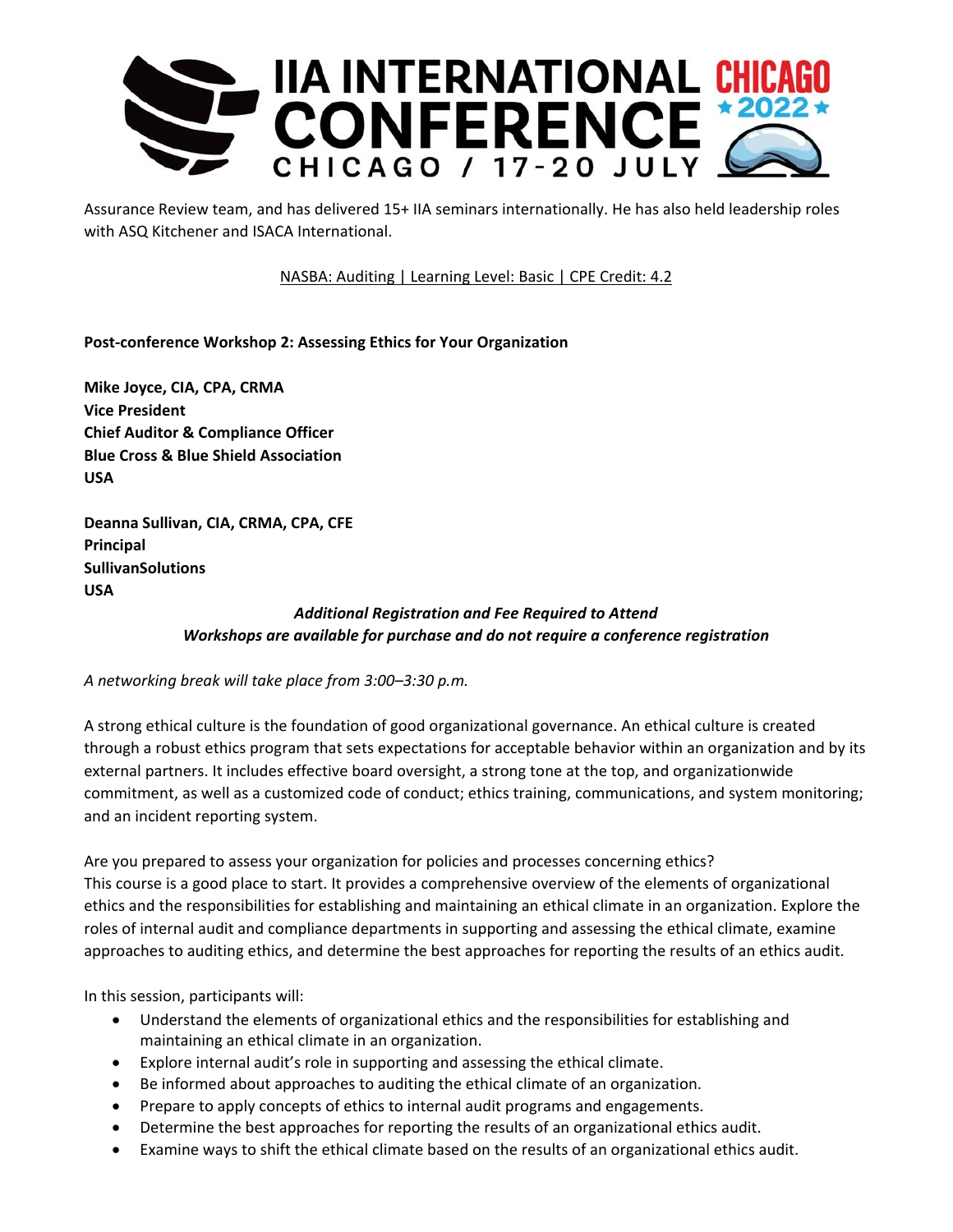Assurance Review team, and has delivered 15+ IIA seminars internationally. He has also held leadership roles with ASQ Kitchener and ISACA International.

NASBA: Auditing | Learning Level: Basic | CPE Credit: 4.2

**Post-conference Workshop 2: Assessing Ethics for Your Organization**

**Mike Joyce, CIA, CPA, CRMA**
**Vice President**
**Chief Auditor & Compliance Officer**
**Blue Cross & Blue Shield Association**
**USA**

**Deanna Sullivan, CIA, CRMA, CPA, CFE**
**Principal**
**SullivanSolutions**
**USA**

***Additional Registration and Fee Required to Attend***
***Workshops are available for purchase and do not require a conference registration***

*A networking break will take place from 3:00–3:30 p.m.*

A strong ethical culture is the foundation of good organizational governance. An ethical culture is created through a robust ethics program that sets expectations for acceptable behavior within an organization and by its external partners. It includes effective board oversight, a strong tone at the top, and organizationwide commitment, as well as a customized code of conduct; ethics training, communications, and system monitoring; and an incident reporting system.

Are you prepared to assess your organization for policies and processes concerning ethics? This course is a good place to start. It provides a comprehensive overview of the elements of organizational ethics and the responsibilities for establishing and maintaining an ethical climate in an organization. Explore the roles of internal audit and compliance departments in supporting and assessing the ethical climate, examine approaches to auditing ethics, and determine the best approaches for reporting the results of an ethics audit.

In this session, participants will:

- Understand the elements of organizational ethics and the responsibilities for establishing and maintaining an ethical climate in an organization.
- Explore internal audit's role in supporting and assessing the ethical climate.
- Be informed about approaches to auditing the ethical climate of an organization.
- Prepare to apply concepts of ethics to internal audit programs and engagements.
- Determine the best approaches for reporting the results of an organizational ethics audit.
- Examine ways to shift the ethical climate based on the results of an organizational ethics audit.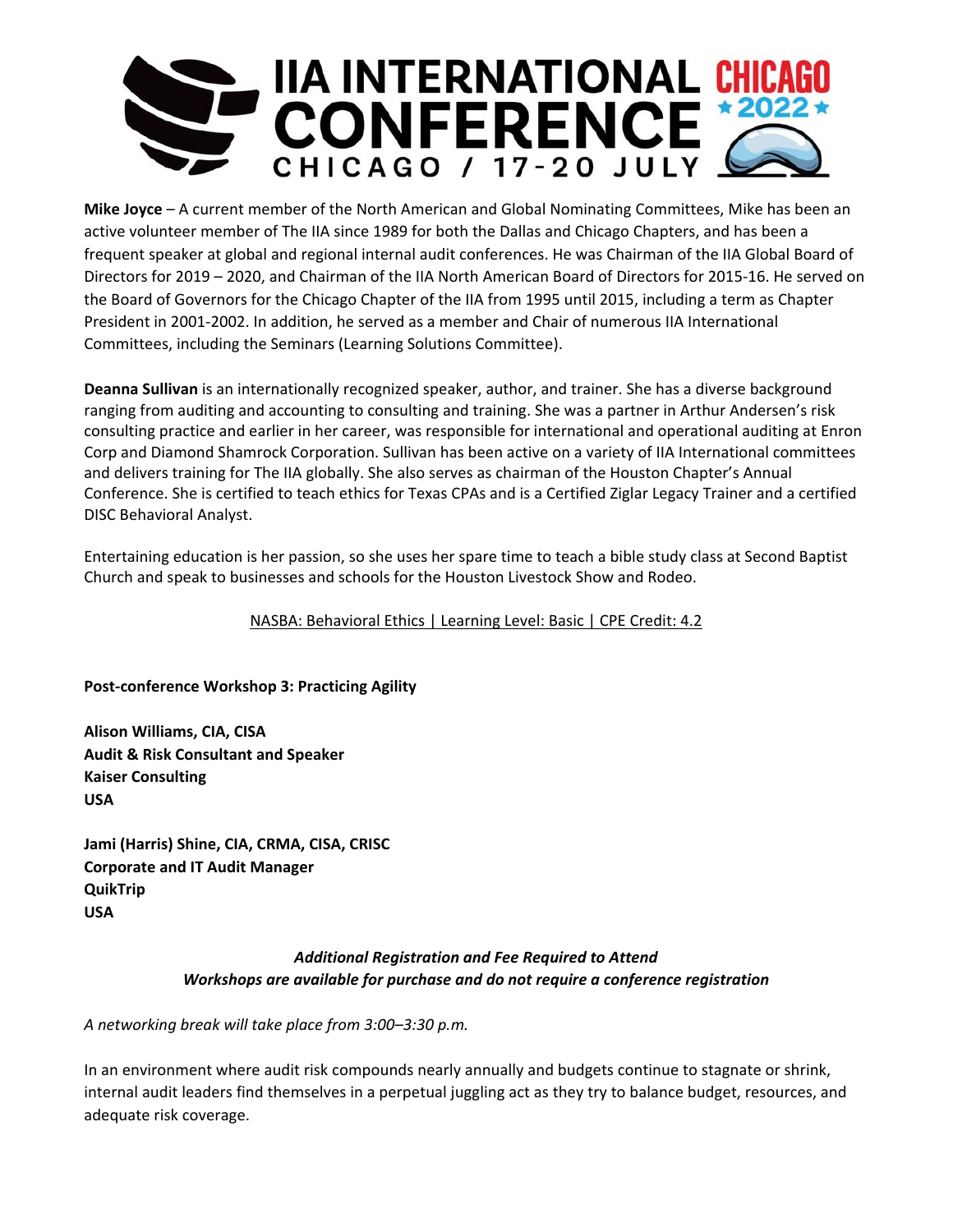**Mike Joyce** – A current member of the North American and Global Nominating Committees, Mike has been an active volunteer member of The IIA since 1989 for both the Dallas and Chicago Chapters, and has been a frequent speaker at global and regional internal audit conferences. He was Chairman of the IIA Global Board of Directors for 2019 – 2020, and Chairman of the IIA North American Board of Directors for 2015-16. He served on the Board of Governors for the Chicago Chapter of the IIA from 1995 until 2015, including a term as Chapter President in 2001-2002. In addition, he served as a member and Chair of numerous IIA International Committees, including the Seminars (Learning Solutions Committee).

**Deanna Sullivan** is an internationally recognized speaker, author, and trainer. She has a diverse background ranging from auditing and accounting to consulting and training. She was a partner in Arthur Andersen's risk consulting practice and earlier in her career, was responsible for international and operational auditing at Enron Corp and Diamond Shamrock Corporation. Sullivan has been active on a variety of IIA International committees and delivers training for The IIA globally. She also serves as chairman of the Houston Chapter's Annual Conference. She is certified to teach ethics for Texas CPAs and is a Certified Ziglar Legacy Trainer and a certified DISC Behavioral Analyst.

Entertaining education is her passion, so she uses her spare time to teach a bible study class at Second Baptist Church and speak to businesses and schools for the Houston Livestock Show and Rodeo.

NASBA: Behavioral Ethics | Learning Level: Basic | CPE Credit: 4.2

**Post-conference Workshop 3: Practicing Agility**

**Alison Williams, CIA, CISA**
**Audit & Risk Consultant and Speaker**
**Kaiser Consulting**
**USA**

**Jami (Harris) Shine, CIA, CRMA, CISA, CRISC**
**Corporate and IT Audit Manager**
**QuikTrip**
**USA**

***Additional Registration and Fee Required to Attend***
***Workshops are available for purchase and do not require a conference registration***

*A networking break will take place from 3:00–3:30 p.m.*

In an environment where audit risk compounds nearly annually and budgets continue to stagnate or shrink, internal audit leaders find themselves in a perpetual juggling act as they try to balance budget, resources, and adequate risk coverage.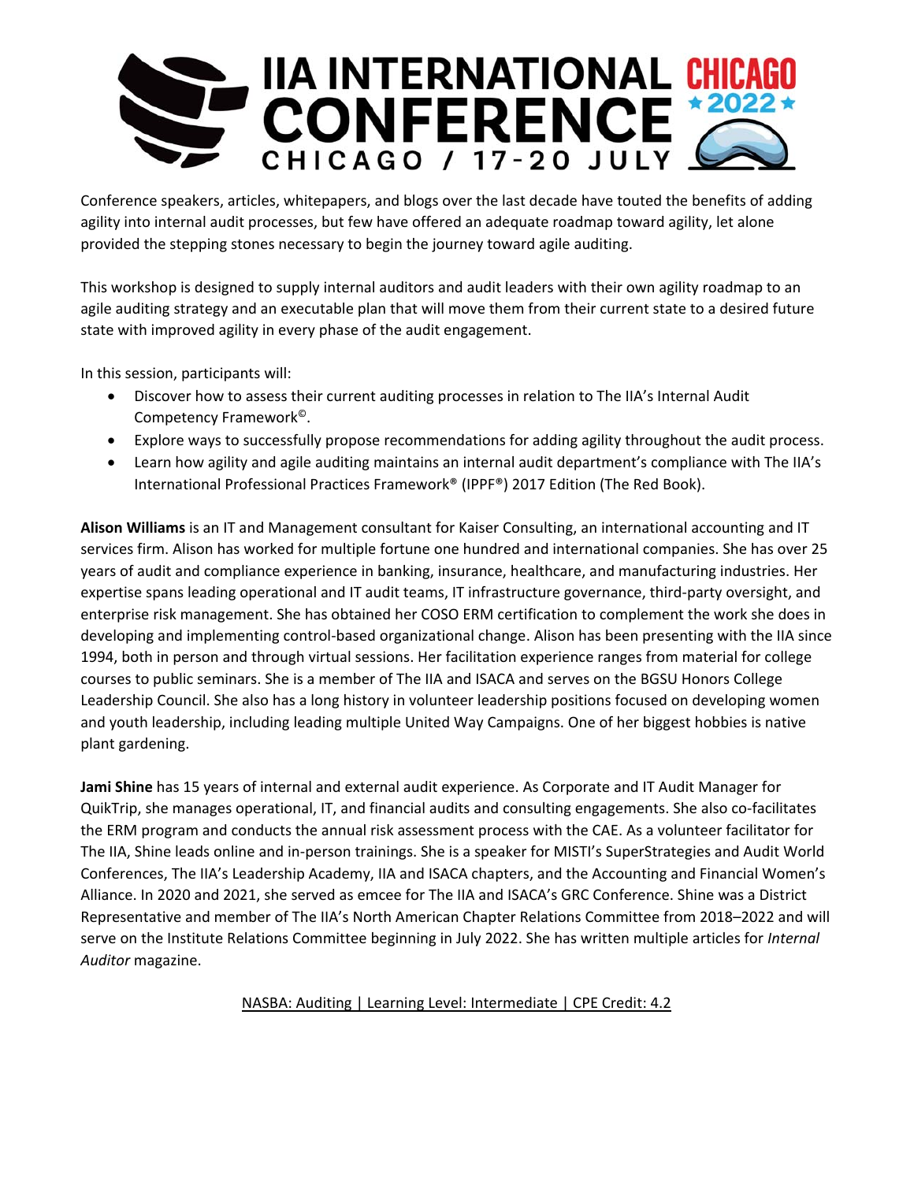Conference speakers, articles, whitepapers, and blogs over the last decade have touted the benefits of adding agility into internal audit processes, but few have offered an adequate roadmap toward agility, let alone provided the stepping stones necessary to begin the journey toward agile auditing.

This workshop is designed to supply internal auditors and audit leaders with their own agility roadmap to an agile auditing strategy and an executable plan that will move them from their current state to a desired future state with improved agility in every phase of the audit engagement.

In this session, participants will:

- Discover how to assess their current auditing processes in relation to The IIA's Internal Audit Competency Framework©.
- Explore ways to successfully propose recommendations for adding agility throughout the audit process.
- Learn how agility and agile auditing maintains an internal audit department's compliance with The IIA's International Professional Practices Framework® (IPPF®) 2017 Edition (The Red Book).

**Alison Williams** is an IT and Management consultant for Kaiser Consulting, an international accounting and IT services firm. Alison has worked for multiple fortune one hundred and international companies. She has over 25 years of audit and compliance experience in banking, insurance, healthcare, and manufacturing industries. Her expertise spans leading operational and IT audit teams, IT infrastructure governance, third-party oversight, and enterprise risk management. She has obtained her COSO ERM certification to complement the work she does in developing and implementing control-based organizational change. Alison has been presenting with the IIA since 1994, both in person and through virtual sessions. Her facilitation experience ranges from material for college courses to public seminars. She is a member of The IIA and ISACA and serves on the BGSU Honors College Leadership Council. She also has a long history in volunteer leadership positions focused on developing women and youth leadership, including leading multiple United Way Campaigns. One of her biggest hobbies is native plant gardening.

**Jami Shine** has 15 years of internal and external audit experience. As Corporate and IT Audit Manager for QuikTrip, she manages operational, IT, and financial audits and consulting engagements. She also co-facilitates the ERM program and conducts the annual risk assessment process with the CAE. As a volunteer facilitator for The IIA, Shine leads online and in-person trainings. She is a speaker for MISTI's SuperStrategies and Audit World Conferences, The IIA's Leadership Academy, IIA and ISACA chapters, and the Accounting and Financial Women's Alliance. In 2020 and 2021, she served as emcee for The IIA and ISACA's GRC Conference. Shine was a District Representative and member of The IIA's North American Chapter Relations Committee from 2018–2022 and will serve on the Institute Relations Committee beginning in July 2022. She has written multiple articles for *Internal Auditor* magazine.

NASBA: Auditing | Learning Level: Intermediate | CPE Credit: 4.2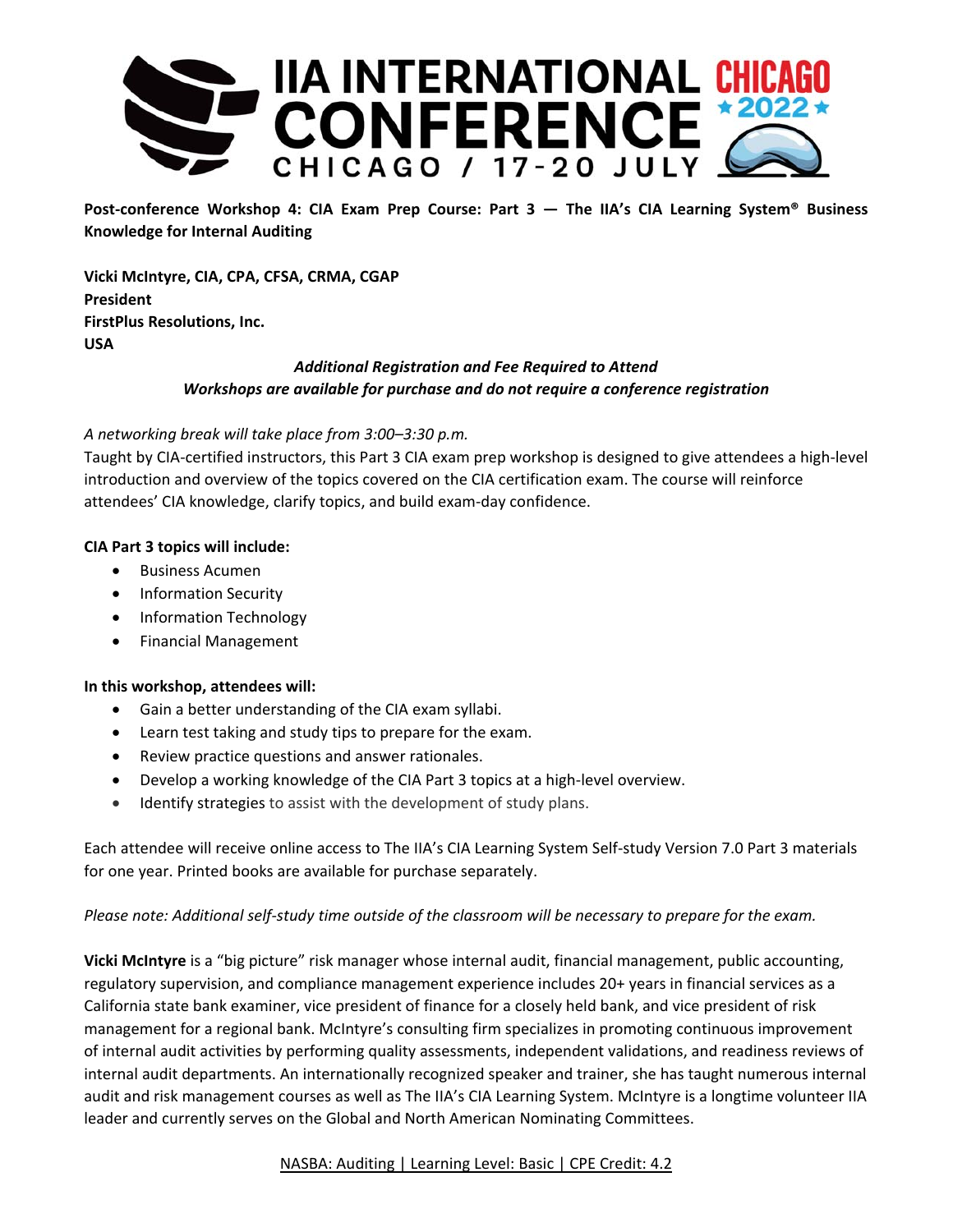IIA INTERNATIONAL CONFERENCE CHICAGO 2022
CHICAGO / 17-20 JULY

**Post-conference Workshop 4: CIA Exam Prep Course: Part 3 — The IIA's CIA Learning System® Business Knowledge for Internal Auditing**

**Vicki McIntyre, CIA, CPA, CFSA, CRMA, CGAP**
**President**
**FirstPlus Resolutions, Inc.**
**USA**

***Additional Registration and Fee Required to Attend***
***Workshops are available for purchase and do not require a conference registration***

*A networking break will take place from 3:00–3:30 p.m.*

Taught by CIA-certified instructors, this Part 3 CIA exam prep workshop is designed to give attendees a high-level introduction and overview of the topics covered on the CIA certification exam. The course will reinforce attendees' CIA knowledge, clarify topics, and build exam-day confidence.

**CIA Part 3 topics will include:**

- Business Acumen
- Information Security
- Information Technology
- Financial Management

**In this workshop, attendees will:**

- Gain a better understanding of the CIA exam syllabi.
- Learn test taking and study tips to prepare for the exam.
- Review practice questions and answer rationales.
- Develop a working knowledge of the CIA Part 3 topics at a high-level overview.
- Identify strategies to assist with the development of study plans.

Each attendee will receive online access to The IIA's CIA Learning System Self-study Version 7.0 Part 3 materials for one year. Printed books are available for purchase separately.

*Please note: Additional self-study time outside of the classroom will be necessary to prepare for the exam.*

**Vicki McIntyre** is a "big picture" risk manager whose internal audit, financial management, public accounting, regulatory supervision, and compliance management experience includes 20+ years in financial services as a California state bank examiner, vice president of finance for a closely held bank, and vice president of risk management for a regional bank. McIntyre's consulting firm specializes in promoting continuous improvement of internal audit activities by performing quality assessments, independent validations, and readiness reviews of internal audit departments. An internationally recognized speaker and trainer, she has taught numerous internal audit and risk management courses as well as The IIA's CIA Learning System. McIntyre is a longtime volunteer IIA leader and currently serves on the Global and North American Nominating Committees.

NASBA: Auditing | Learning Level: Basic | CPE Credit: 4.2